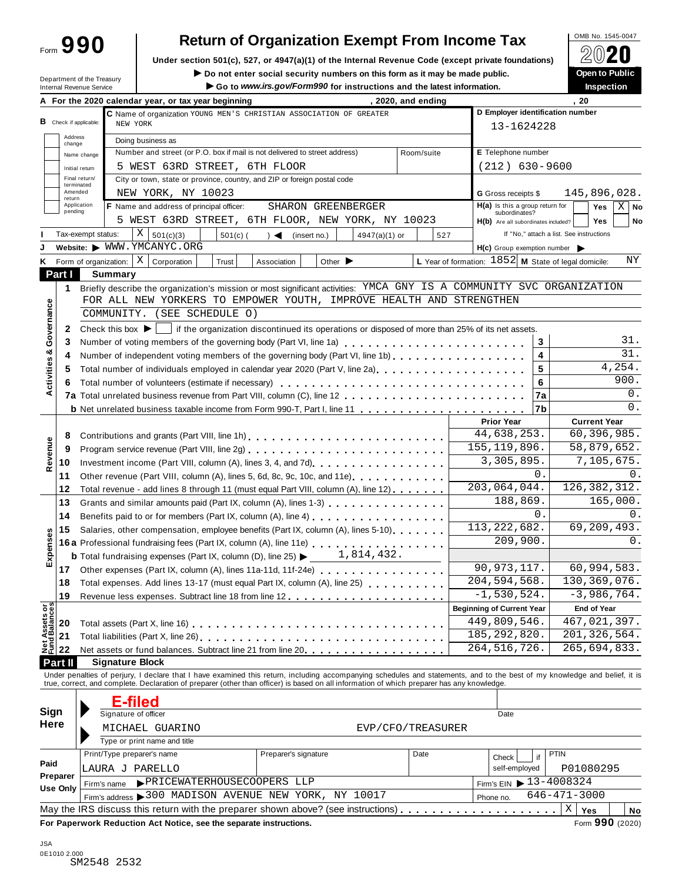Form **990**

# Return of Organization Exempt From Income Tax

**Under section 501(c), 527, or 4947(a)(1) of the Internal Revenue Code (except private foundations)**

▶ Do not enter social security numbers on this form as it may be made public.

▶ Go to *www.irs.gov/Form990* for instructions and the latest information.

OMB No. 1545-0047

**2020**

**Open to Public Inspection**

Department of the Treasury
Internal Revenue Service

**A** For the 2020 calendar year, or tax year beginning , 2020, and ending , 20

**B** Check if applicable:
- Address change
- Name change
- Initial return
- Final return/terminated
- Amended return
- Application pending

**C** Name of organization YOUNG MEN'S CHRISTIAN ASSOCIATION OF GREATER NEW YORK

Doing business as

Number and street (or P.O. box if mail is not delivered to street address) Room/suite
5 WEST 63RD STREET, 6TH FLOOR

City or town, state or province, country, and ZIP or foreign postal code
NEW YORK, NY 10023

**D** Employer identification number: 13-1624228

**E** Telephone number: (212) 630-9600

**G** Gross receipts $ 145,896,028.

**F** Name and address of principal officer: SHARON GREENBERGER
5 WEST 63RD STREET, 6TH FLOOR, NEW YORK, NY 10023

**H(a)** Is this a group return for subordinates? Yes [ ] No [X]

**H(b)** Are all subordinates included? Yes [ ] No [ ]
If "No," attach a list. See instructions

**I** Tax-exempt status: [X] 501(c)(3) [ ] 501(c) ( ) ◀ (insert no.) [ ] 4947(a)(1) or [ ] 527

**J** Website: ▶ WWW.YMCANYC.ORG

**H(c)** Group exemption number ▶

**K** Form of organization: [X] Corporation [ ] Trust [ ] Association [ ] Other ▶

**L** Year of formation: 1852 **M** State of legal domicile: NY

## Part I Summary

**Activities & Governance**

1 Briefly describe the organization's mission or most significant activities: YMCA GNY IS A COMMUNITY SVC ORGANIZATION FOR ALL NEW YORKERS TO EMPOWER YOUTH, IMPROVE HEALTH AND STRENGTHEN COMMUNITY. (SEE SCHEDULE O)

2 Check this box ▶ [ ] if the organization discontinued its operations or disposed of more than 25% of its net assets.

| | | | |
|---|---|---|---|
| 3 | Number of voting members of the governing body (Part VI, line 1a) | 3 | 31. |
| 4 | Number of independent voting members of the governing body (Part VI, line 1b) | 4 | 31. |
| 5 | Total number of individuals employed in calendar year 2020 (Part V, line 2a) | 5 | 4,254. |
| 6 | Total number of volunteers (estimate if necessary) | 6 | 900. |
| 7a | Total unrelated business revenue from Part VIII, column (C), line 12 | 7a | 0. |
| b | Net unrelated business taxable income from Form 990-T, Part I, line 11 | 7b | 0. |

| | | | Prior Year | Current Year |
|---|---|---|---|---|
| **Revenue** | 8 | Contributions and grants (Part VIII, line 1h) | 44,638,253. | 60,396,985. |
| | 9 | Program service revenue (Part VIII, line 2g) | 155,119,896. | 58,879,652. |
| | 10 | Investment income (Part VIII, column (A), lines 3, 4, and 7d) | 3,305,895. | 7,105,675. |
| | 11 | Other revenue (Part VIII, column (A), lines 5, 6d, 8c, 9c, 10c, and 11e) | 0. | 0. |
| | 12 | Total revenue - add lines 8 through 11 (must equal Part VIII, column (A), line 12) | 203,064,044. | 126,382,312. |
| **Expenses** | 13 | Grants and similar amounts paid (Part IX, column (A), lines 1-3) | 188,869. | 165,000. |
| | 14 | Benefits paid to or for members (Part IX, column (A), line 4) | 0. | 0. |
| | 15 | Salaries, other compensation, employee benefits (Part IX, column (A), lines 5-10) | 113,222,682. | 69,209,493. |
| | 16a | Professional fundraising fees (Part IX, column (A), line 11e) | 209,900. | 0. |
| | b | Total fundraising expenses (Part IX, column (D), line 25) ▶ 1,814,432. | | |
| | 17 | Other expenses (Part IX, column (A), lines 11a-11d, 11f-24e) | 90,973,117. | 60,994,583. |
| | 18 | Total expenses. Add lines 13-17 (must equal Part IX, column (A), line 25) | 204,594,568. | 130,369,076. |
| | 19 | Revenue less expenses. Subtract line 18 from line 12 | -1,530,524. | -3,986,764. |
| | | | **Beginning of Current Year** | **End of Year** |
| **Net Assets or Fund Balances** | 20 | Total assets (Part X, line 16) | 449,809,546. | 467,021,397. |
| | 21 | Total liabilities (Part X, line 26) | 185,292,820. | 201,326,564. |
| | 22 | Net assets or fund balances. Subtract line 21 from line 20 | 264,516,726. | 265,694,833. |

## Part II Signature Block

Under penalties of perjury, I declare that I have examined this return, including accompanying schedules and statements, and to the best of my knowledge and belief, it is true, correct, and complete. Declaration of preparer (other than officer) is based on all information of which preparer has any knowledge.

**Sign Here**

**E-filed**
Signature of officer — Date

MICHAEL GUARINO — EVP/CFO/TREASURER
Type or print name and title

**Paid Preparer Use Only**

| Print/Type preparer's name | Preparer's signature | Date | Check [ ] if self-employed | PTIN |
|---|---|---|---|---|
| LAURA J PARELLO | | | | P01080295 |

Firm's name ▶ PRICEWATERHOUSECOOPERS LLP — Firm's EIN ▶ 13-4008324

Firm's address ▶ 300 MADISON AVENUE NEW YORK, NY 10017 — Phone no. 646-471-3000

May the IRS discuss this return with the preparer shown above? (see instructions) [X] Yes [ ] No

**For Paperwork Reduction Act Notice, see the separate instructions.** Form **990** (2020)

JSA
0E1010 2.000
SM2548 2532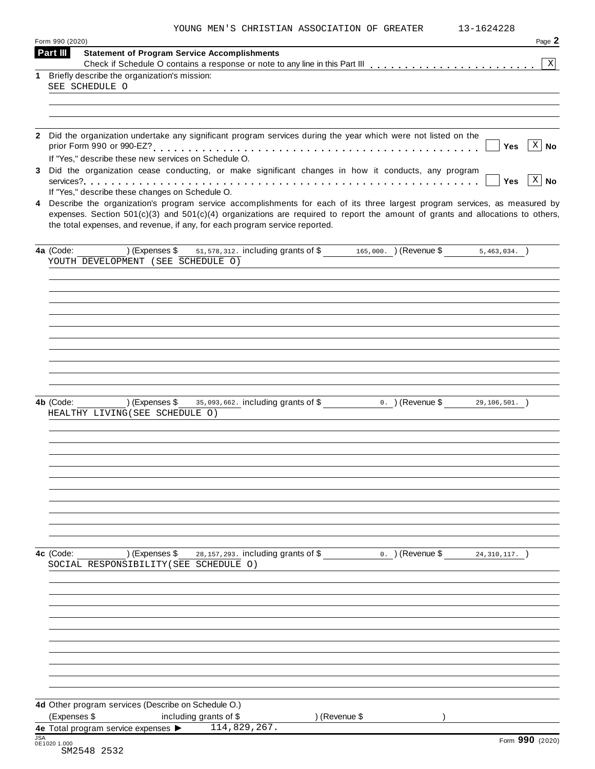YOUNG MEN'S CHRISTIAN ASSOCIATION OF GREATER 13-1624228

Form 990 (2020) Page **2**

## Part III Statement of Program Service Accomplishments

Check if Schedule O contains a response or note to any line in this Part III . . . . . . . . . . . . . . . . . . . . . . . [X]

**1** Briefly describe the organization's mission:

SEE SCHEDULE O

**2** Did the organization undertake any significant program services during the year which were not listed on the prior Form 990 or 990-EZ? . . . . . . . . . . . . . . . . . . . . . . . . . . . . . . . . . . . . . . . . . . . . . [ ] Yes [X] No

If "Yes," describe these new services on Schedule O.

**3** Did the organization cease conducting, or make significant changes in how it conducts, any program services? . . . . . . . . . . . . . . . . . . . . . . . . . . . . . . . . . . . . . . . . . . . . . . . . . . . . . . . [ ] Yes [X] No

If "Yes," describe these changes on Schedule O.

**4** Describe the organization's program service accomplishments for each of its three largest program services, as measured by expenses. Section 501(c)(3) and 501(c)(4) organizations are required to report the amount of grants and allocations to others, the total expenses, and revenue, if any, for each program service reported.

**4a** (Code: ) (Expenses $ 51,578,312. including grants of $ 165,000. ) (Revenue $ 5,463,034. )

YOUTH DEVELOPMENT (SEE SCHEDULE O)

**4b** (Code: ) (Expenses $ 35,093,662. including grants of $ 0. ) (Revenue $ 29,106,501. )

HEALTHY LIVING(SEE SCHEDULE O)

**4c** (Code: ) (Expenses $ 28,157,293. including grants of $ 0. ) (Revenue $ 24,310,117. )

SOCIAL RESPONSIBILITY(SEE SCHEDULE O)

**4d** Other program services (Describe on Schedule O.)

(Expenses $ including grants of $ ) (Revenue $ )

**4e** Total program service expenses ▶ 114,829,267.

JSA 0E1020 1.000

SM2548 2532

Form **990** (2020)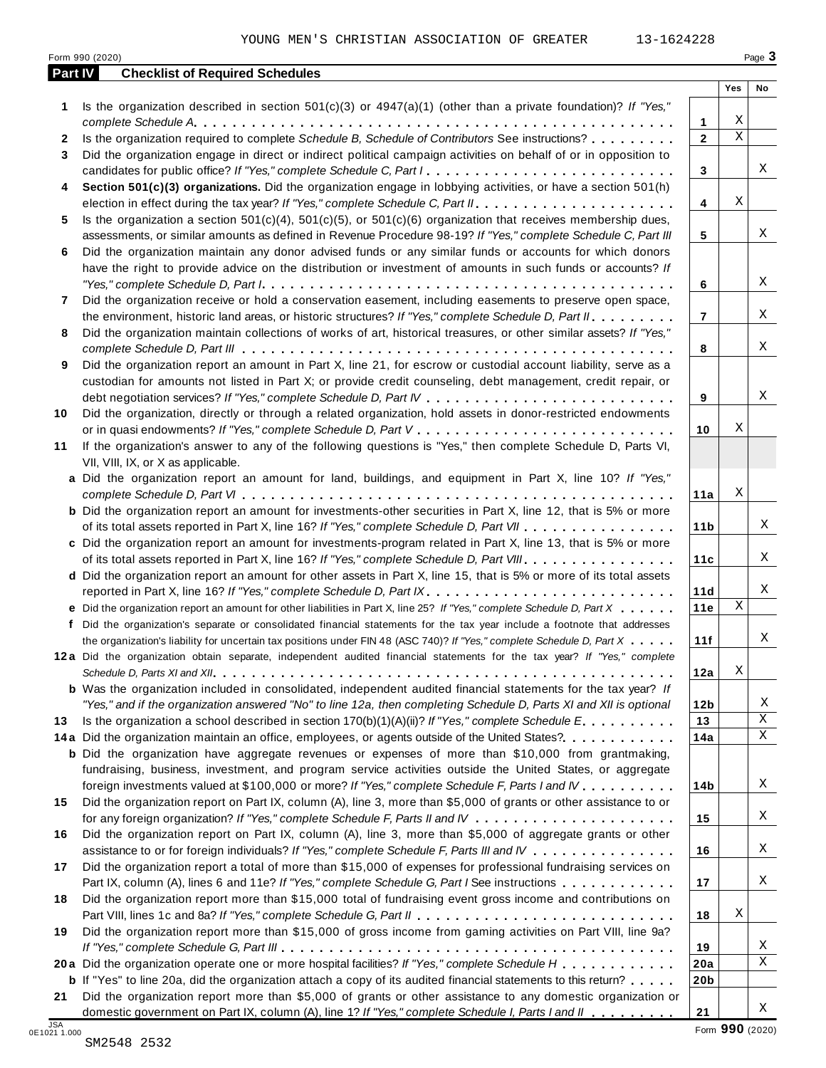YOUNG MEN'S CHRISTIAN ASSOCIATION OF GREATER 13-1624228

Form 990 (2020)

## Part IV Checklist of Required Schedules

| | | | Yes | No |
|---|---|---|---|---|
| 1 | Is the organization described in section 501(c)(3) or 4947(a)(1) (other than a private foundation)? *If "Yes," complete Schedule A* | 1 | X | |
| 2 | Is the organization required to complete *Schedule B, Schedule of Contributors* See instructions? | 2 | X | |
| 3 | Did the organization engage in direct or indirect political campaign activities on behalf of or in opposition to candidates for public office? *If "Yes," complete Schedule C, Part I* | 3 | | X |
| 4 | **Section 501(c)(3) organizations.** Did the organization engage in lobbying activities, or have a section 501(h) election in effect during the tax year? *If "Yes," complete Schedule C, Part II* | 4 | X | |
| 5 | Is the organization a section 501(c)(4), 501(c)(5), or 501(c)(6) organization that receives membership dues, assessments, or similar amounts as defined in Revenue Procedure 98-19? *If "Yes," complete Schedule C, Part III* | 5 | | X |
| 6 | Did the organization maintain any donor advised funds or any similar funds or accounts for which donors have the right to provide advice on the distribution or investment of amounts in such funds or accounts? *If "Yes," complete Schedule D, Part I* | 6 | | X |
| 7 | Did the organization receive or hold a conservation easement, including easements to preserve open space, the environment, historic land areas, or historic structures? *If "Yes," complete Schedule D, Part II* | 7 | | X |
| 8 | Did the organization maintain collections of works of art, historical treasures, or other similar assets? *If "Yes," complete Schedule D, Part III* | 8 | | X |
| 9 | Did the organization report an amount in Part X, line 21, for escrow or custodial account liability, serve as a custodian for amounts not listed in Part X; or provide credit counseling, debt management, credit repair, or debt negotiation services? *If "Yes," complete Schedule D, Part IV* | 9 | | X |
| 10 | Did the organization, directly or through a related organization, hold assets in donor-restricted endowments or in quasi endowments? *If "Yes," complete Schedule D, Part V* | 10 | X | |
| 11 | If the organization's answer to any of the following questions is "Yes," then complete Schedule D, Parts VI, VII, VIII, IX, or X as applicable. | | | |
| a | Did the organization report an amount for land, buildings, and equipment in Part X, line 10? *If "Yes," complete Schedule D, Part VI* | 11a | X | |
| b | Did the organization report an amount for investments-other securities in Part X, line 12, that is 5% or more of its total assets reported in Part X, line 16? *If "Yes," complete Schedule D, Part VII* | 11b | | X |
| c | Did the organization report an amount for investments-program related in Part X, line 13, that is 5% or more of its total assets reported in Part X, line 16? *If "Yes," complete Schedule D, Part VIII* | 11c | | X |
| d | Did the organization report an amount for other assets in Part X, line 15, that is 5% or more of its total assets reported in Part X, line 16? *If "Yes," complete Schedule D, Part IX* | 11d | | X |
| e | Did the organization report an amount for other liabilities in Part X, line 25? *If "Yes," complete Schedule D, Part X* | 11e | X | |
| f | Did the organization's separate or consolidated financial statements for the tax year include a footnote that addresses the organization's liability for uncertain tax positions under FIN 48 (ASC 740)? *If "Yes," complete Schedule D, Part X* | 11f | | X |
| 12a | Did the organization obtain separate, independent audited financial statements for the tax year? *If "Yes," complete Schedule D, Parts XI and XII* | 12a | X | |
| b | Was the organization included in consolidated, independent audited financial statements for the tax year? *If "Yes," and if the organization answered "No" to line 12a, then completing Schedule D, Parts XI and XII is optional* | 12b | | X |
| 13 | Is the organization a school described in section 170(b)(1)(A)(ii)? *If "Yes," complete Schedule E* | 13 | | X |
| 14a | Did the organization maintain an office, employees, or agents outside of the United States? | 14a | | X |
| b | Did the organization have aggregate revenues or expenses of more than $10,000 from grantmaking, fundraising, business, investment, and program service activities outside the United States, or aggregate foreign investments valued at $100,000 or more? *If "Yes," complete Schedule F, Parts I and IV* | 14b | | X |
| 15 | Did the organization report on Part IX, column (A), line 3, more than $5,000 of grants or other assistance to or for any foreign organization? *If "Yes," complete Schedule F, Parts II and IV* | 15 | | X |
| 16 | Did the organization report on Part IX, column (A), line 3, more than $5,000 of aggregate grants or other assistance to or for foreign individuals? *If "Yes," complete Schedule F, Parts III and IV* | 16 | | X |
| 17 | Did the organization report a total of more than $15,000 of expenses for professional fundraising services on Part IX, column (A), lines 6 and 11e? *If "Yes," complete Schedule G, Part I* See instructions | 17 | | X |
| 18 | Did the organization report more than $15,000 total of fundraising event gross income and contributions on Part VIII, lines 1c and 8a? *If "Yes," complete Schedule G, Part II* | 18 | X | |
| 19 | Did the organization report more than $15,000 of gross income from gaming activities on Part VIII, line 9a? *If "Yes," complete Schedule G, Part III* | 19 | | X |
| 20a | Did the organization operate one or more hospital facilities? *If "Yes," complete Schedule H* | 20a | | X |
| b | If "Yes" to line 20a, did the organization attach a copy of its audited financial statements to this return? | 20b | | |
| 21 | Did the organization report more than $5,000 of grants or other assistance to any domestic organization or domestic government on Part IX, column (A), line 1? *If "Yes," complete Schedule I, Parts I and II* | 21 | | X |

Form **990** (2020)

JSA 0E1021 1.000

SM2548 2532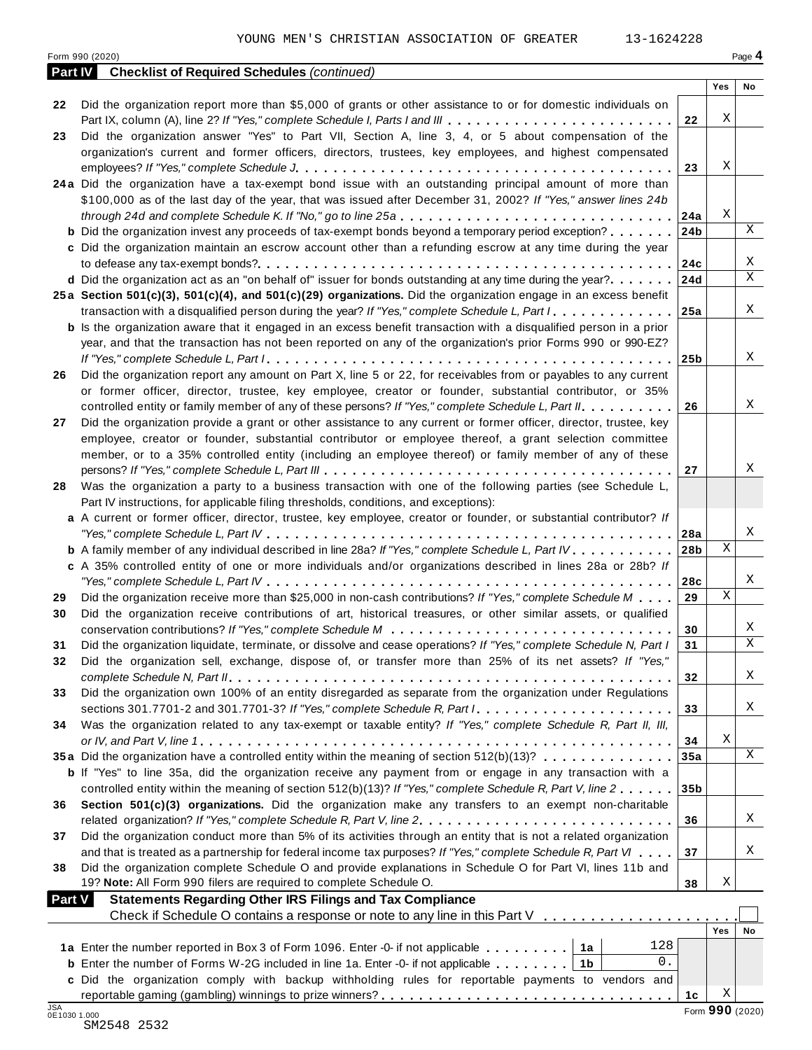YOUNG MEN'S CHRISTIAN ASSOCIATION OF GREATER 13-1624228

Form 990 (2020) Page **4**

**Part IV** **Checklist of Required Schedules** *(continued)*

| | | | Yes | No |
|---|---|---|---|---|
| 22 | Did the organization report more than $5,000 of grants or other assistance to or for domestic individuals on Part IX, column (A), line 2? *If "Yes," complete Schedule I, Parts I and III* | 22 | X | |
| 23 | Did the organization answer "Yes" to Part VII, Section A, line 3, 4, or 5 about compensation of the organization's current and former officers, directors, trustees, key employees, and highest compensated employees? *If "Yes," complete Schedule J* | 23 | X | |
| 24a | Did the organization have a tax-exempt bond issue with an outstanding principal amount of more than $100,000 as of the last day of the year, that was issued after December 31, 2002? *If "Yes," answer lines 24b through 24d and complete Schedule K. If "No," go to line 25a* | 24a | X | |
| b | Did the organization invest any proceeds of tax-exempt bonds beyond a temporary period exception? | 24b | | X |
| c | Did the organization maintain an escrow account other than a refunding escrow at any time during the year to defease any tax-exempt bonds? | 24c | | X |
| d | Did the organization act as an "on behalf of" issuer for bonds outstanding at any time during the year? | 24d | | X |
| 25a | **Section 501(c)(3), 501(c)(4), and 501(c)(29) organizations.** Did the organization engage in an excess benefit transaction with a disqualified person during the year? *If "Yes," complete Schedule L, Part I* | 25a | | X |
| b | Is the organization aware that it engaged in an excess benefit transaction with a disqualified person in a prior year, and that the transaction has not been reported on any of the organization's prior Forms 990 or 990-EZ? *If "Yes," complete Schedule L, Part I* | 25b | | X |
| 26 | Did the organization report any amount on Part X, line 5 or 22, for receivables from or payables to any current or former officer, director, trustee, key employee, creator or founder, substantial contributor, or 35% controlled entity or family member of any of these persons? *If "Yes," complete Schedule L, Part II* | 26 | | X |
| 27 | Did the organization provide a grant or other assistance to any current or former officer, director, trustee, key employee, creator or founder, substantial contributor or employee thereof, a grant selection committee member, or to a 35% controlled entity (including an employee thereof) or family member of any of these persons? *If "Yes," complete Schedule L, Part III* | 27 | | X |
| 28 | Was the organization a party to a business transaction with one of the following parties (see Schedule L, Part IV instructions, for applicable filing thresholds, conditions, and exceptions): | | | |
| a | A current or former officer, director, trustee, key employee, creator or founder, or substantial contributor? *If "Yes," complete Schedule L, Part IV* | 28a | | X |
| b | A family member of any individual described in line 28a? *If "Yes," complete Schedule L, Part IV* | 28b | X | |
| c | A 35% controlled entity of one or more individuals and/or organizations described in lines 28a or 28b? *If "Yes," complete Schedule L, Part IV* | 28c | | X |
| 29 | Did the organization receive more than $25,000 in non-cash contributions? *If "Yes," complete Schedule M* | 29 | X | |
| 30 | Did the organization receive contributions of art, historical treasures, or other similar assets, or qualified conservation contributions? *If "Yes," complete Schedule M* | 30 | | X |
| 31 | Did the organization liquidate, terminate, or dissolve and cease operations? *If "Yes," complete Schedule N, Part I* | 31 | | X |
| 32 | Did the organization sell, exchange, dispose of, or transfer more than 25% of its net assets? *If "Yes," complete Schedule N, Part II* | 32 | | X |
| 33 | Did the organization own 100% of an entity disregarded as separate from the organization under Regulations sections 301.7701-2 and 301.7701-3? *If "Yes," complete Schedule R, Part I* | 33 | | X |
| 34 | Was the organization related to any tax-exempt or taxable entity? *If "Yes," complete Schedule R, Part II, III, or IV, and Part V, line 1* | 34 | X | |
| 35a | Did the organization have a controlled entity within the meaning of section 512(b)(13)? | 35a | | X |
| b | If "Yes" to line 35a, did the organization receive any payment from or engage in any transaction with a controlled entity within the meaning of section 512(b)(13)? *If "Yes," complete Schedule R, Part V, line 2* | 35b | | |
| 36 | **Section 501(c)(3) organizations.** Did the organization make any transfers to an exempt non-charitable related organization? *If "Yes," complete Schedule R, Part V, line 2* | 36 | | X |
| 37 | Did the organization conduct more than 5% of its activities through an entity that is not a related organization and that is treated as a partnership for federal income tax purposes? *If "Yes," complete Schedule R, Part VI* | 37 | | X |
| 38 | Did the organization complete Schedule O and provide explanations in Schedule O for Part VI, lines 11b and 19? **Note:** All Form 990 filers are required to complete Schedule O. | 38 | X | |

**Part V** **Statements Regarding Other IRS Filings and Tax Compliance**

Check if Schedule O contains a response or note to any line in this Part V ☐

| | | | | | Yes | No |
|---|---|---|---|---|---|---|
| 1a | Enter the number reported in Box 3 of Form 1096. Enter -0- if not applicable | 1a | 128 | | | |
| b | Enter the number of Forms W-2G included in line 1a. Enter -0- if not applicable | 1b | 0. | | | |
| c | Did the organization comply with backup withholding rules for reportable payments to vendors and reportable gaming (gambling) winnings to prize winners? | | | 1c | X | |

JSA 0E1030 1.000

SM2548 2532

Form **990** (2020)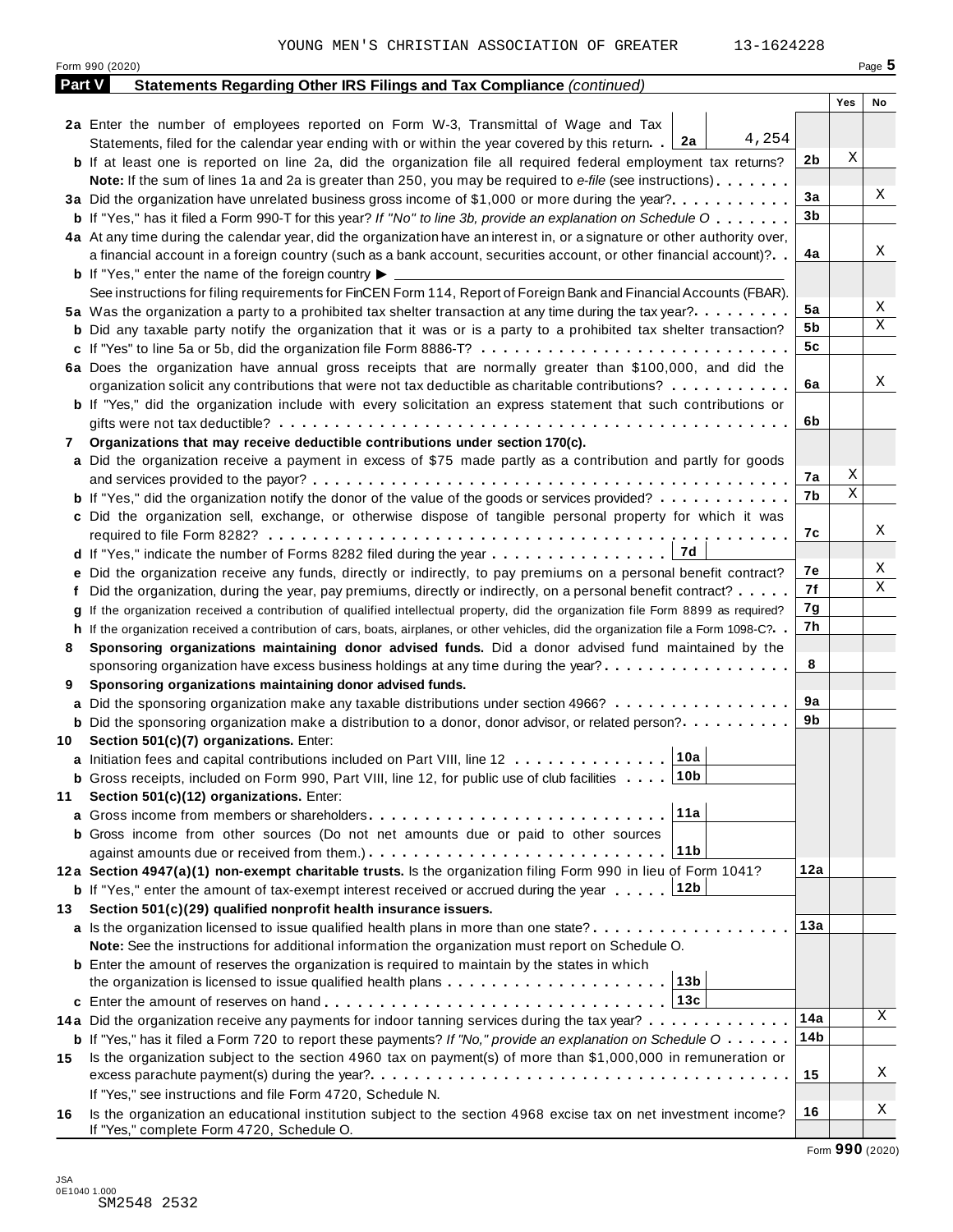YOUNG MEN'S CHRISTIAN ASSOCIATION OF GREATER 13-1624228

Form 990 (2020)

## Part V Statements Regarding Other IRS Filings and Tax Compliance *(continued)*

| | | | Yes | No |
|---|---|---|---|---|
| **2a** | Enter the number of employees reported on Form W-3, Transmittal of Wage and Tax Statements, filed for the calendar year ending with or within the year covered by this return . . **2a** 4,254 | | | |
| **b** | If at least one is reported on line 2a, did the organization file all required federal employment tax returns? | 2b | X | |
| | **Note:** If the sum of lines 1a and 2a is greater than 250, you may be required to *e-file* (see instructions) | | | |
| **3a** | Did the organization have unrelated business gross income of $1,000 or more during the year? | 3a | | X |
| **b** | If "Yes," has it filed a Form 990-T for this year? *If "No" to line 3b, provide an explanation on Schedule O* | 3b | | |
| **4a** | At any time during the calendar year, did the organization have an interest in, or a signature or other authority over, a financial account in a foreign country (such as a bank account, securities account, or other financial account)? | 4a | | X |
| **b** | If "Yes," enter the name of the foreign country ▶ | | | |
| | See instructions for filing requirements for FinCEN Form 114, Report of Foreign Bank and Financial Accounts (FBAR). | | | |
| **5a** | Was the organization a party to a prohibited tax shelter transaction at any time during the tax year? | 5a | | X |
| **b** | Did any taxable party notify the organization that it was or is a party to a prohibited tax shelter transaction? | 5b | | X |
| **c** | If "Yes" to line 5a or 5b, did the organization file Form 8886-T? | 5c | | |
| **6a** | Does the organization have annual gross receipts that are normally greater than $100,000, and did the organization solicit any contributions that were not tax deductible as charitable contributions? | 6a | | X |
| **b** | If "Yes," did the organization include with every solicitation an express statement that such contributions or gifts were not tax deductible? | 6b | | |
| **7** | **Organizations that may receive deductible contributions under section 170(c).** | | | |
| **a** | Did the organization receive a payment in excess of $75 made partly as a contribution and partly for goods and services provided to the payor? | 7a | X | |
| **b** | If "Yes," did the organization notify the donor of the value of the goods or services provided? | 7b | X | |
| **c** | Did the organization sell, exchange, or otherwise dispose of tangible personal property for which it was required to file Form 8282? | 7c | | X |
| **d** | If "Yes," indicate the number of Forms 8282 filed during the year . . . **7d** | | | |
| **e** | Did the organization receive any funds, directly or indirectly, to pay premiums on a personal benefit contract? | 7e | | X |
| **f** | Did the organization, during the year, pay premiums, directly or indirectly, on a personal benefit contract? | 7f | | X |
| **g** | If the organization received a contribution of qualified intellectual property, did the organization file Form 8899 as required? | 7g | | |
| **h** | If the organization received a contribution of cars, boats, airplanes, or other vehicles, did the organization file a Form 1098-C? | 7h | | |
| **8** | **Sponsoring organizations maintaining donor advised funds.** Did a donor advised fund maintained by the sponsoring organization have excess business holdings at any time during the year? | 8 | | |
| **9** | **Sponsoring organizations maintaining donor advised funds.** | | | |
| **a** | Did the sponsoring organization make any taxable distributions under section 4966? | 9a | | |
| **b** | Did the sponsoring organization make a distribution to a donor, donor advisor, or related person? | 9b | | |
| **10** | **Section 501(c)(7) organizations.** Enter: | | | |
| **a** | Initiation fees and capital contributions included on Part VIII, line 12 . . . **10a** | | | |
| **b** | Gross receipts, included on Form 990, Part VIII, line 12, for public use of club facilities . . . **10b** | | | |
| **11** | **Section 501(c)(12) organizations.** Enter: | | | |
| **a** | Gross income from members or shareholders . . . **11a** | | | |
| **b** | Gross income from other sources (Do not net amounts due or paid to other sources against amounts due or received from them.) . . . **11b** | | | |
| **12a** | **Section 4947(a)(1) non-exempt charitable trusts.** Is the organization filing Form 990 in lieu of Form 1041? | 12a | | |
| **b** | If "Yes," enter the amount of tax-exempt interest received or accrued during the year . . . **12b** | | | |
| **13** | **Section 501(c)(29) qualified nonprofit health insurance issuers.** | | | |
| **a** | Is the organization licensed to issue qualified health plans in more than one state? | 13a | | |
| | **Note:** See the instructions for additional information the organization must report on Schedule O. | | | |
| **b** | Enter the amount of reserves the organization is required to maintain by the states in which the organization is licensed to issue qualified health plans . . . **13b** | | | |
| **c** | Enter the amount of reserves on hand . . . **13c** | | | |
| **14a** | Did the organization receive any payments for indoor tanning services during the tax year? | 14a | | X |
| **b** | If "Yes," has it filed a Form 720 to report these payments? *If "No," provide an explanation on Schedule O* | 14b | | |
| **15** | Is the organization subject to the section 4960 tax on payment(s) of more than $1,000,000 in remuneration or excess parachute payment(s) during the year? | 15 | | X |
| | If "Yes," see instructions and file Form 4720, Schedule N. | | | |
| **16** | Is the organization an educational institution subject to the section 4968 excise tax on net investment income? If "Yes," complete Form 4720, Schedule O. | 16 | | X |

Form **990** (2020)

JSA
0E1040 1.000
SM2548 2532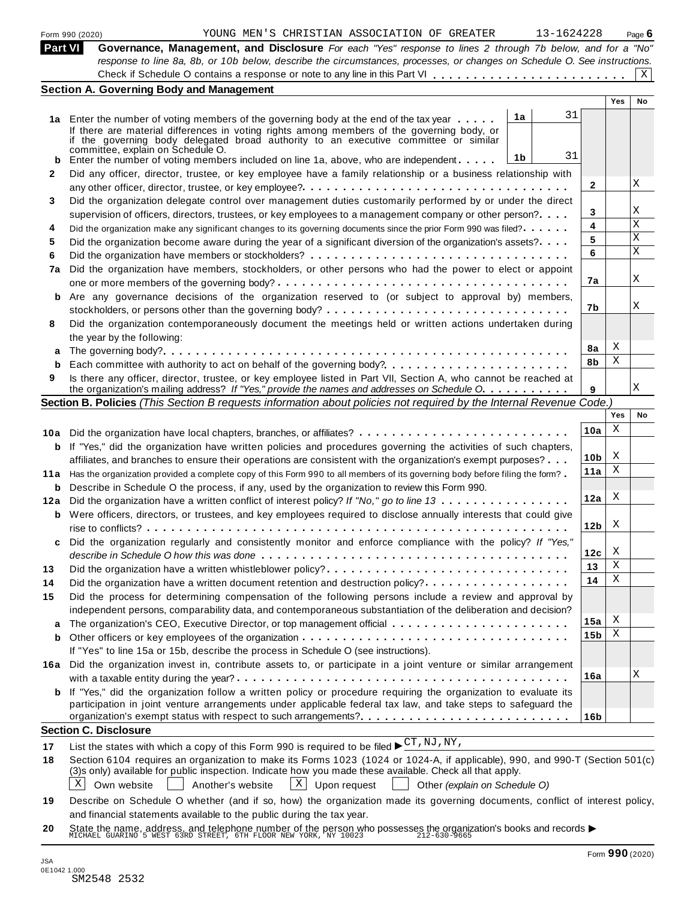Form 990 (2020) YOUNG MEN'S CHRISTIAN ASSOCIATION OF GREATER 13-1624228 Page 6

## Part VI Governance, Management, and Disclosure

*For each "Yes" response to lines 2 through 7b below, and for a "No" response to line 8a, 8b, or 10b below, describe the circumstances, processes, or changes on Schedule O. See instructions.*

Check if Schedule O contains a response or note to any line in this Part VI . . . . . . . . . . . . . . . . . . . . . . . . X

### Section A. Governing Body and Management

| | | | | | Yes | No |
|---|---|---|---|---|---|---|
| 1a | Enter the number of voting members of the governing body at the end of the tax year . . . . . | 1a | 31 | | | |
| | If there are material differences in voting rights among members of the governing body, or if the governing body delegated broad authority to an executive committee or similar committee, explain on Schedule O. | | | | | |
| b | Enter the number of voting members included on line 1a, above, who are independent . . . . . | 1b | 31 | | | |
| 2 | Did any officer, director, trustee, or key employee have a family relationship or a business relationship with any other officer, director, trustee, or key employee? | | | 2 | | X |
| 3 | Did the organization delegate control over management duties customarily performed by or under the direct supervision of officers, directors, trustees, or key employees to a management company or other person? | | | 3 | | X |
| 4 | Did the organization make any significant changes to its governing documents since the prior Form 990 was filed? | | | 4 | | X |
| 5 | Did the organization become aware during the year of a significant diversion of the organization's assets? | | | 5 | | X |
| 6 | Did the organization have members or stockholders? | | | 6 | | X |
| 7a | Did the organization have members, stockholders, or other persons who had the power to elect or appoint one or more members of the governing body? | | | 7a | | X |
| b | Are any governance decisions of the organization reserved to (or subject to approval by) members, stockholders, or persons other than the governing body? | | | 7b | | X |
| 8 | Did the organization contemporaneously document the meetings held or written actions undertaken during the year by the following: | | | | | |
| a | The governing body? | | | 8a | X | |
| b | Each committee with authority to act on behalf of the governing body? | | | 8b | X | |
| 9 | Is there any officer, director, trustee, or key employee listed in Part VII, Section A, who cannot be reached at the organization's mailing address? *If "Yes," provide the names and addresses on Schedule O.* | | | 9 | | X |

### Section B. Policies *(This Section B requests information about policies not required by the Internal Revenue Code.)*

| | | | Yes | No |
|---|---|---|---|---|
| 10a | Did the organization have local chapters, branches, or affiliates? | 10a | X | |
| b | If "Yes," did the organization have written policies and procedures governing the activities of such chapters, affiliates, and branches to ensure their operations are consistent with the organization's exempt purposes? | 10b | X | |
| 11a | Has the organization provided a complete copy of this Form 990 to all members of its governing body before filing the form? | 11a | X | |
| b | Describe in Schedule O the process, if any, used by the organization to review this Form 990. | | | |
| 12a | Did the organization have a written conflict of interest policy? *If "No," go to line 13* | 12a | X | |
| b | Were officers, directors, or trustees, and key employees required to disclose annually interests that could give rise to conflicts? | 12b | X | |
| c | Did the organization regularly and consistently monitor and enforce compliance with the policy? *If "Yes," describe in Schedule O how this was done* | 12c | X | |
| 13 | Did the organization have a written whistleblower policy? | 13 | X | |
| 14 | Did the organization have a written document retention and destruction policy? | 14 | X | |
| 15 | Did the process for determining compensation of the following persons include a review and approval by independent persons, comparability data, and contemporaneous substantiation of the deliberation and decision? | | | |
| a | The organization's CEO, Executive Director, or top management official | 15a | X | |
| b | Other officers or key employees of the organization | 15b | X | |
| | If "Yes" to line 15a or 15b, describe the process in Schedule O (see instructions). | | | |
| 16a | Did the organization invest in, contribute assets to, or participate in a joint venture or similar arrangement with a taxable entity during the year? | 16a | | X |
| b | If "Yes," did the organization follow a written policy or procedure requiring the organization to evaluate its participation in joint venture arrangements under applicable federal tax law, and take steps to safeguard the organization's exempt status with respect to such arrangements? | 16b | | |

### Section C. Disclosure

17 List the states with which a copy of this Form 990 is required to be filed ▶ CT,NJ,NY,

18 Section 6104 requires an organization to make its Forms 1023 (1024 or 1024-A, if applicable), 990, and 990-T (Section 501(c)(3)s only) available for public inspection. Indicate how you made these available. Check all that apply.

[X] Own website [ ] Another's website [X] Upon request [ ] Other *(explain on Schedule O)*

19 Describe on Schedule O whether (and if so, how) the organization made its governing documents, conflict of interest policy, and financial statements available to the public during the tax year.

20 State the name, address, and telephone number of the person who possesses the organization's books and records ▶ MICHAEL GUARINO 5 WEST 63RD STREET, 6TH FLOOR NEW YORK, NY 10023 212-630-9665

JSA 0E1042 1.000
SM2548 2532

Form 990 (2020)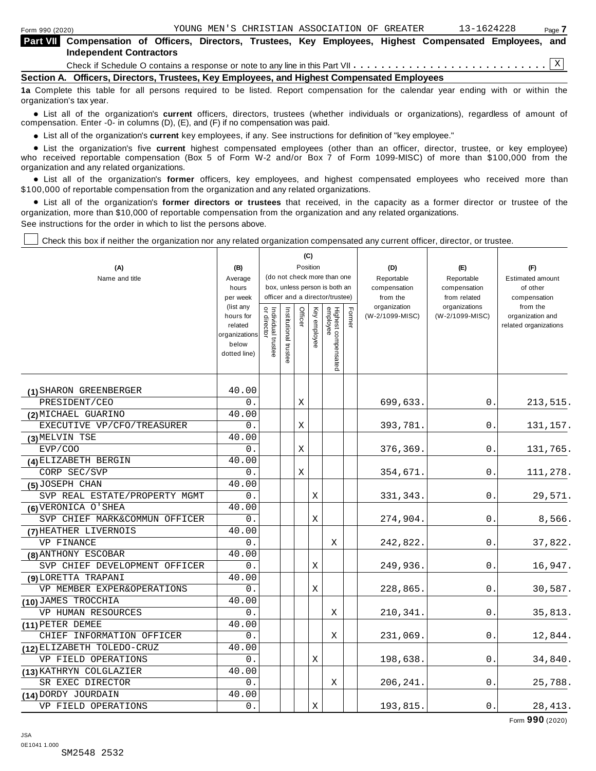Form 990 (2020) YOUNG MEN'S CHRISTIAN ASSOCIATION OF GREATER 13-1624228

## Part VII Compensation of Officers, Directors, Trustees, Key Employees, Highest Compensated Employees, and Independent Contractors

Check if Schedule O contains a response or note to any line in this Part VII . . . . . . . . . . . . . . . . . . . . . . . . . . . [X]

### Section A. Officers, Directors, Trustees, Key Employees, and Highest Compensated Employees

**1a** Complete this table for all persons required to be listed. Report compensation for the calendar year ending with or within the organization's tax year.

- List all of the organization's **current** officers, directors, trustees (whether individuals or organizations), regardless of amount of compensation. Enter -0- in columns (D), (E), and (F) if no compensation was paid.
- List all of the organization's **current** key employees, if any. See instructions for definition of "key employee."
- List the organization's five **current** highest compensated employees (other than an officer, director, trustee, or key employee) who received reportable compensation (Box 5 of Form W-2 and/or Box 7 of Form 1099-MISC) of more than $100,000 from the organization and any related organizations.
- List all of the organization's **former** officers, key employees, and highest compensated employees who received more than $100,000 of reportable compensation from the organization and any related organizations.
- List all of the organization's **former directors or trustees** that received, in the capacity as a former director or trustee of the organization, more than $10,000 of reportable compensation from the organization and any related organizations.

See instructions for the order in which to list the persons above.

[ ] Check this box if neither the organization nor any related organization compensated any current officer, director, or trustee.

| (A) Name and title | (B) Average hours per week (list any hours for related organizations below dotted line) | (C) Position: Individual trustee or director | Institutional trustee | Officer | Key employee | Highest compensated employee | Former | (D) Reportable compensation from the organization (W-2/1099-MISC) | (E) Reportable compensation from related organizations (W-2/1099-MISC) | (F) Estimated amount of other compensation from the organization and related organizations |
|---|---|---|---|---|---|---|---|---|---|---|
| (1) SHARON GREENBERGER<br>PRESIDENT/CEO | 40.00<br>0. | | | X | | | | 699,633. | 0. | 213,515. |
| (2) MICHAEL GUARINO<br>EXECUTIVE VP/CFO/TREASURER | 40.00<br>0. | | | X | | | | 393,781. | 0. | 131,157. |
| (3) MELVIN TSE<br>EVP/COO | 40.00<br>0. | | | X | | | | 376,369. | 0. | 131,765. |
| (4) ELIZABETH BERGIN<br>CORP SEC/SVP | 40.00<br>0. | | | X | | | | 354,671. | 0. | 111,278. |
| (5) JOSEPH CHAN<br>SVP REAL ESTATE/PROPERTY MGMT | 40.00<br>0. | | | | X | | | 331,343. | 0. | 29,571. |
| (6) VERONICA O'SHEA<br>SVP CHIEF MARK&COMMUN OFFICER | 40.00<br>0. | | | | X | | | 274,904. | 0. | 8,566. |
| (7) HEATHER LIVERNOIS<br>VP FINANCE | 40.00<br>0. | | | | | X | | 242,822. | 0. | 37,822. |
| (8) ANTHONY ESCOBAR<br>SVP CHIEF DEVELOPMENT OFFICER | 40.00<br>0. | | | | X | | | 249,936. | 0. | 16,947. |
| (9) LORETTA TRAPANI<br>VP MEMBER EXPER&OPERATIONS | 40.00<br>0. | | | | X | | | 228,865. | 0. | 30,587. |
| (10) JAMES TROCCHIA<br>VP HUMAN RESOURCES | 40.00<br>0. | | | | | X | | 210,341. | 0. | 35,813. |
| (11) PETER DEMEE<br>CHIEF INFORMATION OFFICER | 40.00<br>0. | | | | | X | | 231,069. | 0. | 12,844. |
| (12) ELIZABETH TOLEDO-CRUZ<br>VP FIELD OPERATIONS | 40.00<br>0. | | | | X | | | 198,638. | 0. | 34,840. |
| (13) KATHRYN COLGLAZIER<br>SR EXEC DIRECTOR | 40.00<br>0. | | | | | X | | 206,241. | 0. | 25,788. |
| (14) DORDY JOURDAIN<br>VP FIELD OPERATIONS | 40.00<br>0. | | | | X | | | 193,815. | 0. | 28,413. |

Form **990** (2020)

JSA
0E1041 1.000
SM2548 2532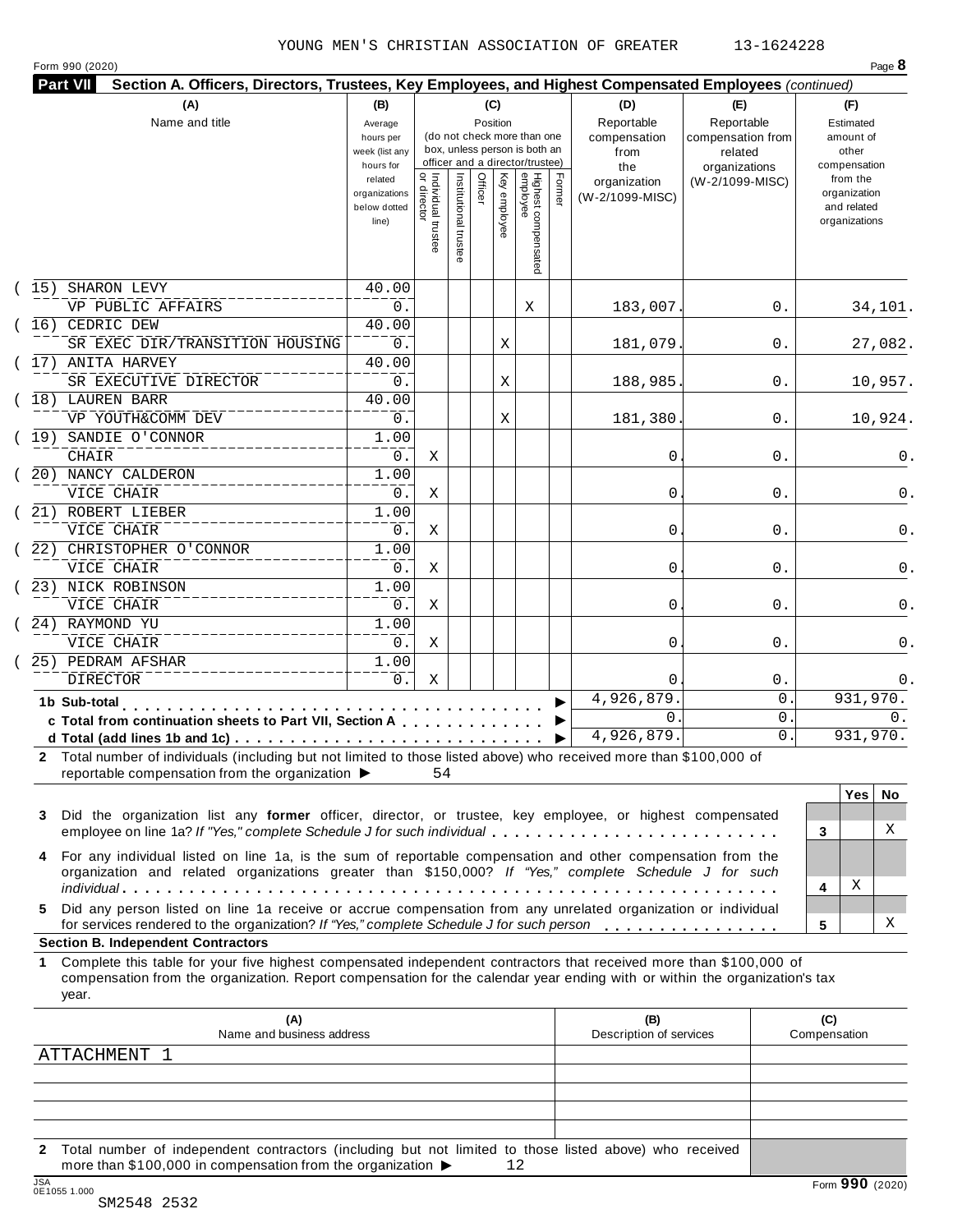YOUNG MEN'S CHRISTIAN ASSOCIATION OF GREATER 13-1624228

Form 990 (2020)

**Part VII** **Section A. Officers, Directors, Trustees, Key Employees, and Highest Compensated Employees** *(continued)*

| (A) Name and title | (B) Average hours per week (list any hours for related organizations below dotted line) | (C) Individual trustee or director | Institutional trustee | Officer | Key employee | Highest compensated employee | Former | (D) Reportable compensation from the organization (W-2/1099-MISC) | (E) Reportable compensation from related organizations (W-2/1099-MISC) | (F) Estimated amount of other compensation from the organization and related organizations |
|---|---|---|---|---|---|---|---|---|---|---|
| (15) SHARON LEVY<br>VP PUBLIC AFFAIRS | 40.00<br>0. | | | | | X | | 183,007. | 0. | 34,101. |
| (16) CEDRIC DEW<br>SR EXEC DIR/TRANSITION HOUSING | 40.00<br>0. | | | | X | | | 181,079. | 0. | 27,082. |
| (17) ANITA HARVEY<br>SR EXECUTIVE DIRECTOR | 40.00<br>0. | | | | X | | | 188,985. | 0. | 10,957. |
| (18) LAUREN BARR<br>VP YOUTH&COMM DEV | 40.00<br>0. | | | | X | | | 181,380. | 0. | 10,924. |
| (19) SANDIE O'CONNOR<br>CHAIR | 1.00<br>0. | X | | | | | | 0. | 0. | 0. |
| (20) NANCY CALDERON<br>VICE CHAIR | 1.00<br>0. | X | | | | | | 0. | 0. | 0. |
| (21) ROBERT LIEBER<br>VICE CHAIR | 1.00<br>0. | X | | | | | | 0. | 0. | 0. |
| (22) CHRISTOPHER O'CONNOR<br>VICE CHAIR | 1.00<br>0. | X | | | | | | 0. | 0. | 0. |
| (23) NICK ROBINSON<br>VICE CHAIR | 1.00<br>0. | X | | | | | | 0. | 0. | 0. |
| (24) RAYMOND YU<br>VICE CHAIR | 1.00<br>0. | X | | | | | | 0. | 0. | 0. |
| (25) PEDRAM AFSHAR<br>DIRECTOR | 1.00<br>0. | X | | | | | | 0. | 0. | 0. |
| **1b Sub-total** | | | | | | | | 4,926,879. | 0. | 931,970. |
| **c Total from continuation sheets to Part VII, Section A** | | | | | | | | 0. | 0. | 0. |
| **d Total (add lines 1b and 1c)** | | | | | | | | 4,926,879. | 0. | 931,970. |

**2** Total number of individuals (including but not limited to those listed above) who received more than $100,000 of reportable compensation from the organization ▶ 54

| | | Yes | No |
|---|---|---|---|
| **3** Did the organization list any **former** officer, director, or trustee, key employee, or highest compensated employee on line 1a? *If "Yes," complete Schedule J for such individual* | 3 | | X |
| **4** For any individual listed on line 1a, is the sum of reportable compensation and other compensation from the organization and related organizations greater than $150,000? *If "Yes," complete Schedule J for such individual* | 4 | X | |
| **5** Did any person listed on line 1a receive or accrue compensation from any unrelated organization or individual for services rendered to the organization? *If "Yes," complete Schedule J for such person* | 5 | | X |

**Section B. Independent Contractors**

**1** Complete this table for your five highest compensated independent contractors that received more than $100,000 of compensation from the organization. Report compensation for the calendar year ending with or within the organization's tax year.

| (A) Name and business address | (B) Description of services | (C) Compensation |
|---|---|---|
| ATTACHMENT 1 | | |
| | | |
| | | |
| | | |
| | | |

**2** Total number of independent contractors (including but not limited to those listed above) who received more than $100,000 in compensation from the organization ▶ 12

JSA 0E1055 1.000

SM2548 2532

Form **990** (2020)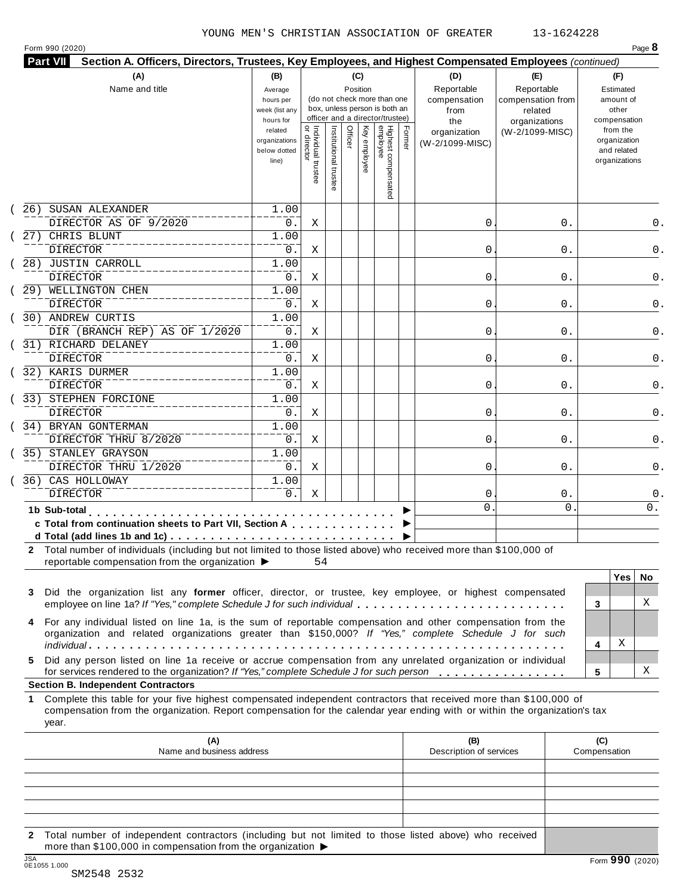YOUNG MEN'S CHRISTIAN ASSOCIATION OF GREATER 13-1624228

Form 990 (2020)

**Part VII Section A. Officers, Directors, Trustees, Key Employees, and Highest Compensated Employees** *(continued)*

| (A) Name and title | (B) Average hours per week (list any hours for related organizations below dotted line) | (C) Position: Individual trustee or director | Institutional trustee | Officer | Key employee | Highest compensated employee | Former | (D) Reportable compensation from the organization (W-2/1099-MISC) | (E) Reportable compensation from related organizations (W-2/1099-MISC) | (F) Estimated amount of other compensation from the organization and related organizations |
|---|---|---|---|---|---|---|---|---|---|---|
| (26) SUSAN ALEXANDER<br>DIRECTOR AS OF 9/2020 | 1.00<br>0. | X | | | | | | 0. | 0. | 0. |
| (27) CHRIS BLUNT<br>DIRECTOR | 1.00<br>0. | X | | | | | | 0. | 0. | 0. |
| (28) JUSTIN CARROLL<br>DIRECTOR | 1.00<br>0. | X | | | | | | 0. | 0. | 0. |
| (29) WELLINGTON CHEN<br>DIRECTOR | 1.00<br>0. | X | | | | | | 0. | 0. | 0. |
| (30) ANDREW CURTIS<br>DIR (BRANCH REP) AS OF 1/2020 | 1.00<br>0. | X | | | | | | 0. | 0. | 0. |
| (31) RICHARD DELANEY<br>DIRECTOR | 1.00<br>0. | X | | | | | | 0. | 0. | 0. |
| (32) KARIS DURMER<br>DIRECTOR | 1.00<br>0. | X | | | | | | 0. | 0. | 0. |
| (33) STEPHEN FORCIONE<br>DIRECTOR | 1.00<br>0. | X | | | | | | 0. | 0. | 0. |
| (34) BRYAN GONTERMAN<br>DIRECTOR THRU 8/2020 | 1.00<br>0. | X | | | | | | 0. | 0. | 0. |
| (35) STANLEY GRAYSON<br>DIRECTOR THRU 1/2020 | 1.00<br>0. | X | | | | | | 0. | 0. | 0. |
| (36) CAS HOLLOWAY<br>DIRECTOR | 1.00<br>0. | X | | | | | | 0. | 0. | 0. |
| **1b Sub-total** | | | | | | | | 0. | 0. | 0. |
| **c Total from continuation sheets to Part VII, Section A** | | | | | | | | | | |
| **d Total (add lines 1b and 1c)** | | | | | | | | | | |

**2** Total number of individuals (including but not limited to those listed above) who received more than $100,000 of reportable compensation from the organization ▶ 54

| | | Yes | No |
|---|---|---|---|
| **3** Did the organization list any **former** officer, director, or trustee, key employee, or highest compensated employee on line 1a? *If "Yes," complete Schedule J for such individual* | 3 | | X |
| **4** For any individual listed on line 1a, is the sum of reportable compensation and other compensation from the organization and related organizations greater than $150,000? *If "Yes," complete Schedule J for such individual* | 4 | X | |
| **5** Did any person listed on line 1a receive or accrue compensation from any unrelated organization or individual for services rendered to the organization? *If "Yes," complete Schedule J for such person* | 5 | | X |

**Section B. Independent Contractors**

**1** Complete this table for your five highest compensated independent contractors that received more than $100,000 of compensation from the organization. Report compensation for the calendar year ending with or within the organization's tax year.

| (A) Name and business address | (B) Description of services | (C) Compensation |
|---|---|---|
| | | |
| | | |
| | | |
| | | |
| | | |

**2** Total number of independent contractors (including but not limited to those listed above) who received more than $100,000 in compensation from the organization ▶

Form **990** (2020)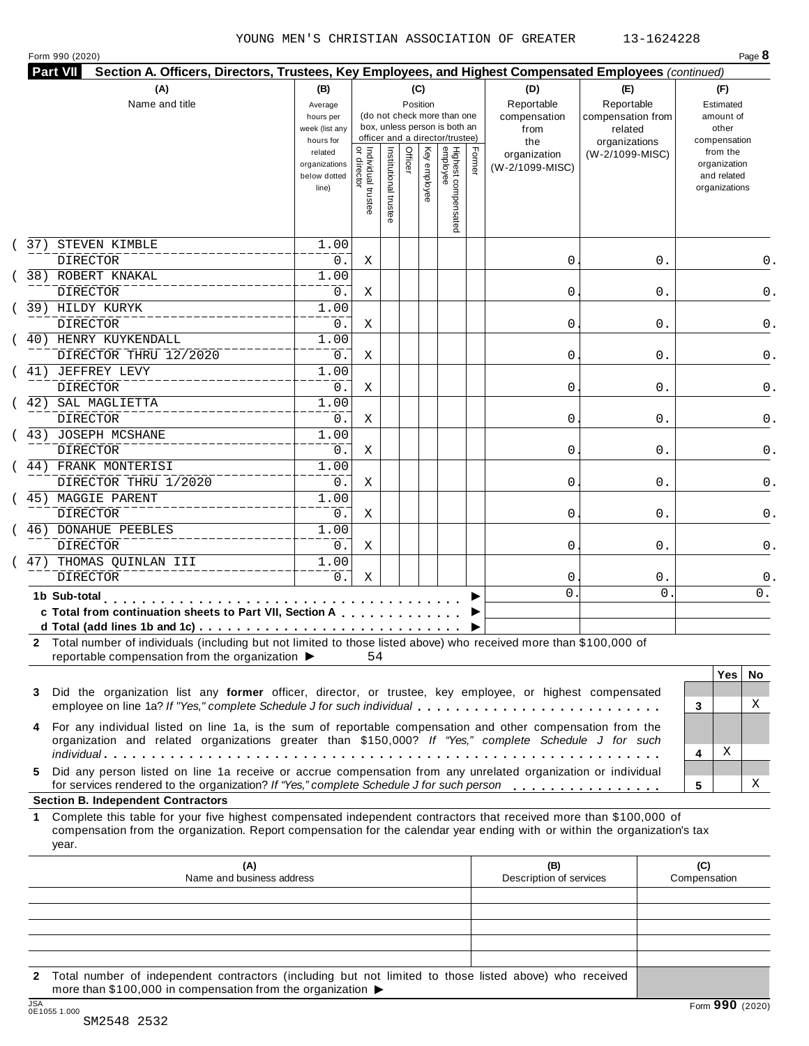YOUNG MEN'S CHRISTIAN ASSOCIATION OF GREATER 13-1624228

Form 990 (2020) Page 8

**Part VII Section A. Officers, Directors, Trustees, Key Employees, and Highest Compensated Employees** *(continued)*

| (A) Name and title | (B) Average hours per week (list any hours for related organizations below dotted line) | (C) Position: Individual trustee or director | Institutional trustee | Officer | Key employee | Highest compensated employee | Former | (D) Reportable compensation from the organization (W-2/1099-MISC) | (E) Reportable compensation from related organizations (W-2/1099-MISC) | (F) Estimated amount of other compensation from the organization and related organizations |
|---|---|---|---|---|---|---|---|---|---|---|
| (37) STEVEN KIMBLE<br>DIRECTOR | 1.00<br>0. | X | | | | | | 0. | 0. | 0. |
| (38) ROBERT KNAKAL<br>DIRECTOR | 1.00<br>0. | X | | | | | | 0. | 0. | 0. |
| (39) HILDY KURYK<br>DIRECTOR | 1.00<br>0. | X | | | | | | 0. | 0. | 0. |
| (40) HENRY KUYKENDALL<br>DIRECTOR THRU 12/2020 | 1.00<br>0. | X | | | | | | 0. | 0. | 0. |
| (41) JEFFREY LEVY<br>DIRECTOR | 1.00<br>0. | X | | | | | | 0. | 0. | 0. |
| (42) SAL MAGLIETTA<br>DIRECTOR | 1.00<br>0. | X | | | | | | 0. | 0. | 0. |
| (43) JOSEPH MCSHANE<br>DIRECTOR | 1.00<br>0. | X | | | | | | 0. | 0. | 0. |
| (44) FRANK MONTERISI<br>DIRECTOR THRU 1/2020 | 1.00<br>0. | X | | | | | | 0. | 0. | 0. |
| (45) MAGGIE PARENT<br>DIRECTOR | 1.00<br>0. | X | | | | | | 0. | 0. | 0. |
| (46) DONAHUE PEEBLES<br>DIRECTOR | 1.00<br>0. | X | | | | | | 0. | 0. | 0. |
| (47) THOMAS QUINLAN III<br>DIRECTOR | 1.00<br>0. | X | | | | | | 0. | 0. | 0. |
| **1b Sub-total** | | | | | | | | 0. | 0. | 0. |
| **c Total from continuation sheets to Part VII, Section A** | | | | | | | | | | |
| **d Total (add lines 1b and 1c)** | | | | | | | | | | |

**2** Total number of individuals (including but not limited to those listed above) who received more than $100,000 of reportable compensation from the organization ▶ 54

| | | Yes | No |
|---|---|---|---|
| **3** Did the organization list any **former** officer, director, or trustee, key employee, or highest compensated employee on line 1a? *If "Yes," complete Schedule J for such individual* | 3 | | X |
| **4** For any individual listed on line 1a, is the sum of reportable compensation and other compensation from the organization and related organizations greater than $150,000? *If "Yes," complete Schedule J for such individual* | 4 | X | |
| **5** Did any person listed on line 1a receive or accrue compensation from any unrelated organization or individual for services rendered to the organization? *If "Yes," complete Schedule J for such person* | 5 | | X |

**Section B. Independent Contractors**

**1** Complete this table for your five highest compensated independent contractors that received more than $100,000 of compensation from the organization. Report compensation for the calendar year ending with or within the organization's tax year.

| (A) Name and business address | (B) Description of services | (C) Compensation |
|---|---|---|
| | | |
| | | |
| | | |
| | | |
| | | |

**2** Total number of independent contractors (including but not limited to those listed above) who received more than $100,000 in compensation from the organization ▶

Form **990** (2020)

SM2548 2532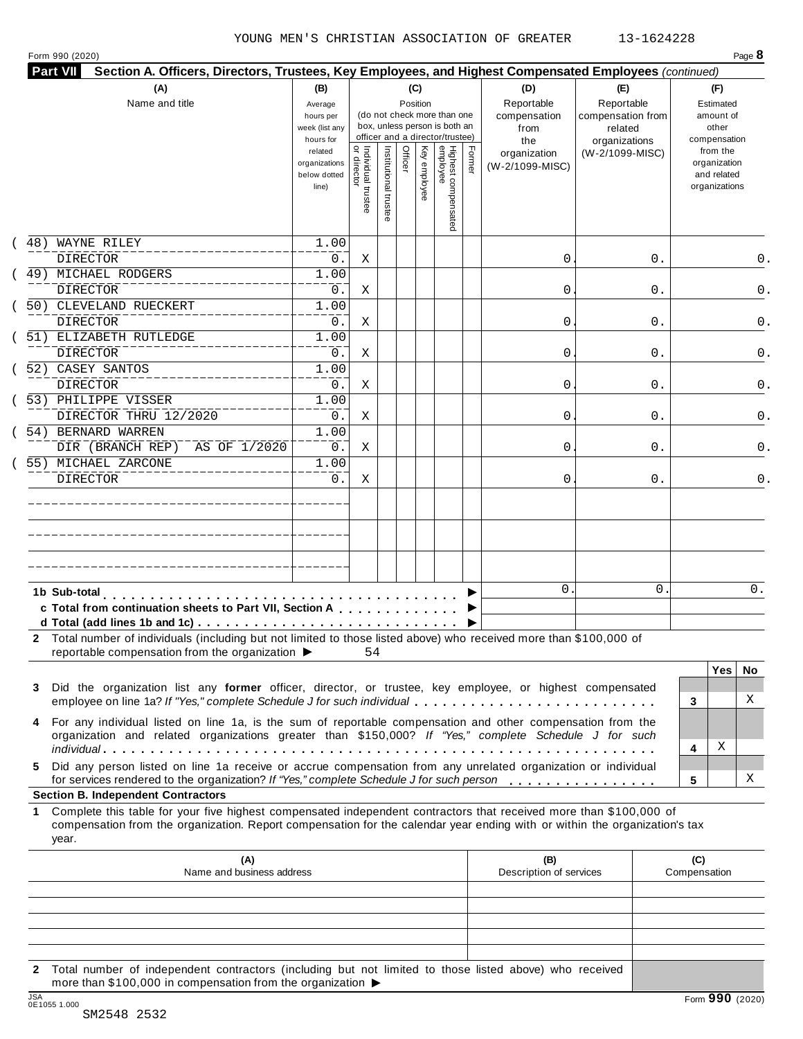YOUNG MEN'S CHRISTIAN ASSOCIATION OF GREATER 13-1624228

Form 990 (2020) Page **8**

**Part VII Section A. Officers, Directors, Trustees, Key Employees, and Highest Compensated Employees** *(continued)*

| (A) Name and title | (B) Average hours per week (list any hours for related organizations below dotted line) | (C) Position: Individual trustee or director | Institutional trustee | Officer | Key employee | Highest compensated employee | Former | (D) Reportable compensation from the organization (W-2/1099-MISC) | (E) Reportable compensation from related organizations (W-2/1099-MISC) | (F) Estimated amount of other compensation from the organization and related organizations |
|---|---|---|---|---|---|---|---|---|---|---|
| (48) WAYNE RILEY<br>DIRECTOR | 1.00<br>0. | X | | | | | | 0. | 0. | 0. |
| (49) MICHAEL RODGERS<br>DIRECTOR | 1.00<br>0. | X | | | | | | 0. | 0. | 0. |
| (50) CLEVELAND RUECKERT<br>DIRECTOR | 1.00<br>0. | X | | | | | | 0. | 0. | 0. |
| (51) ELIZABETH RUTLEDGE<br>DIRECTOR | 1.00<br>0. | X | | | | | | 0. | 0. | 0. |
| (52) CASEY SANTOS<br>DIRECTOR | 1.00<br>0. | X | | | | | | 0. | 0. | 0. |
| (53) PHILIPPE VISSER<br>DIRECTOR THRU 12/2020 | 1.00<br>0. | X | | | | | | 0. | 0. | 0. |
| (54) BERNARD WARREN<br>DIR (BRANCH REP) AS OF 1/2020 | 1.00<br>0. | X | | | | | | 0. | 0. | 0. |
| (55) MICHAEL ZARCONE<br>DIRECTOR | 1.00<br>0. | X | | | | | | 0. | 0. | 0. |
| | | | | | | | | | | |
| | | | | | | | | | | |
| | | | | | | | | | | |

| | (D) | (E) | (F) |
|---|---|---|---|
| **1b Sub-total** ▶ | 0. | 0. | 0. |
| **c Total from continuation sheets to Part VII, Section A** ▶ | | | |
| **d Total (add lines 1b and 1c)** ▶ | | | |

**2** Total number of individuals (including but not limited to those listed above) who received more than $100,000 of reportable compensation from the organization ▶ 54

| | | Yes | No |
|---|---|---|---|
| **3** Did the organization list any **former** officer, director, or trustee, key employee, or highest compensated employee on line 1a? *If "Yes," complete Schedule J for such individual* | 3 | | X |
| **4** For any individual listed on line 1a, is the sum of reportable compensation and other compensation from the organization and related organizations greater than $150,000? *If "Yes," complete Schedule J for such individual* | 4 | X | |
| **5** Did any person listed on line 1a receive or accrue compensation from any unrelated organization or individual for services rendered to the organization? *If "Yes," complete Schedule J for such person* | 5 | | X |

**Section B. Independent Contractors**

**1** Complete this table for your five highest compensated independent contractors that received more than $100,000 of compensation from the organization. Report compensation for the calendar year ending with or within the organization's tax year.

| (A) Name and business address | (B) Description of services | (C) Compensation |
|---|---|---|
| | | |
| | | |
| | | |
| | | |
| | | |

**2** Total number of independent contractors (including but not limited to those listed above) who received more than $100,000 in compensation from the organization ▶

JSA 0E1055 1.000

SM2548 2532

Form **990** (2020)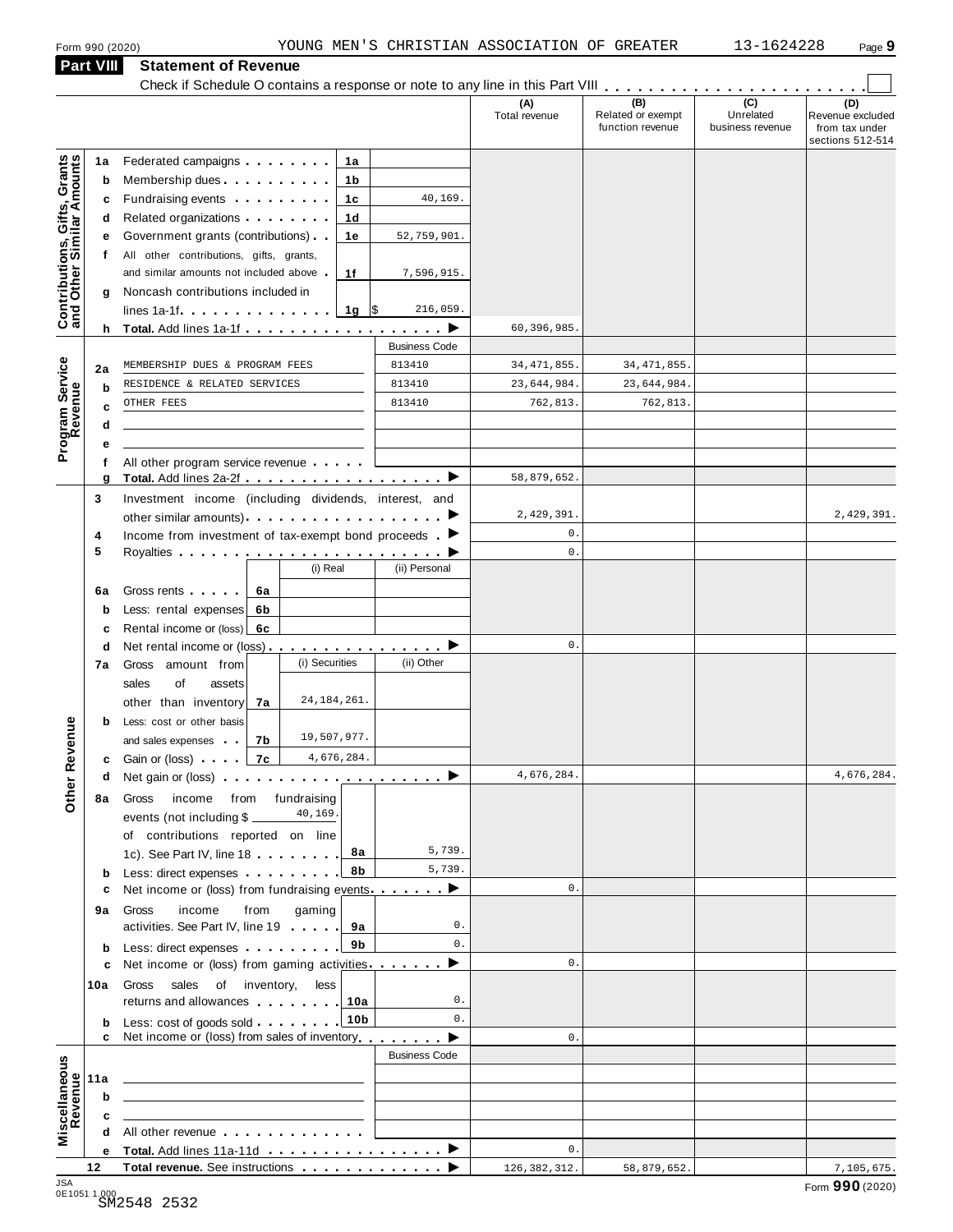Form 990 (2020) YOUNG MEN'S CHRISTIAN ASSOCIATION OF GREATER 13-1624228 Page 9

## Part VIII Statement of Revenue

Check if Schedule O contains a response or note to any line in this Part VIII . . . . . . . . . . . . . . . . . . . . . . ☐

| | | | | (A) Total revenue | (B) Related or exempt function revenue | (C) Unrelated business revenue | (D) Revenue excluded from tax under sections 512-514 |
|---|---|---|---|---|---|---|---|
| **Contributions, Gifts, Grants and Other Similar Amounts** | 1a Federated campaigns | 1a | | | | | |
| | b Membership dues | 1b | | | | | |
| | c Fundraising events | 1c | 40,169. | | | | |
| | d Related organizations | 1d | | | | | |
| | e Government grants (contributions) | 1e | 52,759,901. | | | | |
| | f All other contributions, gifts, grants, and similar amounts not included above | 1f | 7,596,915. | | | | |
| | g Noncash contributions included in lines 1a-1f | 1g | $ 216,059. | | | | |
| | h **Total.** Add lines 1a-1f ▶ | | | 60,396,985. | | | |
| **Program Service Revenue** | | | Business Code | | | | |
| | 2a MEMBERSHIP DUES & PROGRAM FEES | | 813410 | 34,471,855. | 34,471,855. | | |
| | b RESIDENCE & RELATED SERVICES | | 813410 | 23,644,984. | 23,644,984. | | |
| | c OTHER FEES | | 813410 | 762,813. | 762,813. | | |
| | d | | | | | | |
| | e | | | | | | |
| | f All other program service revenue | | | | | | |
| | g **Total.** Add lines 2a-2f ▶ | | | 58,879,652. | | | |
| **Other Revenue** | 3 Investment income (including dividends, interest, and other similar amounts) ▶ | | | 2,429,391. | | | 2,429,391. |
| | 4 Income from investment of tax-exempt bond proceeds ▶ | | | 0. | | | |
| | 5 Royalties ▶ | | | 0. | | | |
| | | (i) Real | (ii) Personal | | | | |
| | 6a Gross rents | 6a | | | | | |
| | b Less: rental expenses | 6b | | | | | |
| | c Rental income or (loss) | 6c | | | | | |
| | d Net rental income or (loss) ▶ | | | 0. | | | |
| | 7a Gross amount from sales of assets other than inventory | (i) Securities 7a 24,184,261. | (ii) Other | | | | |
| | b Less: cost or other basis and sales expenses | 7b 19,507,977. | | | | | |
| | c Gain or (loss) | 7c 4,676,284. | | | | | |
| | d Net gain or (loss) ▶ | | | 4,676,284. | | | 4,676,284. |
| | 8a Gross income from fundraising events (not including $ 40,169. of contributions reported on line 1c). See Part IV, line 18 | 8a | 5,739. | | | | |
| | b Less: direct expenses | 8b | 5,739. | | | | |
| | c Net income or (loss) from fundraising events ▶ | | | 0. | | | |
| | 9a Gross income from gaming activities. See Part IV, line 19 | 9a | 0. | | | | |
| | b Less: direct expenses | 9b | 0. | | | | |
| | c Net income or (loss) from gaming activities ▶ | | | 0. | | | |
| | 10a Gross sales of inventory, less returns and allowances | 10a | 0. | | | | |
| | b Less: cost of goods sold | 10b | 0. | | | | |
| | c Net income or (loss) from sales of inventory ▶ | | | 0. | | | |
| **Miscellaneous Revenue** | | | Business Code | | | | |
| | 11a | | | | | | |
| | b | | | | | | |
| | c | | | | | | |
| | d All other revenue | | | | | | |
| | e **Total.** Add lines 11a-11d ▶ | | | 0. | | | |
| | 12 **Total revenue.** See instructions ▶ | | | 126,382,312. | 58,879,652. | | 7,105,675. |

JSA 0E1051 1.000
SM2548 2532

Form **990** (2020)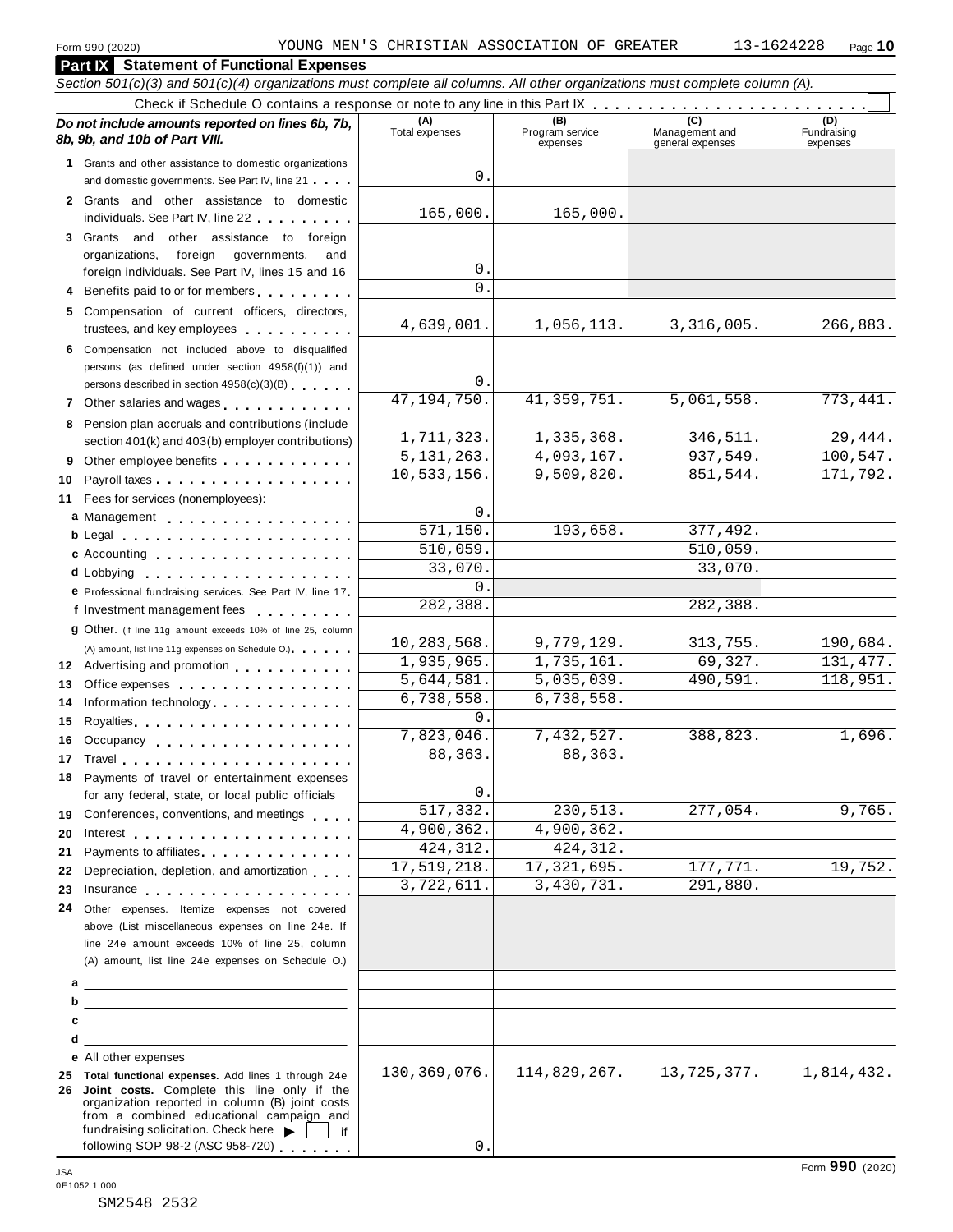Form 990 (2020) YOUNG MEN'S CHRISTIAN ASSOCIATION OF GREATER 13-1624228 Page 10

## Part IX Statement of Functional Expenses

*Section 501(c)(3) and 501(c)(4) organizations must complete all columns. All other organizations must complete column (A).*

Check if Schedule O contains a response or note to any line in this Part IX . . . . . . . . . . . . . . . . . . . . . . . . ☐

| *Do not include amounts reported on lines 6b, 7b, 8b, 9b, and 10b of Part VIII.* | (A) Total expenses | (B) Program service expenses | (C) Management and general expenses | (D) Fundraising expenses |
|---|---|---|---|---|
| **1** Grants and other assistance to domestic organizations and domestic governments. See Part IV, line 21 | 0. | | | |
| **2** Grants and other assistance to domestic individuals. See Part IV, line 22 | 165,000. | 165,000. | | |
| **3** Grants and other assistance to foreign organizations, foreign governments, and foreign individuals. See Part IV, lines 15 and 16 | 0. | | | |
| **4** Benefits paid to or for members | 0. | | | |
| **5** Compensation of current officers, directors, trustees, and key employees | 4,639,001. | 1,056,113. | 3,316,005. | 266,883. |
| **6** Compensation not included above to disqualified persons (as defined under section 4958(f)(1)) and persons described in section 4958(c)(3)(B) | 0. | | | |
| **7** Other salaries and wages | 47,194,750. | 41,359,751. | 5,061,558. | 773,441. |
| **8** Pension plan accruals and contributions (include section 401(k) and 403(b) employer contributions) | 1,711,323. | 1,335,368. | 346,511. | 29,444. |
| **9** Other employee benefits | 5,131,263. | 4,093,167. | 937,549. | 100,547. |
| **10** Payroll taxes | 10,533,156. | 9,509,820. | 851,544. | 171,792. |
| **11** Fees for services (nonemployees): | | | | |
| **a** Management | 0. | | | |
| **b** Legal | 571,150. | 193,658. | 377,492. | |
| **c** Accounting | 510,059. | | 510,059. | |
| **d** Lobbying | 33,070. | | 33,070. | |
| **e** Professional fundraising services. See Part IV, line 17 | 0. | | | |
| **f** Investment management fees | 282,388. | | 282,388. | |
| **g** Other. (If line 11g amount exceeds 10% of line 25, column (A) amount, list line 11g expenses on Schedule O.) | 10,283,568. | 9,779,129. | 313,755. | 190,684. |
| **12** Advertising and promotion | 1,935,965. | 1,735,161. | 69,327. | 131,477. |
| **13** Office expenses | 5,644,581. | 5,035,039. | 490,591. | 118,951. |
| **14** Information technology | 6,738,558. | 6,738,558. | | |
| **15** Royalties | 0. | | | |
| **16** Occupancy | 7,823,046. | 7,432,527. | 388,823. | 1,696. |
| **17** Travel | 88,363. | 88,363. | | |
| **18** Payments of travel or entertainment expenses for any federal, state, or local public officials | 0. | | | |
| **19** Conferences, conventions, and meetings | 517,332. | 230,513. | 277,054. | 9,765. |
| **20** Interest | 4,900,362. | 4,900,362. | | |
| **21** Payments to affiliates | 424,312. | 424,312. | | |
| **22** Depreciation, depletion, and amortization | 17,519,218. | 17,321,695. | 177,771. | 19,752. |
| **23** Insurance | 3,722,611. | 3,430,731. | 291,880. | |
| **24** Other expenses. Itemize expenses not covered above (List miscellaneous expenses on line 24e. If line 24e amount exceeds 10% of line 25, column (A) amount, list line 24e expenses on Schedule O.) | | | | |
| **a** | | | | |
| **b** | | | | |
| **c** | | | | |
| **d** | | | | |
| **e** All other expenses | | | | |
| **25 Total functional expenses.** Add lines 1 through 24e | 130,369,076. | 114,829,267. | 13,725,377. | 1,814,432. |
| **26 Joint costs.** Complete this line only if the organization reported in column (B) joint costs from a combined educational campaign and fundraising solicitation. Check here ▶ ☐ if following SOP 98-2 (ASC 958-720) | 0. | | | |

JSA
0E1052 1.000
SM2548 2532

Form **990** (2020)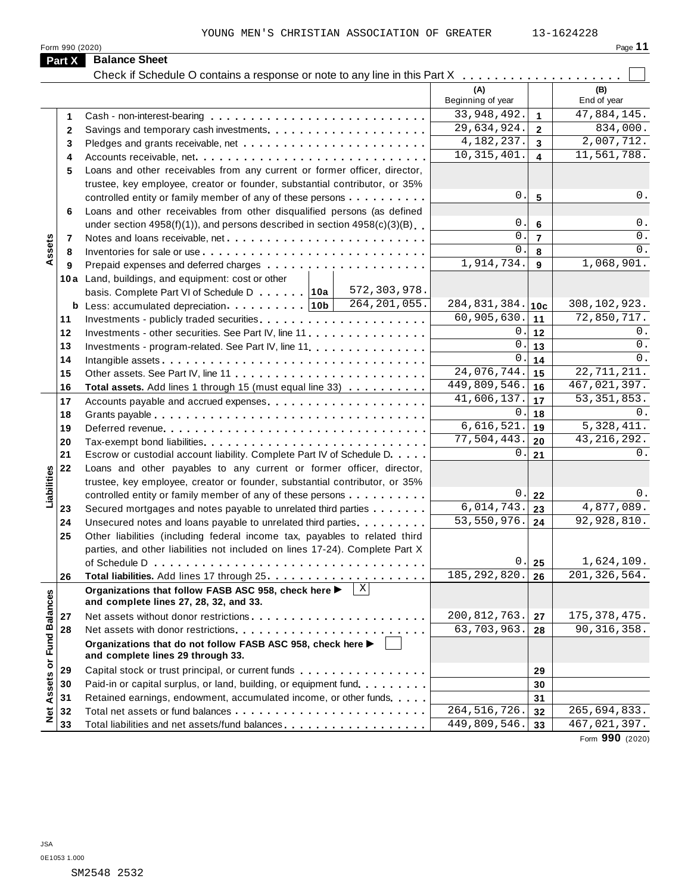YOUNG MEN'S CHRISTIAN ASSOCIATION OF GREATER 13-1624228

Form 990 (2020)

## Part X Balance Sheet

Check if Schedule O contains a response or note to any line in this Part X . . . . . . . . . . . . . . . . . . . . ☐

| Section | Line | Description | | (A) Beginning of year | | (B) End of year |
|---|---|---|---|---|---|---|
| Assets | 1 | Cash - non-interest-bearing | | 33,948,492. | 1 | 47,884,145. |
| | 2 | Savings and temporary cash investments | | 29,634,924. | 2 | 834,000. |
| | 3 | Pledges and grants receivable, net | | 4,182,237. | 3 | 2,007,712. |
| | 4 | Accounts receivable, net | | 10,315,401. | 4 | 11,561,788. |
| | 5 | Loans and other receivables from any current or former officer, director, trustee, key employee, creator or founder, substantial contributor, or 35% controlled entity or family member of any of these persons | | 0. | 5 | 0. |
| | 6 | Loans and other receivables from other disqualified persons (as defined under section 4958(f)(1)), and persons described in section 4958(c)(3)(B) | | 0. | 6 | 0. |
| | 7 | Notes and loans receivable, net | | 0. | 7 | 0. |
| | 8 | Inventories for sale or use | | 0. | 8 | 0. |
| | 9 | Prepaid expenses and deferred charges | | 1,914,734. | 9 | 1,068,901. |
| | 10a | Land, buildings, and equipment: cost or other basis. Complete Part VI of Schedule D . . . 10a | 572,303,978. | | | |
| | b | Less: accumulated depreciation . . . 10b | 264,201,055. | 284,831,384. | 10c | 308,102,923. |
| | 11 | Investments - publicly traded securities | | 60,905,630. | 11 | 72,850,717. |
| | 12 | Investments - other securities. See Part IV, line 11 | | 0. | 12 | 0. |
| | 13 | Investments - program-related. See Part IV, line 11 | | 0. | 13 | 0. |
| | 14 | Intangible assets | | 0. | 14 | 0. |
| | 15 | Other assets. See Part IV, line 11 | | 24,076,744. | 15 | 22,711,211. |
| | 16 | **Total assets.** Add lines 1 through 15 (must equal line 33) | | 449,809,546. | 16 | 467,021,397. |
| Liabilities | 17 | Accounts payable and accrued expenses | | 41,606,137. | 17 | 53,351,853. |
| | 18 | Grants payable | | 0. | 18 | 0. |
| | 19 | Deferred revenue | | 6,616,521. | 19 | 5,328,411. |
| | 20 | Tax-exempt bond liabilities | | 77,504,443. | 20 | 43,216,292. |
| | 21 | Escrow or custodial account liability. Complete Part IV of Schedule D | | 0. | 21 | 0. |
| | 22 | Loans and other payables to any current or former officer, director, trustee, key employee, creator or founder, substantial contributor, or 35% controlled entity or family member of any of these persons | | 0. | 22 | 0. |
| | 23 | Secured mortgages and notes payable to unrelated third parties | | 6,014,743. | 23 | 4,877,089. |
| | 24 | Unsecured notes and loans payable to unrelated third parties | | 53,550,976. | 24 | 92,928,810. |
| | 25 | Other liabilities (including federal income tax, payables to related third parties, and other liabilities not included on lines 17-24). Complete Part X of Schedule D | | 0. | 25 | 1,624,109. |
| | 26 | **Total liabilities.** Add lines 17 through 25 | | 185,292,820. | 26 | 201,326,564. |
| Net Assets or Fund Balances | | **Organizations that follow FASB ASC 958, check here ▶** ☒ **and complete lines 27, 28, 32, and 33.** | | | | |
| | 27 | Net assets without donor restrictions | | 200,812,763. | 27 | 175,378,475. |
| | 28 | Net assets with donor restrictions | | 63,703,963. | 28 | 90,316,358. |
| | | **Organizations that do not follow FASB ASC 958, check here ▶** ☐ **and complete lines 29 through 33.** | | | | |
| | 29 | Capital stock or trust principal, or current funds | | | 29 | |
| | 30 | Paid-in or capital surplus, or land, building, or equipment fund | | | 30 | |
| | 31 | Retained earnings, endowment, accumulated income, or other funds | | | 31 | |
| | 32 | Total net assets or fund balances | | 264,516,726. | 32 | 265,694,833. |
| | 33 | Total liabilities and net assets/fund balances | | 449,809,546. | 33 | 467,021,397. |

Form **990** (2020)

JSA
0E1053 1.000

SM2548 2532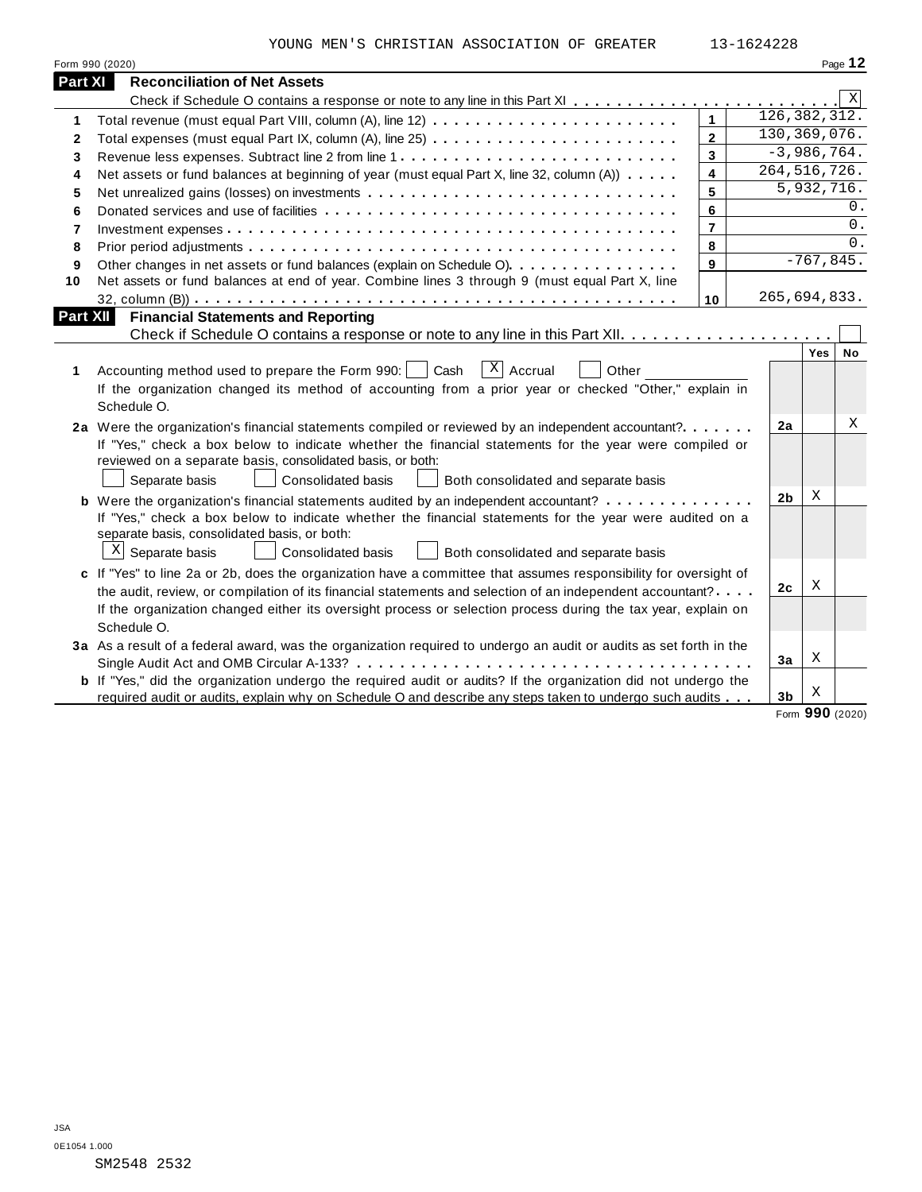YOUNG MEN'S CHRISTIAN ASSOCIATION OF GREATER 13-1624228

Form 990 (2020)

## Part XI Reconciliation of Net Assets

Check if Schedule O contains a response or note to any line in this Part XI . . . . . . . . . . [X]

| | | | |
|---|---|---|---|
| 1 | Total revenue (must equal Part VIII, column (A), line 12) | 1 | 126,382,312. |
| 2 | Total expenses (must equal Part IX, column (A), line 25) | 2 | 130,369,076. |
| 3 | Revenue less expenses. Subtract line 2 from line 1 | 3 | -3,986,764. |
| 4 | Net assets or fund balances at beginning of year (must equal Part X, line 32, column (A)) | 4 | 264,516,726. |
| 5 | Net unrealized gains (losses) on investments | 5 | 5,932,716. |
| 6 | Donated services and use of facilities | 6 | 0. |
| 7 | Investment expenses | 7 | 0. |
| 8 | Prior period adjustments | 8 | 0. |
| 9 | Other changes in net assets or fund balances (explain on Schedule O) | 9 | -767,845. |
| 10 | Net assets or fund balances at end of year. Combine lines 3 through 9 (must equal Part X, line 32, column (B)) | 10 | 265,694,833. |

## Part XII Financial Statements and Reporting

Check if Schedule O contains a response or note to any line in this Part XII . . . . . . . . . . [ ]

| | | | Yes | No |
|---|---|---|---|---|
| 1 | Accounting method used to prepare the Form 990: [ ] Cash [X] Accrual [ ] Other ______<br>If the organization changed its method of accounting from a prior year or checked "Other," explain in Schedule O. | | | |
| 2a | Were the organization's financial statements compiled or reviewed by an independent accountant? | 2a | | X |
| | If "Yes," check a box below to indicate whether the financial statements for the year were compiled or reviewed on a separate basis, consolidated basis, or both:<br>[ ] Separate basis [ ] Consolidated basis [ ] Both consolidated and separate basis | | | |
| b | Were the organization's financial statements audited by an independent accountant? | 2b | X | |
| | If "Yes," check a box below to indicate whether the financial statements for the year were audited on a separate basis, consolidated basis, or both:<br>[X] Separate basis [ ] Consolidated basis [ ] Both consolidated and separate basis | | | |
| c | If "Yes" to line 2a or 2b, does the organization have a committee that assumes responsibility for oversight of the audit, review, or compilation of its financial statements and selection of an independent accountant? | 2c | X | |
| | If the organization changed either its oversight process or selection process during the tax year, explain on Schedule O. | | | |
| 3a | As a result of a federal award, was the organization required to undergo an audit or audits as set forth in the Single Audit Act and OMB Circular A-133? | 3a | X | |
| b | If "Yes," did the organization undergo the required audit or audits? If the organization did not undergo the required audit or audits, explain why on Schedule O and describe any steps taken to undergo such audits | 3b | X | |

Form **990** (2020)

JSA
0E1054 1.000
SM2548 2532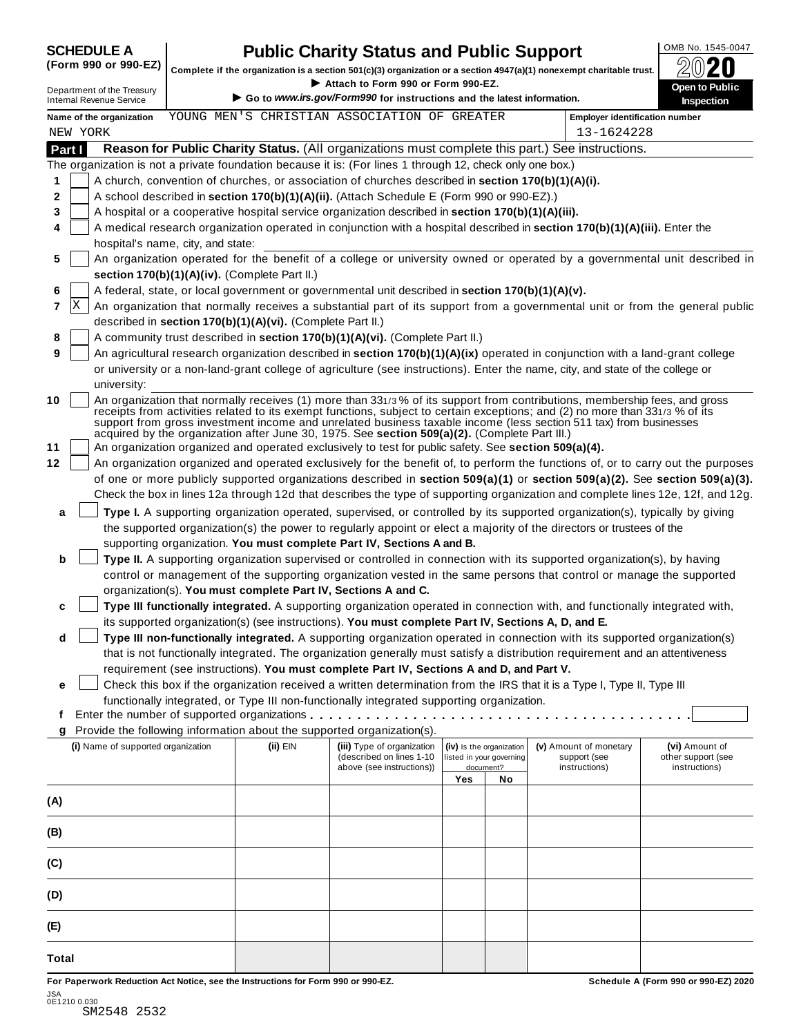**SCHEDULE A**
**(Form 990 or 990-EZ)**

Department of the Treasury
Internal Revenue Service

# Public Charity Status and Public Support

**Complete if the organization is a section 501(c)(3) organization or a section 4947(a)(1) nonexempt charitable trust.**
▶ **Attach to Form 990 or Form 990-EZ.**
▶ **Go to www.irs.gov/Form990 for instructions and the latest information.**

OMB No. 1545-0047
**2020**
**Open to Public Inspection**

**Name of the organization** YOUNG MEN'S CHRISTIAN ASSOCIATION OF GREATER NEW YORK

**Employer identification number** 13-1624228

## Part I Reason for Public Charity Status. (All organizations must complete this part.) See instructions.

The organization is not a private foundation because it is: (For lines 1 through 12, check only one box.)

1. [ ] A church, convention of churches, or association of churches described in **section 170(b)(1)(A)(i).**
2. [ ] A school described in **section 170(b)(1)(A)(ii).** (Attach Schedule E (Form 990 or 990-EZ).)
3. [ ] A hospital or a cooperative hospital service organization described in **section 170(b)(1)(A)(iii).**
4. [ ] A medical research organization operated in conjunction with a hospital described in **section 170(b)(1)(A)(iii).** Enter the hospital's name, city, and state:
5. [ ] An organization operated for the benefit of a college or university owned or operated by a governmental unit described in **section 170(b)(1)(A)(iv).** (Complete Part II.)
6. [ ] A federal, state, or local government or governmental unit described in **section 170(b)(1)(A)(v).**
7. [X] An organization that normally receives a substantial part of its support from a governmental unit or from the general public described in **section 170(b)(1)(A)(vi).** (Complete Part II.)
8. [ ] A community trust described in **section 170(b)(1)(A)(vi).** (Complete Part II.)
9. [ ] An agricultural research organization described in **section 170(b)(1)(A)(ix)** operated in conjunction with a land-grant college or university or a non-land-grant college of agriculture (see instructions). Enter the name, city, and state of the college or university:
10. [ ] An organization that normally receives (1) more than 33 1/3 % of its support from contributions, membership fees, and gross receipts from activities related to its exempt functions, subject to certain exceptions; and (2) no more than 33 1/3 % of its support from gross investment income and unrelated business taxable income (less section 511 tax) from businesses acquired by the organization after June 30, 1975. See **section 509(a)(2).** (Complete Part III.)
11. [ ] An organization organized and operated exclusively to test for public safety. See **section 509(a)(4).**
12. [ ] An organization organized and operated exclusively for the benefit of, to perform the functions of, or to carry out the purposes of one or more publicly supported organizations described in **section 509(a)(1)** or **section 509(a)(2).** See **section 509(a)(3).** Check the box in lines 12a through 12d that describes the type of supporting organization and complete lines 12e, 12f, and 12g.
   - **a** [ ] **Type I.** A supporting organization operated, supervised, or controlled by its supported organization(s), typically by giving the supported organization(s) the power to regularly appoint or elect a majority of the directors or trustees of the supporting organization. **You must complete Part IV, Sections A and B.**
   - **b** [ ] **Type II.** A supporting organization supervised or controlled in connection with its supported organization(s), by having control or management of the supporting organization vested in the same persons that control or manage the supported organization(s). **You must complete Part IV, Sections A and C.**
   - **c** [ ] **Type III functionally integrated.** A supporting organization operated in connection with, and functionally integrated with, its supported organization(s) (see instructions). **You must complete Part IV, Sections A, D, and E.**
   - **d** [ ] **Type III non-functionally integrated.** A supporting organization operated in connection with its supported organization(s) that is not functionally integrated. The organization generally must satisfy a distribution requirement and an attentiveness requirement (see instructions). **You must complete Part IV, Sections A and D, and Part V.**
   - **e** [ ] Check this box if the organization received a written determination from the IRS that it is a Type I, Type II, Type III functionally integrated, or Type III non-functionally integrated supporting organization.
   - **f** Enter the number of supported organizations . . . . . . . . . .
   - **g** Provide the following information about the supported organization(s).

| (i) Name of supported organization | (ii) EIN | (iii) Type of organization (described on lines 1-10 above (see instructions)) | (iv) Is the organization listed in your governing document? Yes | No | (v) Amount of monetary support (see instructions) | (vi) Amount of other support (see instructions) |
|---|---|---|---|---|---|---|
| (A) | | | | | | |
| (B) | | | | | | |
| (C) | | | | | | |
| (D) | | | | | | |
| (E) | | | | | | |
| Total | | | | | | |

**For Paperwork Reduction Act Notice, see the Instructions for Form 990 or 990-EZ.** **Schedule A (Form 990 or 990-EZ) 2020**

JSA
0E1210 0.030
SM2548 2532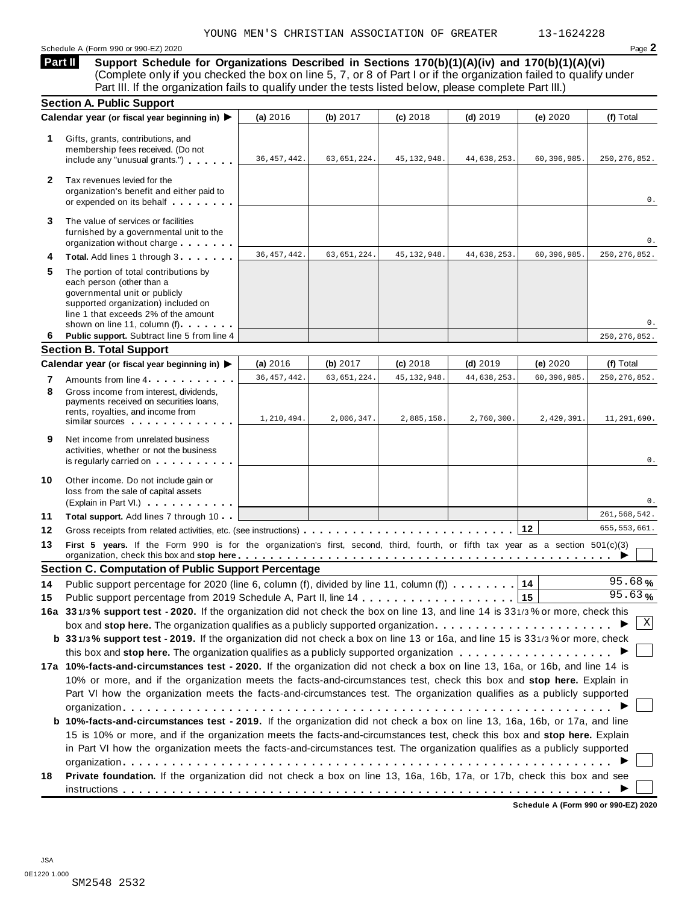YOUNG MEN'S CHRISTIAN ASSOCIATION OF GREATER 13-1624228

Schedule A (Form 990 or 990-EZ) 2020

## Part II Support Schedule for Organizations Described in Sections 170(b)(1)(A)(iv) and 170(b)(1)(A)(vi)

(Complete only if you checked the box on line 5, 7, or 8 of Part I or if the organization failed to qualify under Part III. If the organization fails to qualify under the tests listed below, please complete Part III.)

### Section A. Public Support

| Calendar year (or fiscal year beginning in) ▶ | (a) 2016 | (b) 2017 | (c) 2018 | (d) 2019 | (e) 2020 | (f) Total |
|---|---|---|---|---|---|---|
| **1** Gifts, grants, contributions, and membership fees received. (Do not include any "unusual grants.") | 36,457,442. | 63,651,224. | 45,132,948. | 44,638,253. | 60,396,985. | 250,276,852. |
| **2** Tax revenues levied for the organization's benefit and either paid to or expended on its behalf | | | | | | 0. |
| **3** The value of services or facilities furnished by a governmental unit to the organization without charge | | | | | | 0. |
| **4** **Total.** Add lines 1 through 3 | 36,457,442. | 63,651,224. | 45,132,948. | 44,638,253. | 60,396,985. | 250,276,852. |
| **5** The portion of total contributions by each person (other than a governmental unit or publicly supported organization) included on line 1 that exceeds 2% of the amount shown on line 11, column (f) | | | | | | 0. |
| **6** **Public support.** Subtract line 5 from line 4 | | | | | | 250,276,852. |

### Section B. Total Support

| Calendar year (or fiscal year beginning in) ▶ | (a) 2016 | (b) 2017 | (c) 2018 | (d) 2019 | (e) 2020 | (f) Total |
|---|---|---|---|---|---|---|
| **7** Amounts from line 4 | 36,457,442. | 63,651,224. | 45,132,948. | 44,638,253. | 60,396,985. | 250,276,852. |
| **8** Gross income from interest, dividends, payments received on securities loans, rents, royalties, and income from similar sources | 1,210,494. | 2,006,347. | 2,885,158. | 2,760,300. | 2,429,391. | 11,291,690. |
| **9** Net income from unrelated business activities, whether or not the business is regularly carried on | | | | | | 0. |
| **10** Other income. Do not include gain or loss from the sale of capital assets (Explain in Part VI.) | | | | | | 0. |
| **11** **Total support.** Add lines 7 through 10 | | | | | | 261,568,542. |
| **12** Gross receipts from related activities, etc. (see instructions) | | | | | 12 | 655,553,661. |

**13** **First 5 years.** If the Form 990 is for the organization's first, second, third, fourth, or fifth tax year as a section 501(c)(3) organization, check this box and **stop here** ▶ ☐

### Section C. Computation of Public Support Percentage

**14** Public support percentage for 2020 (line 6, column (f), divided by line 11, column (f)) ... **14** 95.68 %

**15** Public support percentage from 2019 Schedule A, Part II, line 14 ... **15** 95.63 %

**16a** **33 1/3 % support test - 2020.** If the organization did not check the box on line 13, and line 14 is 33 1/3 % or more, check this box and **stop here.** The organization qualifies as a publicly supported organization ▶ ☒

**b** **33 1/3 % support test - 2019.** If the organization did not check a box on line 13 or 16a, and line 15 is 33 1/3 % or more, check this box and **stop here.** The organization qualifies as a publicly supported organization ▶ ☐

**17a** **10%-facts-and-circumstances test - 2020.** If the organization did not check a box on line 13, 16a, or 16b, and line 14 is 10% or more, and if the organization meets the facts-and-circumstances test, check this box and **stop here.** Explain in Part VI how the organization meets the facts-and-circumstances test. The organization qualifies as a publicly supported organization ▶ ☐

**b** **10%-facts-and-circumstances test - 2019.** If the organization did not check a box on line 13, 16a, 16b, or 17a, and line 15 is 10% or more, and if the organization meets the facts-and-circumstances test, check this box and **stop here.** Explain in Part VI how the organization meets the facts-and-circumstances test. The organization qualifies as a publicly supported organization ▶ ☐

**18** **Private foundation.** If the organization did not check a box on line 13, 16a, 16b, 17a, or 17b, check this box and see instructions ▶ ☐

Schedule A (Form 990 or 990-EZ) 2020

JSA
0E1220 1.000
SM2548 2532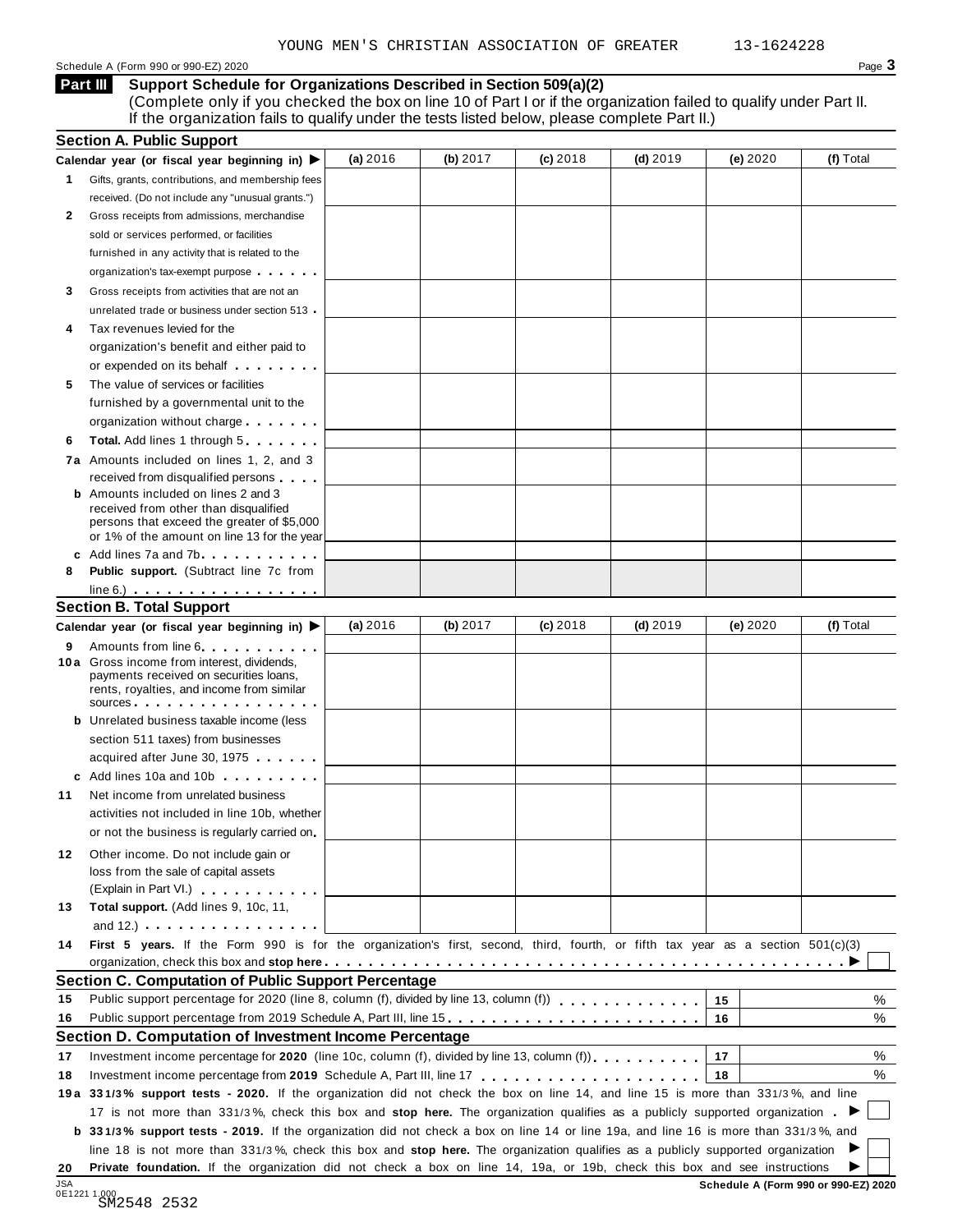YOUNG MEN'S CHRISTIAN ASSOCIATION OF GREATER 13-1624228

Schedule A (Form 990 or 990-EZ) 2020

## Part III Support Schedule for Organizations Described in Section 509(a)(2)

(Complete only if you checked the box on line 10 of Part I or if the organization failed to qualify under Part II. If the organization fails to qualify under the tests listed below, please complete Part II.)

### Section A. Public Support

| Calendar year (or fiscal year beginning in) ▶ | (a) 2016 | (b) 2017 | (c) 2018 | (d) 2019 | (e) 2020 | (f) Total |
|---|---|---|---|---|---|---|
| **1** Gifts, grants, contributions, and membership fees received. (Do not include any "unusual grants.") | | | | | | |
| **2** Gross receipts from admissions, merchandise sold or services performed, or facilities furnished in any activity that is related to the organization's tax-exempt purpose | | | | | | |
| **3** Gross receipts from activities that are not an unrelated trade or business under section 513 | | | | | | |
| **4** Tax revenues levied for the organization's benefit and either paid to or expended on its behalf | | | | | | |
| **5** The value of services or facilities furnished by a governmental unit to the organization without charge | | | | | | |
| **6** **Total.** Add lines 1 through 5 | | | | | | |
| **7a** Amounts included on lines 1, 2, and 3 received from disqualified persons | | | | | | |
| **b** Amounts included on lines 2 and 3 received from other than disqualified persons that exceed the greater of $5,000 or 1% of the amount on line 13 for the year | | | | | | |
| **c** Add lines 7a and 7b | | | | | | |
| **8** **Public support.** (Subtract line 7c from line 6.) | | | | | | |

### Section B. Total Support

| Calendar year (or fiscal year beginning in) ▶ | (a) 2016 | (b) 2017 | (c) 2018 | (d) 2019 | (e) 2020 | (f) Total |
|---|---|---|---|---|---|---|
| **9** Amounts from line 6 | | | | | | |
| **10a** Gross income from interest, dividends, payments received on securities loans, rents, royalties, and income from similar sources | | | | | | |
| **b** Unrelated business taxable income (less section 511 taxes) from businesses acquired after June 30, 1975 | | | | | | |
| **c** Add lines 10a and 10b | | | | | | |
| **11** Net income from unrelated business activities not included in line 10b, whether or not the business is regularly carried on | | | | | | |
| **12** Other income. Do not include gain or loss from the sale of capital assets (Explain in Part VI.) | | | | | | |
| **13** **Total support.** (Add lines 9, 10c, 11, and 12.) | | | | | | |

**14** **First 5 years.** If the Form 990 is for the organization's first, second, third, fourth, or fifth tax year as a section 501(c)(3) organization, check this box and **stop here** ▶ ☐

### Section C. Computation of Public Support Percentage

| | | | |
|---|---|---|---|
| **15** | Public support percentage for 2020 (line 8, column (f), divided by line 13, column (f)) | 15 | % |
| **16** | Public support percentage from 2019 Schedule A, Part III, line 15 | 16 | % |

### Section D. Computation of Investment Income Percentage

| | | | |
|---|---|---|---|
| **17** | Investment income percentage for **2020** (line 10c, column (f), divided by line 13, column (f)) | 17 | % |
| **18** | Investment income percentage from **2019** Schedule A, Part III, line 17 | 18 | % |

**19a** **33 1/3% support tests - 2020.** If the organization did not check the box on line 14, and line 15 is more than 33 1/3%, and line 17 is not more than 33 1/3%, check this box and **stop here.** The organization qualifies as a publicly supported organization ▶ ☐

**b** **33 1/3% support tests - 2019.** If the organization did not check a box on line 14 or line 19a, and line 16 is more than 33 1/3%, and line 18 is not more than 33 1/3%, check this box and **stop here.** The organization qualifies as a publicly supported organization ▶ ☐

**20** **Private foundation.** If the organization did not check a box on line 14, 19a, or 19b, check this box and see instructions ▶ ☐

Schedule A (Form 990 or 990-EZ) 2020

JSA 0E1221 1.000
SM2548 2532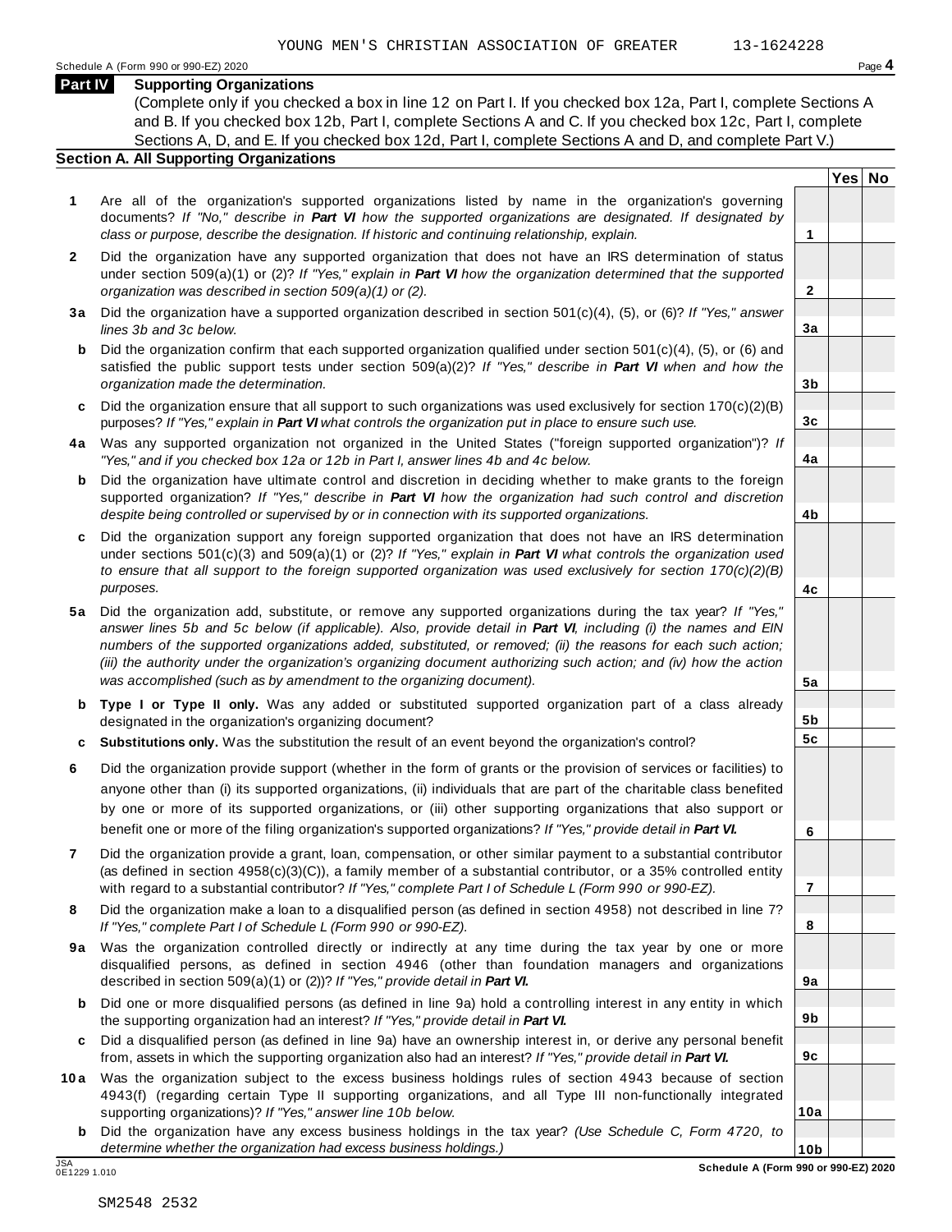YOUNG MEN'S CHRISTIAN ASSOCIATION OF GREATER 13-1624228

## Part IV Supporting Organizations

(Complete only if you checked a box in line 12 on Part I. If you checked box 12a, Part I, complete Sections A and B. If you checked box 12b, Part I, complete Sections A and C. If you checked box 12c, Part I, complete Sections A, D, and E. If you checked box 12d, Part I, complete Sections A and D, and complete Part V.)

### Section A. All Supporting Organizations

| | | Line | Yes | No |
|---|---|---|---|---|
| **1** | Are all of the organization's supported organizations listed by name in the organization's governing documents? *If "No," describe in **Part VI** how the supported organizations are designated. If designated by class or purpose, describe the designation. If historic and continuing relationship, explain.* | **1** | | |
| **2** | Did the organization have any supported organization that does not have an IRS determination of status under section 509(a)(1) or (2)? *If "Yes," explain in **Part VI** how the organization determined that the supported organization was described in section 509(a)(1) or (2).* | **2** | | |
| **3a** | Did the organization have a supported organization described in section 501(c)(4), (5), or (6)? *If "Yes," answer lines 3b and 3c below.* | **3a** | | |
| **b** | Did the organization confirm that each supported organization qualified under section 501(c)(4), (5), or (6) and satisfied the public support tests under section 509(a)(2)? *If "Yes," describe in **Part VI** when and how the organization made the determination.* | **3b** | | |
| **c** | Did the organization ensure that all support to such organizations was used exclusively for section 170(c)(2)(B) purposes? *If "Yes," explain in **Part VI** what controls the organization put in place to ensure such use.* | **3c** | | |
| **4a** | Was any supported organization not organized in the United States ("foreign supported organization")? *If "Yes," and if you checked box 12a or 12b in Part I, answer lines 4b and 4c below.* | **4a** | | |
| **b** | Did the organization have ultimate control and discretion in deciding whether to make grants to the foreign supported organization? *If "Yes," describe in **Part VI** how the organization had such control and discretion despite being controlled or supervised by or in connection with its supported organizations.* | **4b** | | |
| **c** | Did the organization support any foreign supported organization that does not have an IRS determination under sections 501(c)(3) and 509(a)(1) or (2)? *If "Yes," explain in **Part VI** what controls the organization used to ensure that all support to the foreign supported organization was used exclusively for section 170(c)(2)(B) purposes.* | **4c** | | |
| **5a** | Did the organization add, substitute, or remove any supported organizations during the tax year? *If "Yes," answer lines 5b and 5c below (if applicable). Also, provide detail in **Part VI**, including (i) the names and EIN numbers of the supported organizations added, substituted, or removed; (ii) the reasons for each such action; (iii) the authority under the organization's organizing document authorizing such action; and (iv) how the action was accomplished (such as by amendment to the organizing document).* | **5a** | | |
| **b** | **Type I or Type II only.** Was any added or substituted supported organization part of a class already designated in the organization's organizing document? | **5b** | | |
| **c** | **Substitutions only.** Was the substitution the result of an event beyond the organization's control? | **5c** | | |
| **6** | Did the organization provide support (whether in the form of grants or the provision of services or facilities) to anyone other than (i) its supported organizations, (ii) individuals that are part of the charitable class benefited by one or more of its supported organizations, or (iii) other supporting organizations that also support or benefit one or more of the filing organization's supported organizations? *If "Yes," provide detail in **Part VI.*** | **6** | | |
| **7** | Did the organization provide a grant, loan, compensation, or other similar payment to a substantial contributor (as defined in section 4958(c)(3)(C)), a family member of a substantial contributor, or a 35% controlled entity with regard to a substantial contributor? *If "Yes," complete Part I of Schedule L (Form 990 or 990-EZ).* | **7** | | |
| **8** | Did the organization make a loan to a disqualified person (as defined in section 4958) not described in line 7? *If "Yes," complete Part I of Schedule L (Form 990 or 990-EZ).* | **8** | | |
| **9a** | Was the organization controlled directly or indirectly at any time during the tax year by one or more disqualified persons, as defined in section 4946 (other than foundation managers and organizations described in section 509(a)(1) or (2))? *If "Yes," provide detail in **Part VI.*** | **9a** | | |
| **b** | Did one or more disqualified persons (as defined in line 9a) hold a controlling interest in any entity in which the supporting organization had an interest? *If "Yes," provide detail in **Part VI.*** | **9b** | | |
| **c** | Did a disqualified person (as defined in line 9a) have an ownership interest in, or derive any personal benefit from, assets in which the supporting organization also had an interest? *If "Yes," provide detail in **Part VI.*** | **9c** | | |
| **10a** | Was the organization subject to the excess business holdings rules of section 4943 because of section 4943(f) (regarding certain Type II supporting organizations, and all Type III non-functionally integrated supporting organizations)? *If "Yes," answer line 10b below.* | **10a** | | |
| **b** | Did the organization have any excess business holdings in the tax year? *(Use Schedule C, Form 4720, to determine whether the organization had excess business holdings.)* | **10b** | | |

**Schedule A (Form 990 or 990-EZ) 2020**

SM2548 2532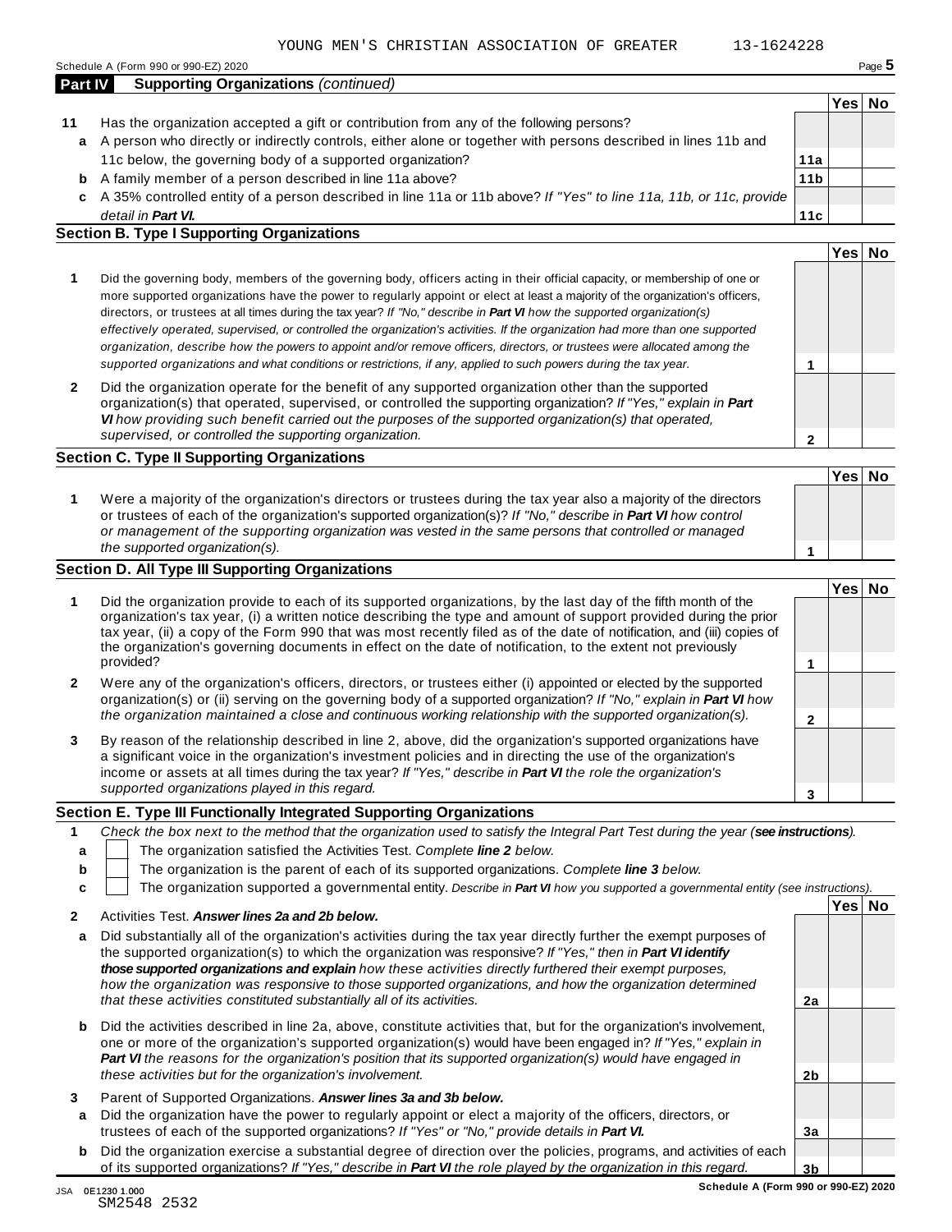YOUNG MEN'S CHRISTIAN ASSOCIATION OF GREATER 13-1624228

Schedule A (Form 990 or 990-EZ) 2020

## Part IV Supporting Organizations *(continued)*

| | | | Yes | No |
|---|---|---|---|---|
| **11** | Has the organization accepted a gift or contribution from any of the following persons? | | | |
| **a** | A person who directly or indirectly controls, either alone or together with persons described in lines 11b and 11c below, the governing body of a supported organization? | **11a** | | |
| **b** | A family member of a person described in line 11a above? | **11b** | | |
| **c** | A 35% controlled entity of a person described in line 11a or 11b above? *If "Yes" to line 11a, 11b, or 11c, provide detail in **Part VI.*** | **11c** | | |

### Section B. Type I Supporting Organizations

| | | | Yes | No |
|---|---|---|---|---|
| **1** | Did the governing body, members of the governing body, officers acting in their official capacity, or membership of one or more supported organizations have the power to regularly appoint or elect at least a majority of the organization's officers, directors, or trustees at all times during the tax year? *If "No," describe in **Part VI** how the supported organization(s) effectively operated, supervised, or controlled the organization's activities. If the organization had more than one supported organization, describe how the powers to appoint and/or remove officers, directors, or trustees were allocated among the supported organizations and what conditions or restrictions, if any, applied to such powers during the tax year.* | **1** | | |
| **2** | Did the organization operate for the benefit of any supported organization other than the supported organization(s) that operated, supervised, or controlled the supporting organization? *If "Yes," explain in **Part VI** how providing such benefit carried out the purposes of the supported organization(s) that operated, supervised, or controlled the supporting organization.* | **2** | | |

### Section C. Type II Supporting Organizations

| | | | Yes | No |
|---|---|---|---|---|
| **1** | Were a majority of the organization's directors or trustees during the tax year also a majority of the directors or trustees of each of the organization's supported organization(s)? *If "No," describe in **Part VI** how control or management of the supporting organization was vested in the same persons that controlled or managed the supported organization(s).* | **1** | | |

### Section D. All Type III Supporting Organizations

| | | | Yes | No |
|---|---|---|---|---|
| **1** | Did the organization provide to each of its supported organizations, by the last day of the fifth month of the organization's tax year, (i) a written notice describing the type and amount of support provided during the prior tax year, (ii) a copy of the Form 990 that was most recently filed as of the date of notification, and (iii) copies of the organization's governing documents in effect on the date of notification, to the extent not previously provided? | **1** | | |
| **2** | Were any of the organization's officers, directors, or trustees either (i) appointed or elected by the supported organization(s) or (ii) serving on the governing body of a supported organization? *If "No," explain in **Part VI** how the organization maintained a close and continuous working relationship with the supported organization(s).* | **2** | | |
| **3** | By reason of the relationship described in line 2, above, did the organization's supported organizations have a significant voice in the organization's investment policies and in directing the use of the organization's income or assets at all times during the tax year? *If "Yes," describe in **Part VI** the role the organization's supported organizations played in this regard.* | **3** | | |

### Section E. Type III Functionally Integrated Supporting Organizations

**1** *Check the box next to the method that the organization used to satisfy the Integral Part Test during the year (**see instructions**).*

- **a** ☐ The organization satisfied the Activities Test. *Complete **line 2** below.*
- **b** ☐ The organization is the parent of each of its supported organizations. *Complete **line 3** below.*
- **c** ☐ The organization supported a governmental entity. *Describe in **Part VI** how you supported a governmental entity (see instructions).*

| | | | Yes | No |
|---|---|---|---|---|
| **2** | Activities Test. ***Answer lines 2a and 2b below.*** | | | |
| **a** | Did substantially all of the organization's activities during the tax year directly further the exempt purposes of the supported organization(s) to which the organization was responsive? *If "Yes," then in **Part VI identify those supported organizations and explain** how these activities directly furthered their exempt purposes, how the organization was responsive to those supported organizations, and how the organization determined that these activities constituted substantially all of its activities.* | **2a** | | |
| **b** | Did the activities described in line 2a, above, constitute activities that, but for the organization's involvement, one or more of the organization's supported organization(s) would have been engaged in? *If "Yes," explain in **Part VI** the reasons for the organization's position that its supported organization(s) would have engaged in these activities but for the organization's involvement.* | **2b** | | |
| **3** | Parent of Supported Organizations. ***Answer lines 3a and 3b below.*** | | | |
| **a** | Did the organization have the power to regularly appoint or elect a majority of the officers, directors, or trustees of each of the supported organizations? *If "Yes" or "No," provide details in **Part VI.*** | **3a** | | |
| **b** | Did the organization exercise a substantial degree of direction over the policies, programs, and activities of each of its supported organizations? *If "Yes," describe in **Part VI** the role played by the organization in this regard.* | **3b** | | |

JSA 0E1230 1.000
SM2548 2532

**Schedule A (Form 990 or 990-EZ) 2020**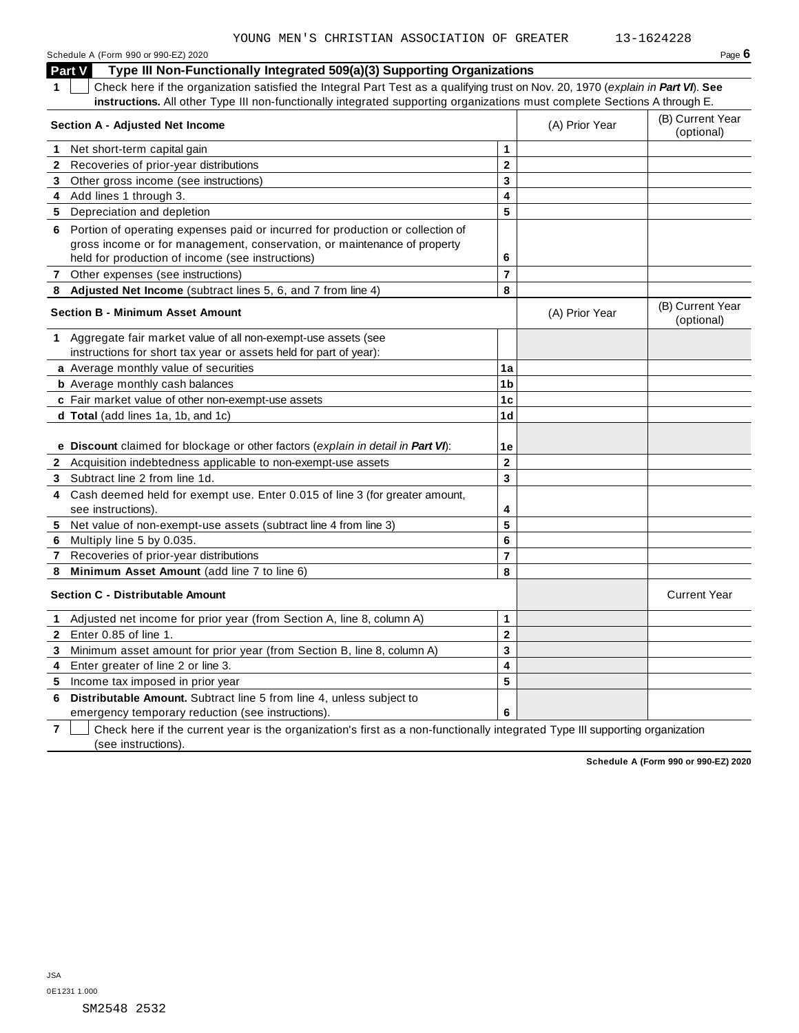YOUNG MEN'S CHRISTIAN ASSOCIATION OF GREATER 13-1624228

Schedule A (Form 990 or 990-EZ) 2020

## Part V Type III Non-Functionally Integrated 509(a)(3) Supporting Organizations

**1** ☐ Check here if the organization satisfied the Integral Part Test as a qualifying trust on Nov. 20, 1970 (*explain in **Part VI***). **See instructions.** All other Type III non-functionally integrated supporting organizations must complete Sections A through E.

| **Section A - Adjusted Net Income** | | (A) Prior Year | (B) Current Year (optional) |
|---|---|---|---|
| **1** Net short-term capital gain | **1** | | |
| **2** Recoveries of prior-year distributions | **2** | | |
| **3** Other gross income (see instructions) | **3** | | |
| **4** Add lines 1 through 3. | **4** | | |
| **5** Depreciation and depletion | **5** | | |
| **6** Portion of operating expenses paid or incurred for production or collection of gross income or for management, conservation, or maintenance of property held for production of income (see instructions) | **6** | | |
| **7** Other expenses (see instructions) | **7** | | |
| **8** **Adjusted Net Income** (subtract lines 5, 6, and 7 from line 4) | **8** | | |

| **Section B - Minimum Asset Amount** | | (A) Prior Year | (B) Current Year (optional) |
|---|---|---|---|
| **1** Aggregate fair market value of all non-exempt-use assets (see instructions for short tax year or assets held for part of year): | | | |
| **a** Average monthly value of securities | **1a** | | |
| **b** Average monthly cash balances | **1b** | | |
| **c** Fair market value of other non-exempt-use assets | **1c** | | |
| **d** **Total** (add lines 1a, 1b, and 1c) | **1d** | | |
| **e** **Discount** claimed for blockage or other factors (*explain in detail in **Part VI***): | **1e** | | |
| **2** Acquisition indebtedness applicable to non-exempt-use assets | **2** | | |
| **3** Subtract line 2 from line 1d. | **3** | | |
| **4** Cash deemed held for exempt use. Enter 0.015 of line 3 (for greater amount, see instructions). | **4** | | |
| **5** Net value of non-exempt-use assets (subtract line 4 from line 3) | **5** | | |
| **6** Multiply line 5 by 0.035. | **6** | | |
| **7** Recoveries of prior-year distributions | **7** | | |
| **8** **Minimum Asset Amount** (add line 7 to line 6) | **8** | | |

| **Section C - Distributable Amount** | | | Current Year |
|---|---|---|---|
| **1** Adjusted net income for prior year (from Section A, line 8, column A) | **1** | | |
| **2** Enter 0.85 of line 1. | **2** | | |
| **3** Minimum asset amount for prior year (from Section B, line 8, column A) | **3** | | |
| **4** Enter greater of line 2 or line 3. | **4** | | |
| **5** Income tax imposed in prior year | **5** | | |
| **6** **Distributable Amount.** Subtract line 5 from line 4, unless subject to emergency temporary reduction (see instructions). | **6** | | |

**7** ☐ Check here if the current year is the organization's first as a non-functionally integrated Type III supporting organization (see instructions).

**Schedule A (Form 990 or 990-EZ) 2020**

JSA
0E1231 1.000
SM2548 2532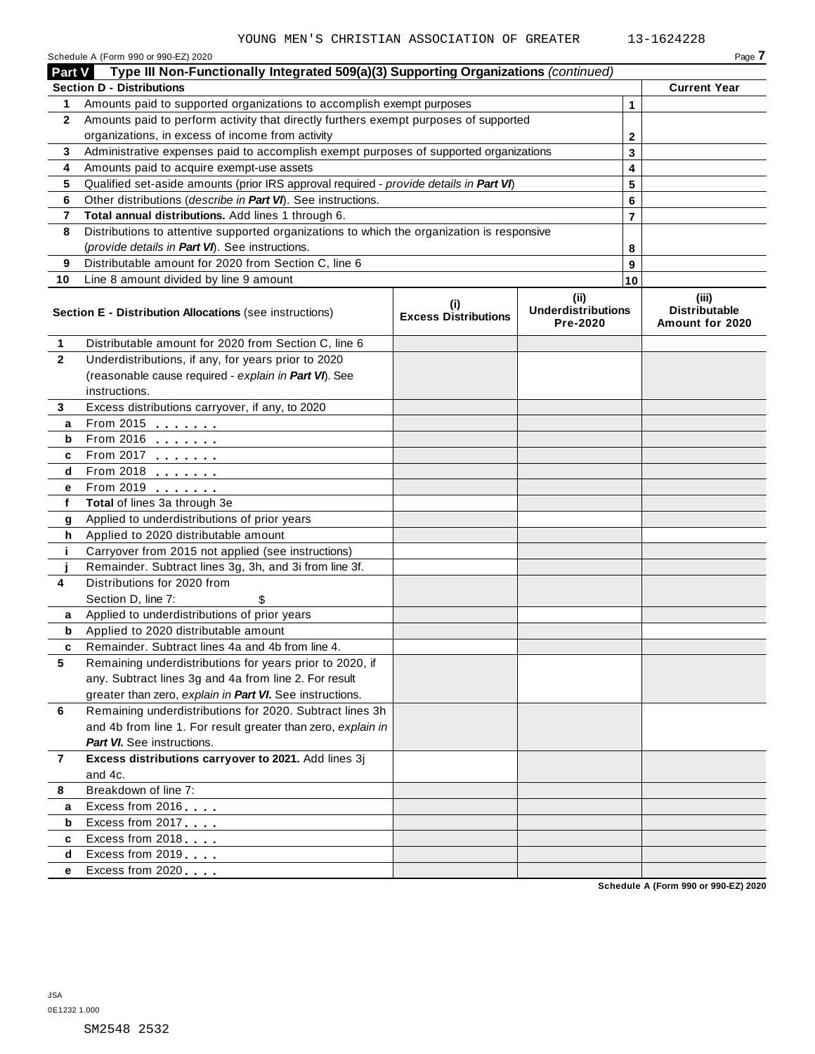YOUNG MEN'S CHRISTIAN ASSOCIATION OF GREATER 13-1624228

## Part V Type III Non-Functionally Integrated 509(a)(3) Supporting Organizations *(continued)*

| Section D - Distributions | | | Current Year |
|---|---|---|---|
| 1 | Amounts paid to supported organizations to accomplish exempt purposes | 1 | |
| 2 | Amounts paid to perform activity that directly furthers exempt purposes of supported organizations, in excess of income from activity | 2 | |
| 3 | Administrative expenses paid to accomplish exempt purposes of supported organizations | 3 | |
| 4 | Amounts paid to acquire exempt-use assets | 4 | |
| 5 | Qualified set-aside amounts (prior IRS approval required - *provide details in **Part VI***) | 5 | |
| 6 | Other distributions (*describe in **Part VI***). See instructions. | 6 | |
| 7 | **Total annual distributions.** Add lines 1 through 6. | 7 | |
| 8 | Distributions to attentive supported organizations to which the organization is responsive (*provide details in **Part VI***). See instructions. | 8 | |
| 9 | Distributable amount for 2020 from Section C, line 6 | 9 | |
| 10 | Line 8 amount divided by line 9 amount | 10 | |

| | Section E - Distribution Allocations (see instructions) | (i) Excess Distributions | (ii) Underdistributions Pre-2020 | (iii) Distributable Amount for 2020 |
|---|---|---|---|---|
| 1 | Distributable amount for 2020 from Section C, line 6 | | | |
| 2 | Underdistributions, if any, for years prior to 2020 (reasonable cause required - *explain in **Part VI***). See instructions. | | | |
| 3 | Excess distributions carryover, if any, to 2020 | | | |
| a | From 2015 | | | |
| b | From 2016 | | | |
| c | From 2017 | | | |
| d | From 2018 | | | |
| e | From 2019 | | | |
| f | **Total** of lines 3a through 3e | | | |
| g | Applied to underdistributions of prior years | | | |
| h | Applied to 2020 distributable amount | | | |
| i | Carryover from 2015 not applied (see instructions) | | | |
| j | Remainder. Subtract lines 3g, 3h, and 3i from line 3f. | | | |
| 4 | Distributions for 2020 from Section D, line 7: $ | | | |
| a | Applied to underdistributions of prior years | | | |
| b | Applied to 2020 distributable amount | | | |
| c | Remainder. Subtract lines 4a and 4b from line 4. | | | |
| 5 | Remaining underdistributions for years prior to 2020, if any. Subtract lines 3g and 4a from line 2. For result greater than zero, *explain in **Part VI***. See instructions. | | | |
| 6 | Remaining underdistributions for 2020. Subtract lines 3h and 4b from line 1. For result greater than zero, *explain in **Part VI***. See instructions. | | | |
| 7 | **Excess distributions carryover to 2021.** Add lines 3j and 4c. | | | |
| 8 | Breakdown of line 7: | | | |
| a | Excess from 2016 | | | |
| b | Excess from 2017 | | | |
| c | Excess from 2018 | | | |
| d | Excess from 2019 | | | |
| e | Excess from 2020 | | | |

Schedule A (Form 990 or 990-EZ) 2020

JSA
0E1232 1.000

SM2548 2532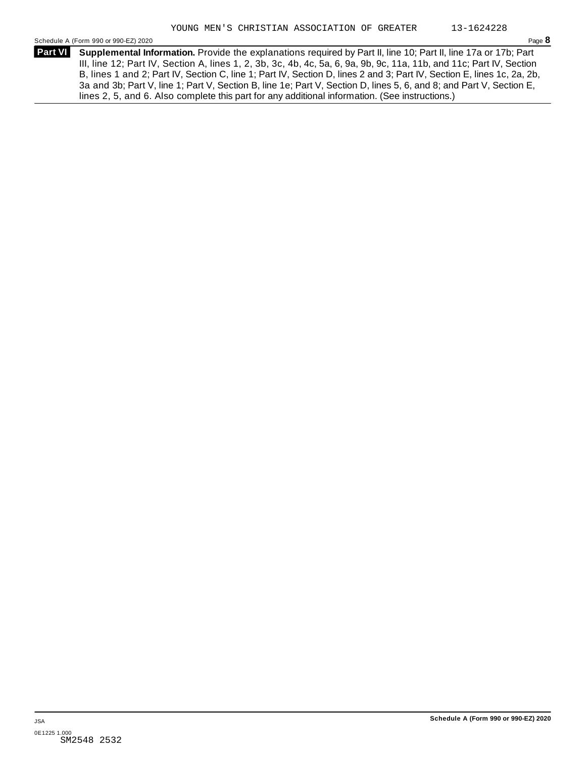YOUNG MEN'S CHRISTIAN ASSOCIATION OF GREATER 13-1624228

Schedule A (Form 990 or 990-EZ) 2020

**Part VI** **Supplemental Information.** Provide the explanations required by Part II, line 10; Part II, line 17a or 17b; Part III, line 12; Part IV, Section A, lines 1, 2, 3b, 3c, 4b, 4c, 5a, 6, 9a, 9b, 9c, 11a, 11b, and 11c; Part IV, Section B, lines 1 and 2; Part IV, Section C, line 1; Part IV, Section D, lines 2 and 3; Part IV, Section E, lines 1c, 2a, 2b, 3a and 3b; Part V, line 1; Part V, Section B, line 1e; Part V, Section D, lines 5, 6, and 8; and Part V, Section E, lines 2, 5, and 6. Also complete this part for any additional information. (See instructions.)

JSA

0E1225 1.000
SM2548 2532

Schedule A (Form 990 or 990-EZ) 2020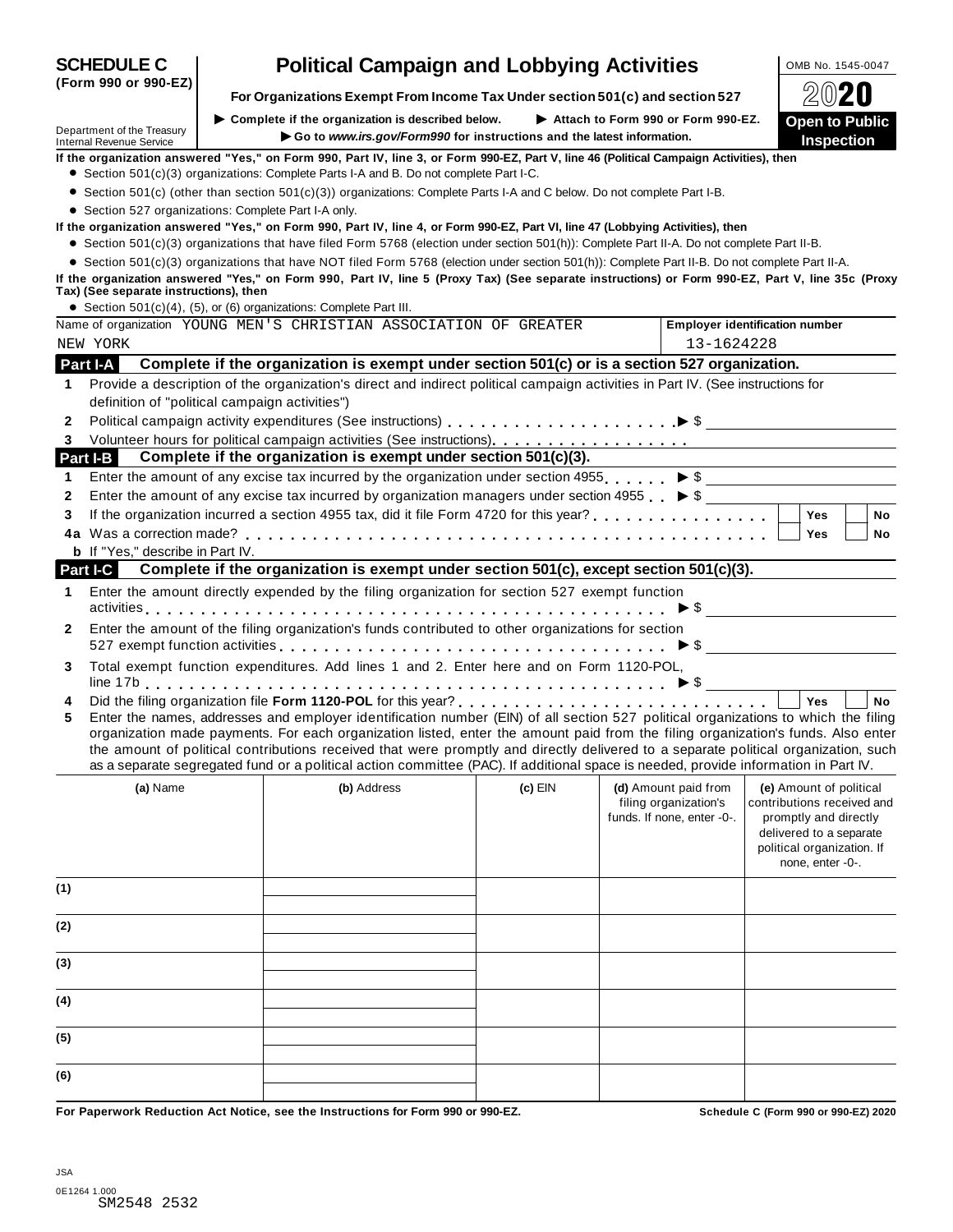**SCHEDULE C (Form 990 or 990-EZ)**

Department of the Treasury
Internal Revenue Service

# Political Campaign and Lobbying Activities

**For Organizations Exempt From Income Tax Under section 501(c) and section 527**

▶ Complete if the organization is described below. ▶ Attach to Form 990 or Form 990-EZ.

▶ Go to *www.irs.gov/Form990* for instructions and the latest information.

OMB No. 1545-0047

**2020**

**Open to Public Inspection**

**If the organization answered "Yes," on Form 990, Part IV, line 3, or Form 990-EZ, Part V, line 46 (Political Campaign Activities), then**

- Section 501(c)(3) organizations: Complete Parts I-A and B. Do not complete Part I-C.
- Section 501(c) (other than section 501(c)(3)) organizations: Complete Parts I-A and C below. Do not complete Part I-B.
- Section 527 organizations: Complete Part I-A only.

**If the organization answered "Yes," on Form 990, Part IV, line 4, or Form 990-EZ, Part VI, line 47 (Lobbying Activities), then**

- Section 501(c)(3) organizations that have filed Form 5768 (election under section 501(h)): Complete Part II-A. Do not complete Part II-B.
- Section 501(c)(3) organizations that have NOT filed Form 5768 (election under section 501(h)): Complete Part II-B. Do not complete Part II-A.

**If the organization answered "Yes," on Form 990, Part IV, line 5 (Proxy Tax) (See separate instructions) or Form 990-EZ, Part V, line 35c (Proxy Tax) (See separate instructions), then**

- Section 501(c)(4), (5), or (6) organizations: Complete Part III.

Name of organization YOUNG MEN'S CHRISTIAN ASSOCIATION OF GREATER NEW YORK

**Employer identification number** 13-1624228

## Part I-A Complete if the organization is exempt under section 501(c) or is a section 527 organization.

1 Provide a description of the organization's direct and indirect political campaign activities in Part IV. (See instructions for definition of "political campaign activities")

2 Political campaign activity expenditures (See instructions) ▶ $

3 Volunteer hours for political campaign activities (See instructions)

## Part I-B Complete if the organization is exempt under section 501(c)(3).

1 Enter the amount of any excise tax incurred by the organization under section 4955 ▶ $

2 Enter the amount of any excise tax incurred by organization managers under section 4955 ▶ $

3 If the organization incurred a section 4955 tax, did it file Form 4720 for this year? ☐ Yes ☐ No

4a Was a correction made? ☐ Yes ☐ No

b If "Yes," describe in Part IV.

## Part I-C Complete if the organization is exempt under section 501(c), except section 501(c)(3).

1 Enter the amount directly expended by the filing organization for section 527 exempt function activities ▶ $

2 Enter the amount of the filing organization's funds contributed to other organizations for section 527 exempt function activities ▶ $

3 Total exempt function expenditures. Add lines 1 and 2. Enter here and on Form 1120-POL, line 17b ▶ $

4 Did the filing organization file **Form 1120-POL** for this year? ☐ Yes ☐ No

5 Enter the names, addresses and employer identification number (EIN) of all section 527 political organizations to which the filing organization made payments. For each organization listed, enter the amount paid from the filing organization's funds. Also enter the amount of political contributions received that were promptly and directly delivered to a separate political organization, such as a separate segregated fund or a political action committee (PAC). If additional space is needed, provide information in Part IV.

| | (a) Name | (b) Address | (c) EIN | (d) Amount paid from filing organization's funds. If none, enter -0-. | (e) Amount of political contributions received and promptly and directly delivered to a separate political organization. If none, enter -0-. |
|---|---|---|---|---|---|
| (1) | | | | | |
| (2) | | | | | |
| (3) | | | | | |
| (4) | | | | | |
| (5) | | | | | |
| (6) | | | | | |

**For Paperwork Reduction Act Notice, see the Instructions for Form 990 or 990-EZ.** **Schedule C (Form 990 or 990-EZ) 2020**

JSA
0E1264 1.000
SM2548 2532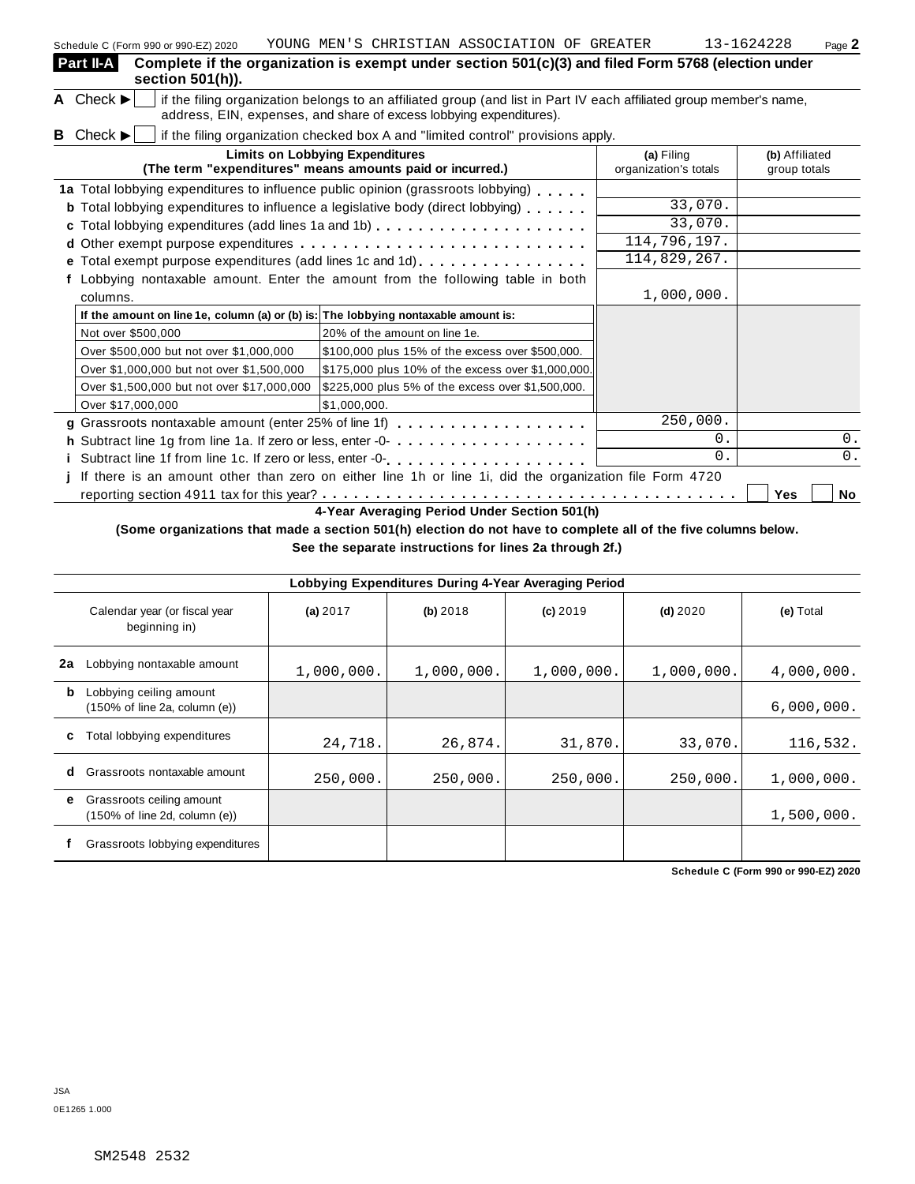Schedule C (Form 990 or 990-EZ) 2020 YOUNG MEN'S CHRISTIAN ASSOCIATION OF GREATER 13-1624228 Page **2**

## Part II-A Complete if the organization is exempt under section 501(c)(3) and filed Form 5768 (election under section 501(h)).

**A** Check ▶ ☐ if the filing organization belongs to an affiliated group (and list in Part IV each affiliated group member's name, address, EIN, expenses, and share of excess lobbying expenditures).

**B** Check ▶ ☐ if the filing organization checked box A and "limited control" provisions apply.

| Limits on Lobbying Expenditures (The term "expenditures" means amounts paid or incurred.) | (a) Filing organization's totals | (b) Affiliated group totals |
|---|---|---|
| **1a** Total lobbying expenditures to influence public opinion (grassroots lobbying) | | |
| **b** Total lobbying expenditures to influence a legislative body (direct lobbying) | 33,070. | |
| **c** Total lobbying expenditures (add lines 1a and 1b) | 33,070. | |
| **d** Other exempt purpose expenditures | 114,796,197. | |
| **e** Total exempt purpose expenditures (add lines 1c and 1d) | 114,829,267. | |
| **f** Lobbying nontaxable amount. Enter the amount from the following table in both columns. | 1,000,000. | |

| If the amount on line 1e, column (a) or (b) is: | The lobbying nontaxable amount is: |
|---|---|
| Not over $500,000 | 20% of the amount on line 1e. |
| Over $500,000 but not over $1,000,000 | $100,000 plus 15% of the excess over $500,000. |
| Over $1,000,000 but not over $1,500,000 | $175,000 plus 10% of the excess over $1,000,000. |
| Over $1,500,000 but not over $17,000,000 | $225,000 plus 5% of the excess over $1,500,000. |
| Over $17,000,000 | $1,000,000. |

| | (a) | (b) |
|---|---|---|
| **g** Grassroots nontaxable amount (enter 25% of line 1f) | 250,000. | |
| **h** Subtract line 1g from line 1a. If zero or less, enter -0- | 0. | 0. |
| **i** Subtract line 1f from line 1c. If zero or less, enter -0- | 0. | 0. |

**j** If there is an amount other than zero on either line 1h or line 1i, did the organization file Form 4720 reporting section 4911 tax for this year? ☐ Yes ☐ No

### 4-Year Averaging Period Under Section 501(h)

**(Some organizations that made a section 501(h) election do not have to complete all of the five columns below. See the separate instructions for lines 2a through 2f.)**

| Lobbying Expenditures During 4-Year Averaging Period | | | | | |
|---|---|---|---|---|---|
| Calendar year (or fiscal year beginning in) | (a) 2017 | (b) 2018 | (c) 2019 | (d) 2020 | (e) Total |
| **2a** Lobbying nontaxable amount | 1,000,000. | 1,000,000. | 1,000,000. | 1,000,000. | 4,000,000. |
| **b** Lobbying ceiling amount (150% of line 2a, column (e)) | | | | | 6,000,000. |
| **c** Total lobbying expenditures | 24,718. | 26,874. | 31,870. | 33,070. | 116,532. |
| **d** Grassroots nontaxable amount | 250,000. | 250,000. | 250,000. | 250,000. | 1,000,000. |
| **e** Grassroots ceiling amount (150% of line 2d, column (e)) | | | | | 1,500,000. |
| **f** Grassroots lobbying expenditures | | | | | |

**Schedule C (Form 990 or 990-EZ) 2020**

JSA
0E1265 1.000

SM2548 2532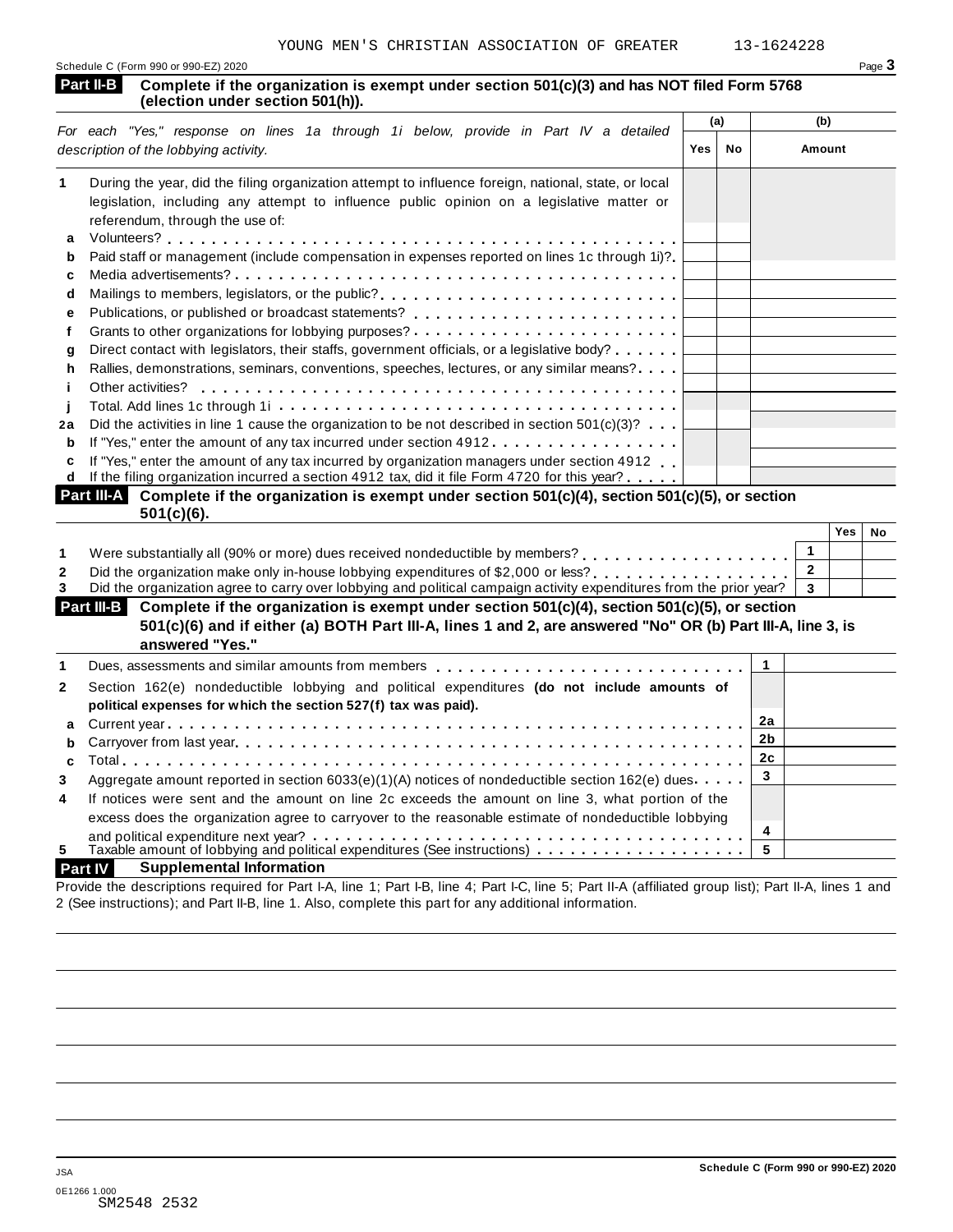YOUNG MEN'S CHRISTIAN ASSOCIATION OF GREATER 13-1624228

Schedule C (Form 990 or 990-EZ) 2020

## Part II-B Complete if the organization is exempt under section 501(c)(3) and has NOT filed Form 5768 (election under section 501(h)).

| *For each "Yes," response on lines 1a through 1i below, provide in Part IV a detailed description of the lobbying activity.* | (a) Yes | (a) No | (b) Amount |
|---|---|---|---|
| **1** During the year, did the filing organization attempt to influence foreign, national, state, or local legislation, including any attempt to influence public opinion on a legislative matter or referendum, through the use of: | | | |
| **a** Volunteers? | | | |
| **b** Paid staff or management (include compensation in expenses reported on lines 1c through 1i)? | | | |
| **c** Media advertisements? | | | |
| **d** Mailings to members, legislators, or the public? | | | |
| **e** Publications, or published or broadcast statements? | | | |
| **f** Grants to other organizations for lobbying purposes? | | | |
| **g** Direct contact with legislators, their staffs, government officials, or a legislative body? | | | |
| **h** Rallies, demonstrations, seminars, conventions, speeches, lectures, or any similar means? | | | |
| **i** Other activities? | | | |
| **j** Total. Add lines 1c through 1i | | | |
| **2a** Did the activities in line 1 cause the organization to be not described in section 501(c)(3)? | | | |
| **b** If "Yes," enter the amount of any tax incurred under section 4912 | | | |
| **c** If "Yes," enter the amount of any tax incurred by organization managers under section 4912 | | | |
| **d** If the filing organization incurred a section 4912 tax, did it file Form 4720 for this year? | | | |

## Part III-A Complete if the organization is exempt under section 501(c)(4), section 501(c)(5), or section 501(c)(6).

| | | Yes | No |
|---|---|---|---|
| **1** Were substantially all (90% or more) dues received nondeductible by members? | 1 | | |
| **2** Did the organization make only in-house lobbying expenditures of $2,000 or less? | 2 | | |
| **3** Did the organization agree to carry over lobbying and political campaign activity expenditures from the prior year? | 3 | | |

## Part III-B Complete if the organization is exempt under section 501(c)(4), section 501(c)(5), or section 501(c)(6) and if either (a) BOTH Part III-A, lines 1 and 2, are answered "No" OR (b) Part III-A, line 3, is answered "Yes."

| | | |
|---|---|---|
| **1** Dues, assessments and similar amounts from members | 1 | |
| **2** Section 162(e) nondeductible lobbying and political expenditures **(do not include amounts of political expenses for which the section 527(f) tax was paid).** | | |
| **a** Current year | 2a | |
| **b** Carryover from last year | 2b | |
| **c** Total | 2c | |
| **3** Aggregate amount reported in section 6033(e)(1)(A) notices of nondeductible section 162(e) dues | 3 | |
| **4** If notices were sent and the amount on line 2c exceeds the amount on line 3, what portion of the excess does the organization agree to carryover to the reasonable estimate of nondeductible lobbying and political expenditure next year? | 4 | |
| **5** Taxable amount of lobbying and political expenditures (See instructions) | 5 | |

## Part IV Supplemental Information

Provide the descriptions required for Part I-A, line 1; Part I-B, line 4; Part I-C, line 5; Part II-A (affiliated group list); Part II-A, lines 1 and 2 (See instructions); and Part II-B, line 1. Also, complete this part for any additional information.

Schedule C (Form 990 or 990-EZ) 2020

JSA
0E1266 1.000
SM2548 2532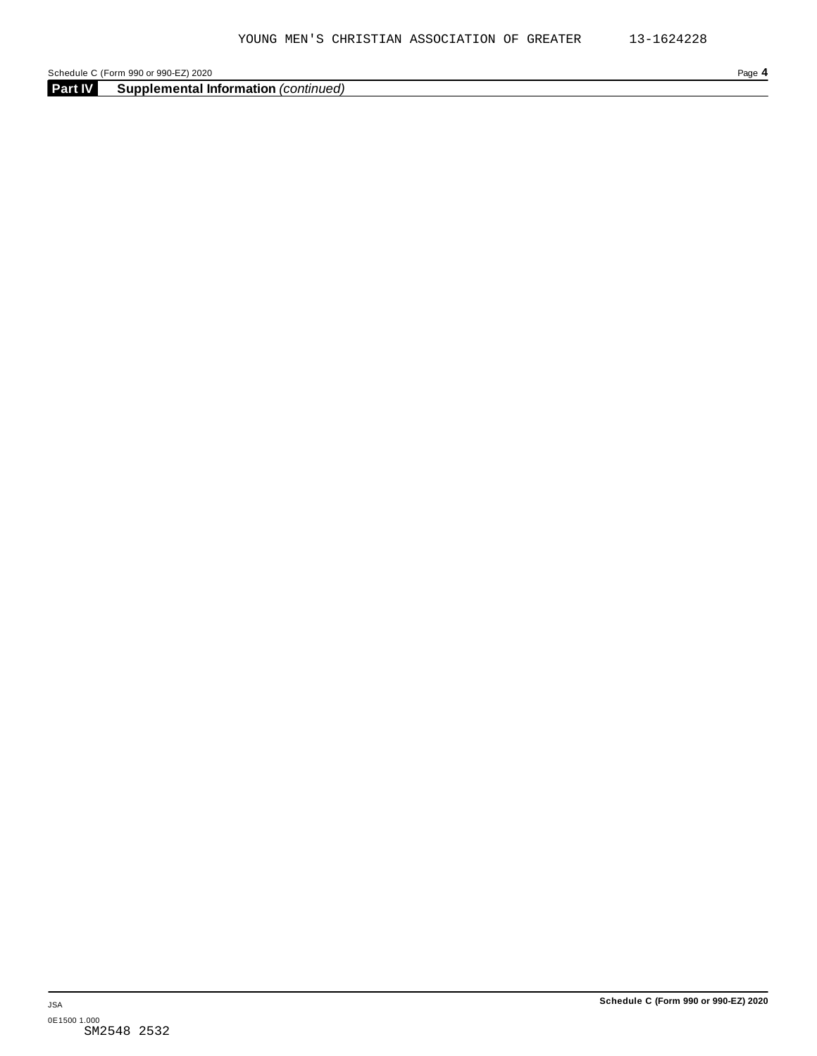## Part IV Supplemental Information *(continued)*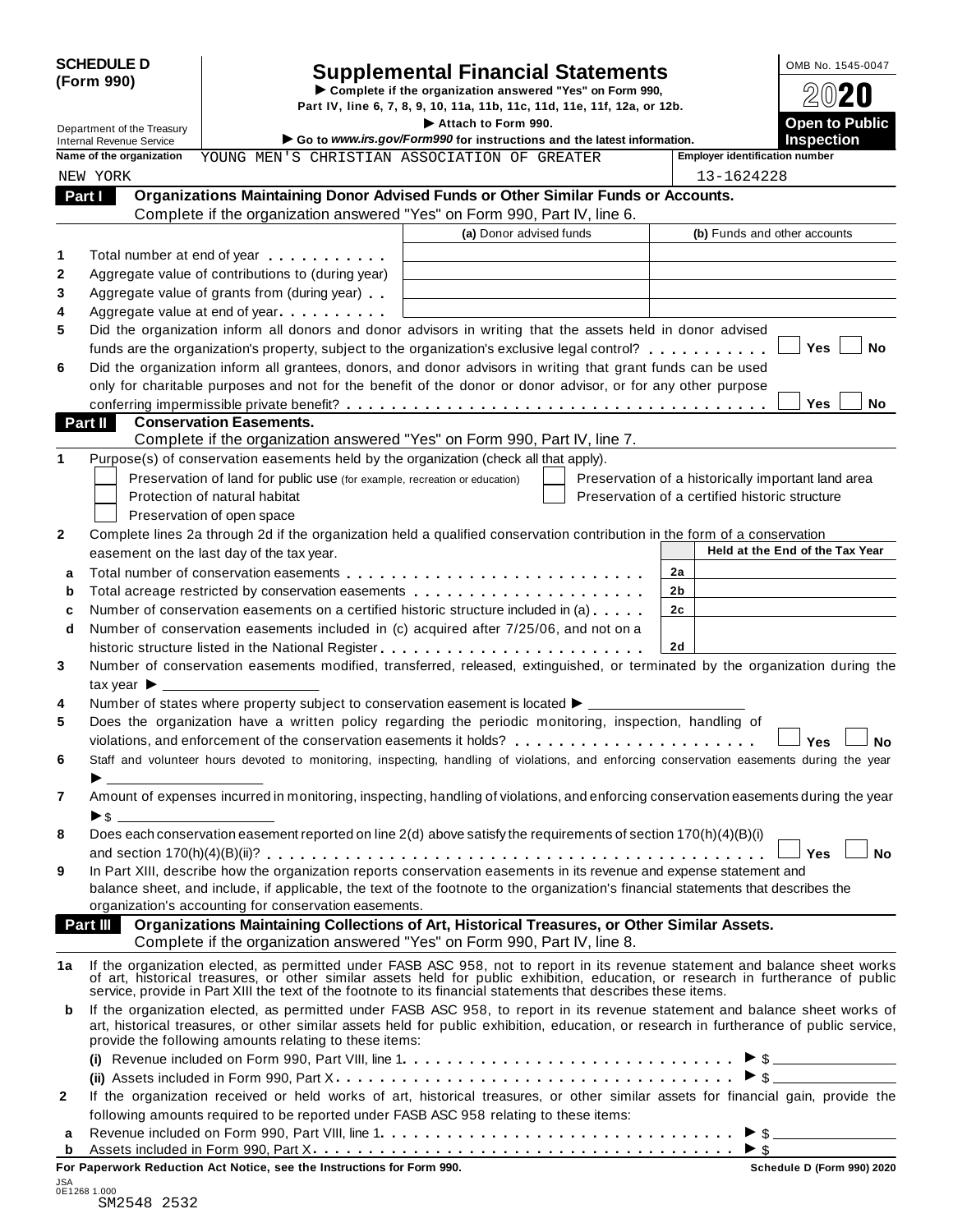**SCHEDULE D (Form 990)**

Department of the Treasury
Internal Revenue Service

# Supplemental Financial Statements

► Complete if the organization answered "Yes" on Form 990, Part IV, line 6, 7, 8, 9, 10, 11a, 11b, 11c, 11d, 11e, 11f, 12a, or 12b.

► Attach to Form 990.

► Go to *www.irs.gov/Form990* for instructions and the latest information.

OMB No. 1545-0047

2020

**Open to Public Inspection**

**Name of the organization:** YOUNG MEN'S CHRISTIAN ASSOCIATION OF GREATER NEW YORK

**Employer identification number:** 13-1624228

## Part I Organizations Maintaining Donor Advised Funds or Other Similar Funds or Accounts.

Complete if the organization answered "Yes" on Form 990, Part IV, line 6.

| | | (a) Donor advised funds | (b) Funds and other accounts |
|---|---|---|---|
| 1 | Total number at end of year | | |
| 2 | Aggregate value of contributions to (during year) | | |
| 3 | Aggregate value of grants from (during year) | | |
| 4 | Aggregate value at end of year | | |

5 Did the organization inform all donors and donor advisors in writing that the assets held in donor advised funds are the organization's property, subject to the organization's exclusive legal control? ☐ Yes ☐ No

6 Did the organization inform all grantees, donors, and donor advisors in writing that grant funds can be used only for charitable purposes and not for the benefit of the donor or donor advisor, or for any other purpose conferring impermissible private benefit? ☐ Yes ☐ No

## Part II Conservation Easements.

Complete if the organization answered "Yes" on Form 990, Part IV, line 7.

1 Purpose(s) of conservation easements held by the organization (check all that apply).

- ☐ Preservation of land for public use (for example, recreation or education)
- ☐ Protection of natural habitat
- ☐ Preservation of open space
- ☐ Preservation of a historically important land area
- ☐ Preservation of a certified historic structure

2 Complete lines 2a through 2d if the organization held a qualified conservation contribution in the form of a conservation easement on the last day of the tax year.

| | | | Held at the End of the Tax Year |
|---|---|---|---|
| a | Total number of conservation easements | 2a | |
| b | Total acreage restricted by conservation easements | 2b | |
| c | Number of conservation easements on a certified historic structure included in (a) | 2c | |
| d | Number of conservation easements included in (c) acquired after 7/25/06, and not on a historic structure listed in the National Register | 2d | |

3 Number of conservation easements modified, transferred, released, extinguished, or terminated by the organization during the tax year ► ____________

4 Number of states where property subject to conservation easement is located ► ____________

5 Does the organization have a written policy regarding the periodic monitoring, inspection, handling of violations, and enforcement of the conservation easements it holds? ☐ Yes ☐ No

6 Staff and volunteer hours devoted to monitoring, inspecting, handling of violations, and enforcing conservation easements during the year ► ____________

7 Amount of expenses incurred in monitoring, inspecting, handling of violations, and enforcing conservation easements during the year ► $ ____________

8 Does each conservation easement reported on line 2(d) above satisfy the requirements of section 170(h)(4)(B)(i) and section 170(h)(4)(B)(ii)? ☐ Yes ☐ No

9 In Part XIII, describe how the organization reports conservation easements in its revenue and expense statement and balance sheet, and include, if applicable, the text of the footnote to the organization's financial statements that describes the organization's accounting for conservation easements.

## Part III Organizations Maintaining Collections of Art, Historical Treasures, or Other Similar Assets.

Complete if the organization answered "Yes" on Form 990, Part IV, line 8.

1a If the organization elected, as permitted under FASB ASC 958, not to report in its revenue statement and balance sheet works of art, historical treasures, or other similar assets held for public exhibition, education, or research in furtherance of public service, provide in Part XIII the text of the footnote to its financial statements that describes these items.

b If the organization elected, as permitted under FASB ASC 958, to report in its revenue statement and balance sheet works of art, historical treasures, or other similar assets held for public exhibition, education, or research in furtherance of public service, provide the following amounts relating to these items:

(i) Revenue included on Form 990, Part VIII, line 1 ► $ ____________

(ii) Assets included in Form 990, Part X ► $ ____________

2 If the organization received or held works of art, historical treasures, or other similar assets for financial gain, provide the following amounts required to be reported under FASB ASC 958 relating to these items:

a Revenue included on Form 990, Part VIII, line 1 ► $ ____________

b Assets included in Form 990, Part X ► $ ____________

**For Paperwork Reduction Act Notice, see the Instructions for Form 990.** **Schedule D (Form 990) 2020**

JSA
0E1268 1.000
SM2548 2532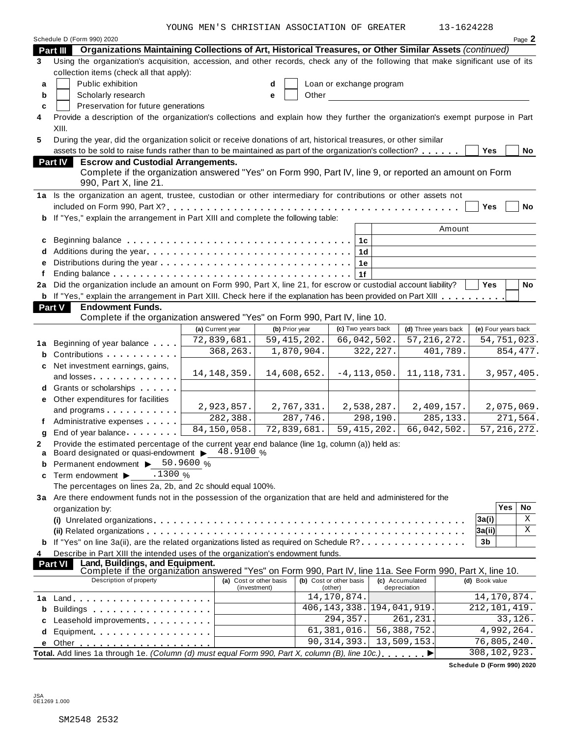YOUNG MEN'S CHRISTIAN ASSOCIATION OF GREATER 13-1624228

Schedule D (Form 990) 2020 Page **2**

## Part III Organizations Maintaining Collections of Art, Historical Treasures, or Other Similar Assets *(continued)*

**3** Using the organization's acquisition, accession, and other records, check any of the following that make significant use of its collection items (check all that apply):

- **a** ☐ Public exhibition
- **b** ☐ Scholarly research
- **c** ☐ Preservation for future generations
- **d** ☐ Loan or exchange program
- **e** ☐ Other

**4** Provide a description of the organization's collections and explain how they further the organization's exempt purpose in Part XIII.

**5** During the year, did the organization solicit or receive donations of art, historical treasures, or other similar assets to be sold to raise funds rather than to be maintained as part of the organization's collection? ☐ Yes ☐ No

## Part IV Escrow and Custodial Arrangements.

Complete if the organization answered "Yes" on Form 990, Part IV, line 9, or reported an amount on Form 990, Part X, line 21.

**1a** Is the organization an agent, trustee, custodian or other intermediary for contributions or other assets not included on Form 990, Part X? ☐ Yes ☐ No

**b** If "Yes," explain the arrangement in Part XIII and complete the following table:

| | | | Amount |
|---|---|---|---|
| **c** | Beginning balance | 1c | |
| **d** | Additions during the year | 1d | |
| **e** | Distributions during the year | 1e | |
| **f** | Ending balance | 1f | |

**2a** Did the organization include an amount on Form 990, Part X, line 21, for escrow or custodial account liability? ☐ Yes ☐ No

**b** If "Yes," explain the arrangement in Part XIII. Check here if the explanation has been provided on Part XIII ☐

## Part V Endowment Funds.

Complete if the organization answered "Yes" on Form 990, Part IV, line 10.

| | | (a) Current year | (b) Prior year | (c) Two years back | (d) Three years back | (e) Four years back |
|---|---|---|---|---|---|---|
| **1a** | Beginning of year balance | 72,839,681. | 59,415,202. | 66,042,502. | 57,216,272. | 54,751,023. |
| **b** | Contributions | 368,263. | 1,870,904. | 322,227. | 401,789. | 854,477. |
| **c** | Net investment earnings, gains, and losses | 14,148,359. | 14,608,652. | -4,113,050. | 11,118,731. | 3,957,405. |
| **d** | Grants or scholarships | | | | | |
| **e** | Other expenditures for facilities and programs | 2,923,857. | 2,767,331. | 2,538,287. | 2,409,157. | 2,075,069. |
| **f** | Administrative expenses | 282,388. | 287,746. | 298,190. | 285,133. | 271,564. |
| **g** | End of year balance | 84,150,058. | 72,839,681. | 59,415,202. | 66,042,502. | 57,216,272. |

**2** Provide the estimated percentage of the current year end balance (line 1g, column (a)) held as:

- **a** Board designated or quasi-endowment ▶ 48.9100 %
- **b** Permanent endowment ▶ 50.9600 %
- **c** Term endowment ▶ .1300 %

The percentages on lines 2a, 2b, and 2c should equal 100%.

**3a** Are there endowment funds not in the possession of the organization that are held and administered for the organization by:

| | | | Yes | No |
|---|---|---|---|---|
| | (i) Unrelated organizations | 3a(i) | | X |
| | (ii) Related organizations | 3a(ii) | | X |
| **b** | If "Yes" on line 3a(ii), are the related organizations listed as required on Schedule R? | 3b | | |

**4** Describe in Part XIII the intended uses of the organization's endowment funds.

## Part VI Land, Buildings, and Equipment.

Complete if the organization answered "Yes" on Form 990, Part IV, line 11a. See Form 990, Part X, line 10.

| | Description of property | (a) Cost or other basis (investment) | (b) Cost or other basis (other) | (c) Accumulated depreciation | (d) Book value |
|---|---|---|---|---|---|
| **1a** | Land | | 14,170,874. | | 14,170,874. |
| **b** | Buildings | | 406,143,338. | 194,041,919. | 212,101,419. |
| **c** | Leasehold improvements | | 294,357. | 261,231. | 33,126. |
| **d** | Equipment | | 61,381,016. | 56,388,752. | 4,992,264. |
| **e** | Other | | 90,314,393. | 13,509,153. | 76,805,240. |

**Total.** Add lines 1a through 1e. *(Column (d) must equal Form 990, Part X, column (B), line 10c.)* ▶ 308,102,923.

**Schedule D (Form 990) 2020**

JSA
0E1269 1.000

SM2548 2532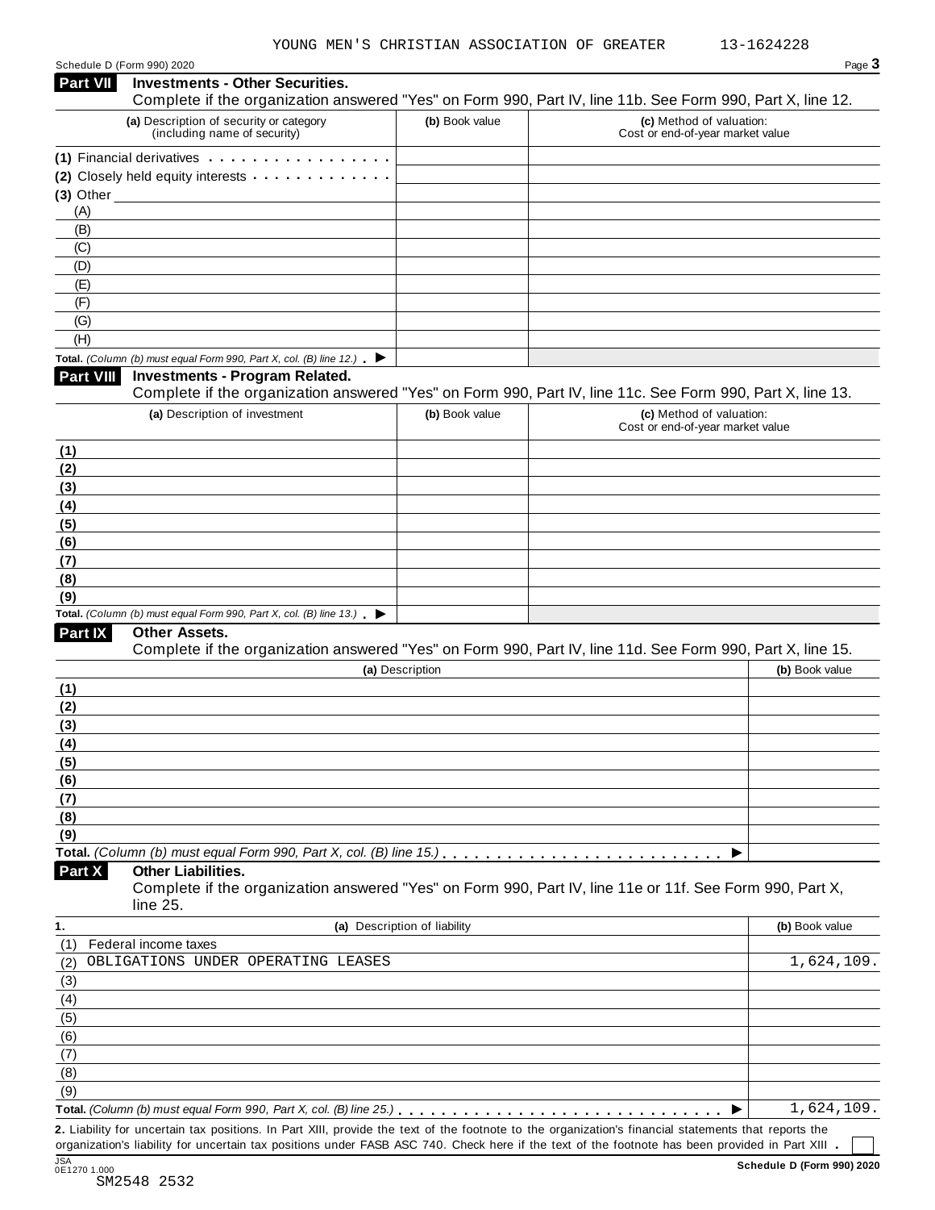YOUNG MEN'S CHRISTIAN ASSOCIATION OF GREATER 13-1624228

Schedule D (Form 990) 2020 Page 3

## Part VII Investments - Other Securities.

Complete if the organization answered "Yes" on Form 990, Part IV, line 11b. See Form 990, Part X, line 12.

| (a) Description of security or category (including name of security) | (b) Book value | (c) Method of valuation: Cost or end-of-year market value |
|---|---|---|
| (1) Financial derivatives | | |
| (2) Closely held equity interests | | |
| (3) Other | | |
| (A) | | |
| (B) | | |
| (C) | | |
| (D) | | |
| (E) | | |
| (F) | | |
| (G) | | |
| (H) | | |
| **Total.** *(Column (b) must equal Form 990, Part X, col. (B) line 12.)* ▶ | | |

## Part VIII Investments - Program Related.

Complete if the organization answered "Yes" on Form 990, Part IV, line 11c. See Form 990, Part X, line 13.

| (a) Description of investment | (b) Book value | (c) Method of valuation: Cost or end-of-year market value |
|---|---|---|
| (1) | | |
| (2) | | |
| (3) | | |
| (4) | | |
| (5) | | |
| (6) | | |
| (7) | | |
| (8) | | |
| (9) | | |
| **Total.** *(Column (b) must equal Form 990, Part X, col. (B) line 13.)* ▶ | | |

## Part IX Other Assets.

Complete if the organization answered "Yes" on Form 990, Part IV, line 11d. See Form 990, Part X, line 15.

| (a) Description | (b) Book value |
|---|---|
| (1) | |
| (2) | |
| (3) | |
| (4) | |
| (5) | |
| (6) | |
| (7) | |
| (8) | |
| (9) | |
| **Total.** *(Column (b) must equal Form 990, Part X, col. (B) line 15.)* ▶ | |

## Part X Other Liabilities.

Complete if the organization answered "Yes" on Form 990, Part IV, line 11e or 11f. See Form 990, Part X, line 25.

| 1. (a) Description of liability | (b) Book value |
|---|---|
| (1) Federal income taxes | |
| (2) OBLIGATIONS UNDER OPERATING LEASES | 1,624,109. |
| (3) | |
| (4) | |
| (5) | |
| (6) | |
| (7) | |
| (8) | |
| (9) | |
| **Total.** *(Column (b) must equal Form 990, Part X, col. (B) line 25.)* ▶ | 1,624,109. |

**2.** Liability for uncertain tax positions. In Part XIII, provide the text of the footnote to the organization's financial statements that reports the organization's liability for uncertain tax positions under FASB ASC 740. Check here if the text of the footnote has been provided in Part XIII . ☐

JSA 0E1270 1.000 Schedule D (Form 990) 2020

SM2548 2532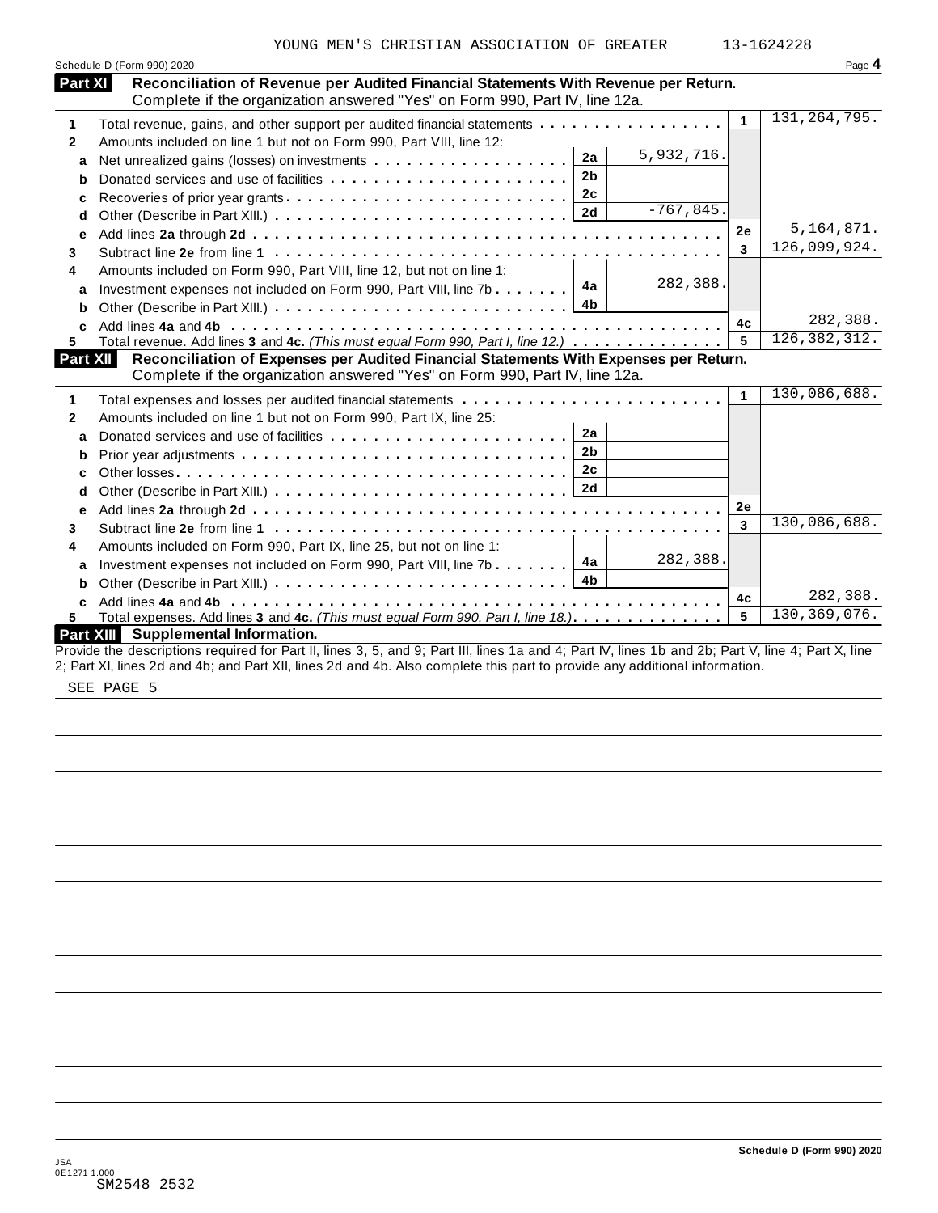YOUNG MEN'S CHRISTIAN ASSOCIATION OF GREATER 13-1624228

Schedule D (Form 990) 2020

## Part XI Reconciliation of Revenue per Audited Financial Statements With Revenue per Return.

Complete if the organization answered "Yes" on Form 990, Part IV, line 12a.

| | | | | | |
|---|---|---|---|---|---|
| 1 | Total revenue, gains, and other support per audited financial statements | | | 1 | 131,264,795. |
| 2 | Amounts included on line 1 but not on Form 990, Part VIII, line 12: | | | | |
| a | Net unrealized gains (losses) on investments | 2a | 5,932,716. | | |
| b | Donated services and use of facilities | 2b | | | |
| c | Recoveries of prior year grants | 2c | | | |
| d | Other (Describe in Part XIII.) | 2d | -767,845. | | |
| e | Add lines 2a through 2d | | | 2e | 5,164,871. |
| 3 | Subtract line 2e from line 1 | | | 3 | 126,099,924. |
| 4 | Amounts included on Form 990, Part VIII, line 12, but not on line 1: | | | | |
| a | Investment expenses not included on Form 990, Part VIII, line 7b | 4a | 282,388. | | |
| b | Other (Describe in Part XIII.) | 4b | | | |
| c | Add lines 4a and 4b | | | 4c | 282,388. |
| 5 | Total revenue. Add lines 3 and 4c. *(This must equal Form 990, Part I, line 12.)* | | | 5 | 126,382,312. |

## Part XII Reconciliation of Expenses per Audited Financial Statements With Expenses per Return.

Complete if the organization answered "Yes" on Form 990, Part IV, line 12a.

| | | | | | |
|---|---|---|---|---|---|
| 1 | Total expenses and losses per audited financial statements | | | 1 | 130,086,688. |
| 2 | Amounts included on line 1 but not on Form 990, Part IX, line 25: | | | | |
| a | Donated services and use of facilities | 2a | | | |
| b | Prior year adjustments | 2b | | | |
| c | Other losses | 2c | | | |
| d | Other (Describe in Part XIII.) | 2d | | | |
| e | Add lines 2a through 2d | | | 2e | |
| 3 | Subtract line 2e from line 1 | | | 3 | 130,086,688. |
| 4 | Amounts included on Form 990, Part IX, line 25, but not on line 1: | | | | |
| a | Investment expenses not included on Form 990, Part VIII, line 7b | 4a | 282,388. | | |
| b | Other (Describe in Part XIII.) | 4b | | | |
| c | Add lines 4a and 4b | | | 4c | 282,388. |
| 5 | Total expenses. Add lines 3 and 4c. *(This must equal Form 990, Part I, line 18.)* | | | 5 | 130,369,076. |

## Part XIII Supplemental Information.

Provide the descriptions required for Part II, lines 3, 5, and 9; Part III, lines 1a and 4; Part IV, lines 1b and 2b; Part V, line 4; Part X, line 2; Part XI, lines 2d and 4b; and Part XII, lines 2d and 4b. Also complete this part to provide any additional information.

SEE PAGE 5

Schedule D (Form 990) 2020

JSA
0E1271 1.000
SM2548 2532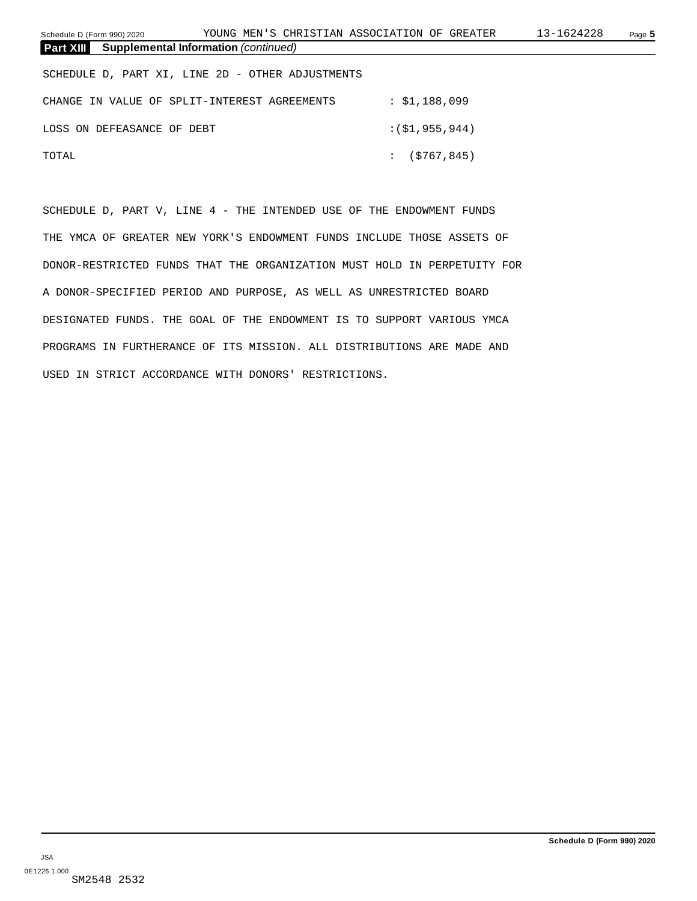## Part XIII Supplemental Information *(continued)*

SCHEDULE D, PART XI, LINE 2D - OTHER ADJUSTMENTS

| | |
|---|---|
| CHANGE IN VALUE OF SPLIT-INTEREST AGREEMENTS | : $1,188,099 |
| LOSS ON DEFEASANCE OF DEBT | :($1,955,944) |
| TOTAL | : ($767,845) |

SCHEDULE D, PART V, LINE 4 - THE INTENDED USE OF THE ENDOWMENT FUNDS

THE YMCA OF GREATER NEW YORK'S ENDOWMENT FUNDS INCLUDE THOSE ASSETS OF DONOR-RESTRICTED FUNDS THAT THE ORGANIZATION MUST HOLD IN PERPETUITY FOR A DONOR-SPECIFIED PERIOD AND PURPOSE, AS WELL AS UNRESTRICTED BOARD DESIGNATED FUNDS. THE GOAL OF THE ENDOWMENT IS TO SUPPORT VARIOUS YMCA PROGRAMS IN FURTHERANCE OF ITS MISSION. ALL DISTRIBUTIONS ARE MADE AND USED IN STRICT ACCORDANCE WITH DONORS' RESTRICTIONS.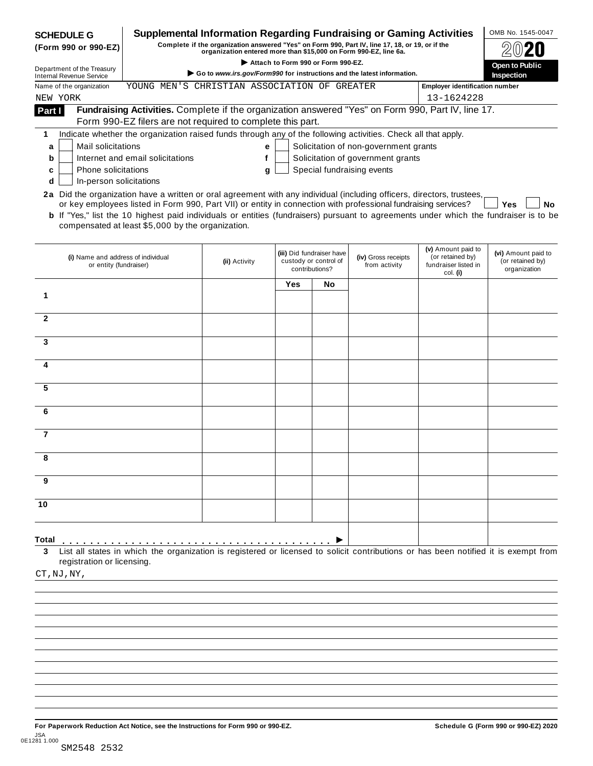**SCHEDULE G**
**(Form 990 or 990-EZ)**

Department of the Treasury
Internal Revenue Service

# Supplemental Information Regarding Fundraising or Gaming Activities

**Complete if the organization answered "Yes" on Form 990, Part IV, line 17, 18, or 19, or if the organization entered more than $15,000 on Form 990-EZ, line 6a.**

▶ **Attach to Form 990 or Form 990-EZ.**

▶ **Go to *www.irs.gov/Form990* for instructions and the latest information.**

OMB No. 1545-0047

**2020**

**Open to Public Inspection**

Name of the organization: YOUNG MEN'S CHRISTIAN ASSOCIATION OF GREATER NEW YORK

Employer identification number: 13-1624228

**Part I** **Fundraising Activities.** Complete if the organization answered "Yes" on Form 990, Part IV, line 17. Form 990-EZ filers are not required to complete this part.

**1** Indicate whether the organization raised funds through any of the following activities. Check all that apply.

- **a** ☐ Mail solicitations
- **b** ☐ Internet and email solicitations
- **c** ☐ Phone solicitations
- **d** ☐ In-person solicitations
- **e** ☐ Solicitation of non-government grants
- **f** ☐ Solicitation of government grants
- **g** ☐ Special fundraising events

**2a** Did the organization have a written or oral agreement with any individual (including officers, directors, trustees, or key employees listed in Form 990, Part VII) or entity in connection with professional fundraising services? ☐ **Yes** ☐ **No**

**b** If "Yes," list the 10 highest paid individuals or entities (fundraisers) pursuant to agreements under which the fundraiser is to be compensated at least $5,000 by the organization.

| | (i) Name and address of individual or entity (fundraiser) | (ii) Activity | (iii) Did fundraiser have custody or control of contributions? | | (iv) Gross receipts from activity | (v) Amount paid to (or retained by) fundraiser listed in col. (i) | (vi) Amount paid to (or retained by) organization |
|---|---|---|---|---|---|---|---|
| | | | Yes | No | | | |
| 1 | | | | | | | |
| 2 | | | | | | | |
| 3 | | | | | | | |
| 4 | | | | | | | |
| 5 | | | | | | | |
| 6 | | | | | | | |
| 7 | | | | | | | |
| 8 | | | | | | | |
| 9 | | | | | | | |
| 10 | | | | | | | |
| **Total** ▶ | | | | | | | |

**3** List all states in which the organization is registered or licensed to solicit contributions or has been notified it is exempt from registration or licensing.

CT,NJ,NY,

**For Paperwork Reduction Act Notice, see the Instructions for Form 990 or 990-EZ.** **Schedule G (Form 990 or 990-EZ) 2020**

JSA
0E1281 1.000
SM2548 2532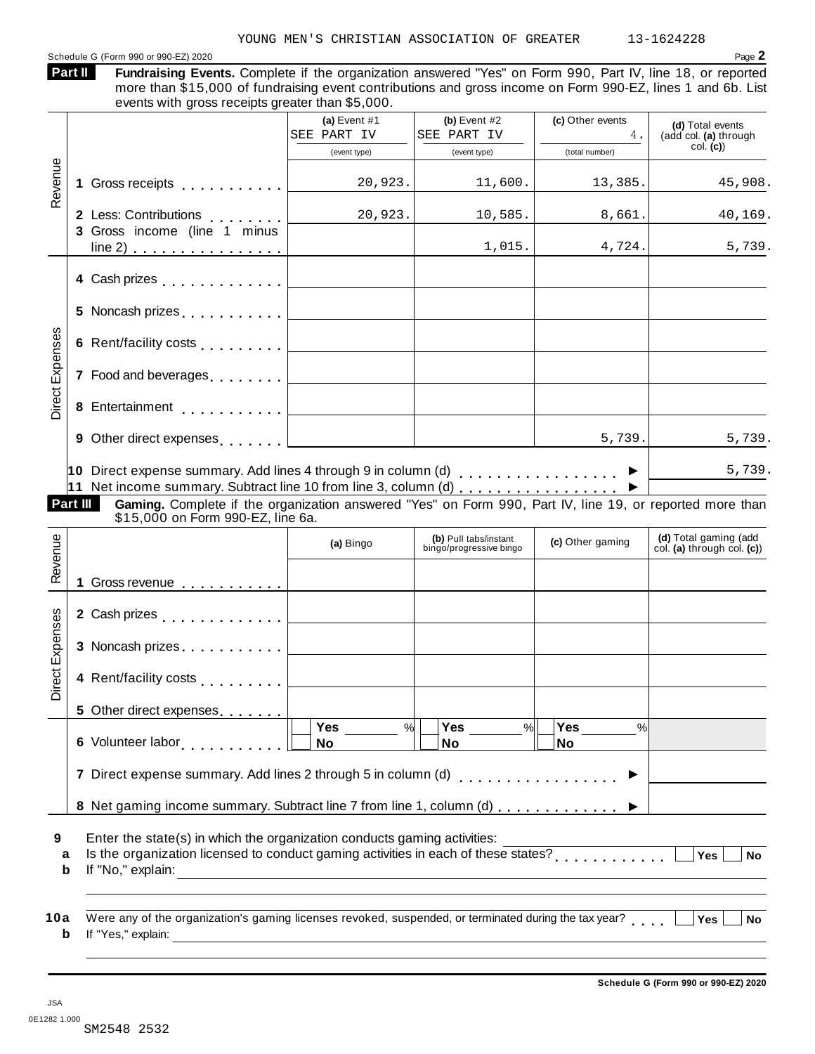YOUNG MEN'S CHRISTIAN ASSOCIATION OF GREATER 13-1624228

Schedule G (Form 990 or 990-EZ) 2020

**Part II** **Fundraising Events.** Complete if the organization answered "Yes" on Form 990, Part IV, line 18, or reported more than $15,000 of fundraising event contributions and gross income on Form 990-EZ, lines 1 and 6b. List events with gross receipts greater than $5,000.

| | | (a) Event #1 SEE PART IV (event type) | (b) Event #2 SEE PART IV (event type) | (c) Other events 4. (total number) | (d) Total events (add col. (a) through col. (c)) |
|---|---|---|---|---|---|
| Revenue | 1 Gross receipts | 20,923. | 11,600. | 13,385. | 45,908. |
| | 2 Less: Contributions | 20,923. | 10,585. | 8,661. | 40,169. |
| | 3 Gross income (line 1 minus line 2) | | 1,015. | 4,724. | 5,739. |
| Direct Expenses | 4 Cash prizes | | | | |
| | 5 Noncash prizes | | | | |
| | 6 Rent/facility costs | | | | |
| | 7 Food and beverages | | | | |
| | 8 Entertainment | | | | |
| | 9 Other direct expenses | | | 5,739. | 5,739. |
| | 10 Direct expense summary. Add lines 4 through 9 in column (d) ▶ | | | | 5,739. |
| | 11 Net income summary. Subtract line 10 from line 3, column (d) ▶ | | | | |

**Part III** **Gaming.** Complete if the organization answered "Yes" on Form 990, Part IV, line 19, or reported more than $15,000 on Form 990-EZ, line 6a.

| | | (a) Bingo | (b) Pull tabs/instant bingo/progressive bingo | (c) Other gaming | (d) Total gaming (add col. (a) through col. (c)) |
|---|---|---|---|---|---|
| Revenue | 1 Gross revenue | | | | |
| Direct Expenses | 2 Cash prizes | | | | |
| | 3 Noncash prizes | | | | |
| | 4 Rent/facility costs | | | | |
| | 5 Other direct expenses | | | | |
| | 6 Volunteer labor | Yes ___ % / No | Yes ___ % / No | Yes ___ % / No | |
| | 7 Direct expense summary. Add lines 2 through 5 in column (d) ▶ | | | | |
| | 8 Net gaming income summary. Subtract line 7 from line 1, column (d) ▶ | | | | |

**9** Enter the state(s) in which the organization conducts gaming activities: ______________

**a** Is the organization licensed to conduct gaming activities in each of these states? ☐ Yes ☐ No

**b** If "No," explain: ______________

**10a** Were any of the organization's gaming licenses revoked, suspended, or terminated during the tax year? ☐ Yes ☐ No

**b** If "Yes," explain: ______________

Schedule G (Form 990 or 990-EZ) 2020

JSA
0E1282 1.000
SM2548 2532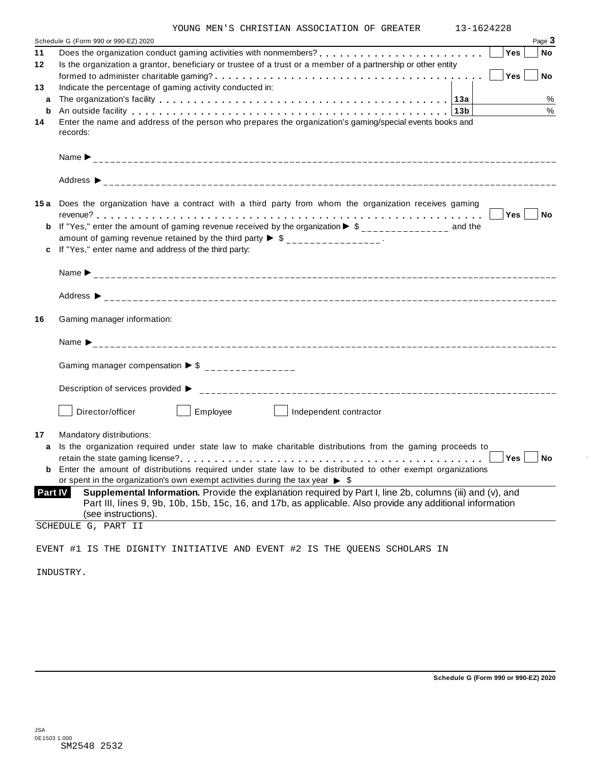YOUNG MEN'S CHRISTIAN ASSOCIATION OF GREATER 13-1624228

Schedule G (Form 990 or 990-EZ) 2020 Page **3**

**11** Does the organization conduct gaming activities with nonmembers? . . . . . . . . . . . . . . . . . . . . . . . . Yes No

**12** Is the organization a grantor, beneficiary or trustee of a trust or a member of a partnership or other entity formed to administer charitable gaming? . . . . . . . . . . . . . . . . . . . . . . . . . . . . . . . . . . . . Yes No

**13** Indicate the percentage of gaming activity conducted in:

**a** The organization's facility . . . . . . . . . . . . . . . . . . . . . . . . . . . . . . . . . . . . . . . . **13a** %

**b** An outside facility . . . . . . . . . . . . . . . . . . . . . . . . . . . . . . . . . . . . . . . . . . . . . **13b** %

**14** Enter the name and address of the person who prepares the organization's gaming/special events books and records:

Name ►

Address ►

**15a** Does the organization have a contract with a third party from whom the organization receives gaming revenue? . . . . . . . . . . . . . . . . . . . . . . . . . . . . . . . . . . . . . . . . . . . . . . . . . . . . . . . Yes No

**b** If "Yes," enter the amount of gaming revenue received by the organization ► $ _______________ and the amount of gaming revenue retained by the third party ► $ _______________ .

**c** If "Yes," enter name and address of the third party:

Name ►

Address ►

**16** Gaming manager information:

Name ►

Gaming manager compensation ► $ _______________

Description of services provided ►

☐ Director/officer ☐ Employee ☐ Independent contractor

**17** Mandatory distributions:

**a** Is the organization required under state law to make charitable distributions from the gaming proceeds to retain the state gaming license? . . . . . . . . . . . . . . . . . . . . . . . . . . . . . . . . . . . . . . . . . . . . Yes No

**b** Enter the amount of distributions required under state law to be distributed to other exempt organizations or spent in the organization's own exempt activities during the tax year ► $

**Part IV** **Supplemental Information.** Provide the explanation required by Part I, line 2b, columns (iii) and (v), and Part III, lines 9, 9b, 10b, 15b, 15c, 16, and 17b, as applicable. Also provide any additional information (see instructions).

SCHEDULE G, PART II

EVENT #1 IS THE DIGNITY INITIATIVE AND EVENT #2 IS THE QUEENS SCHOLARS IN INDUSTRY.

**Schedule G (Form 990 or 990-EZ) 2020**

JSA
0E1503 1.000
SM2548 2532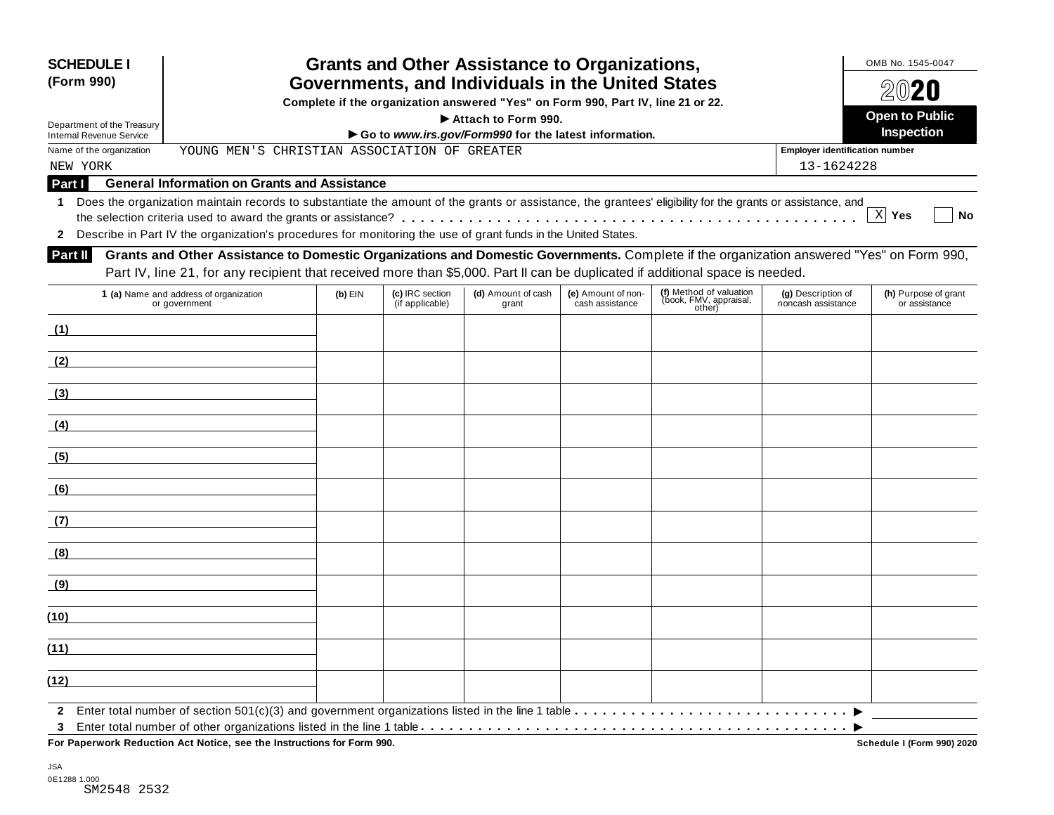**SCHEDULE I**
**(Form 990)**

Department of the Treasury
Internal Revenue Service

# Grants and Other Assistance to Organizations, Governments, and Individuals in the United States

**Complete if the organization answered "Yes" on Form 990, Part IV, line 21 or 22.**
**▶ Attach to Form 990.**
**▶ Go to *www.irs.gov/Form990* for the latest information.**

OMB No. 1545-0047
**2020**
**Open to Public Inspection**

Name of the organization: YOUNG MEN'S CHRISTIAN ASSOCIATION OF GREATER NEW YORK

**Employer identification number**: 13-1624228

## Part I General Information on Grants and Assistance

**1** Does the organization maintain records to substantiate the amount of the grants or assistance, the grantees' eligibility for the grants or assistance, and the selection criteria used to award the grants or assistance? [X] **Yes** [ ] **No**

**2** Describe in Part IV the organization's procedures for monitoring the use of grant funds in the United States.

## Part II Grants and Other Assistance to Domestic Organizations and Domestic Governments.

Complete if the organization answered "Yes" on Form 990, Part IV, line 21, for any recipient that received more than $5,000. Part II can be duplicated if additional space is needed.

| 1 (a) Name and address of organization or government | (b) EIN | (c) IRC section (if applicable) | (d) Amount of cash grant | (e) Amount of non-cash assistance | (f) Method of valuation (book, FMV, appraisal, other) | (g) Description of noncash assistance | (h) Purpose of grant or assistance |
|---|---|---|---|---|---|---|---|
| (1) | | | | | | | |
| (2) | | | | | | | |
| (3) | | | | | | | |
| (4) | | | | | | | |
| (5) | | | | | | | |
| (6) | | | | | | | |
| (7) | | | | | | | |
| (8) | | | | | | | |
| (9) | | | | | | | |
| (10) | | | | | | | |
| (11) | | | | | | | |
| (12) | | | | | | | |

**2** Enter total number of section 501(c)(3) and government organizations listed in the line 1 table . . . ▶

**3** Enter total number of other organizations listed in the line 1 table . . . ▶

**For Paperwork Reduction Act Notice, see the Instructions for Form 990.** **Schedule I (Form 990) 2020**

JSA
0E1288 1.000
SM2548 2532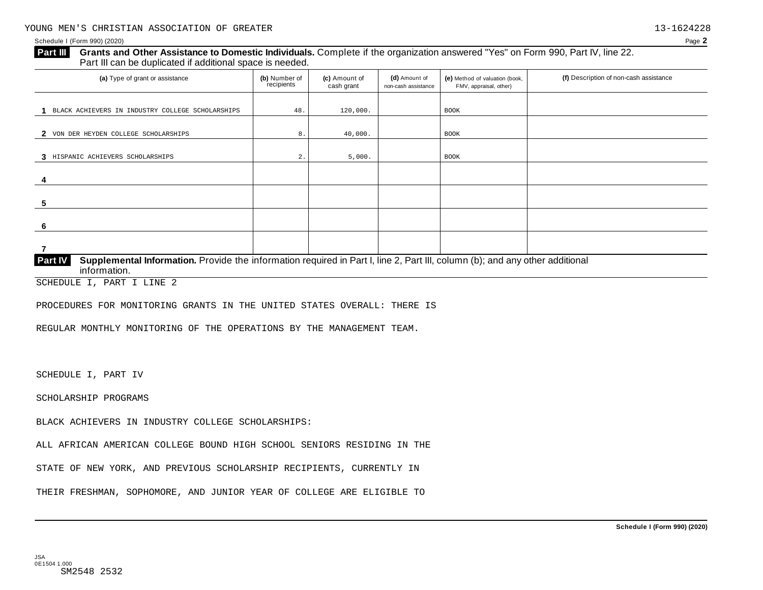**Part III Grants and Other Assistance to Domestic Individuals.** Complete if the organization answered "Yes" on Form 990, Part IV, line 22. Part III can be duplicated if additional space is needed.

| (a) Type of grant or assistance | (b) Number of recipients | (c) Amount of cash grant | (d) Amount of non-cash assistance | (e) Method of valuation (book, FMV, appraisal, other) | (f) Description of non-cash assistance |
|---|---|---|---|---|---|
| 1 BLACK ACHIEVERS IN INDUSTRY COLLEGE SCHOLARSHIPS | 48. | 120,000. | | BOOK | |
| 2 VON DER HEYDEN COLLEGE SCHOLARSHIPS | 8. | 40,000. | | BOOK | |
| 3 HISPANIC ACHIEVERS SCHOLARSHIPS | 2. | 5,000. | | BOOK | |
| 4 | | | | | |
| 5 | | | | | |
| 6 | | | | | |
| 7 | | | | | |

**Part IV Supplemental Information.** Provide the information required in Part I, line 2, Part III, column (b); and any other additional information.

SCHEDULE I, PART I LINE 2

PROCEDURES FOR MONITORING GRANTS IN THE UNITED STATES OVERALL: THERE IS

REGULAR MONTHLY MONITORING OF THE OPERATIONS BY THE MANAGEMENT TEAM.

SCHEDULE I, PART IV

SCHOLARSHIP PROGRAMS

BLACK ACHIEVERS IN INDUSTRY COLLEGE SCHOLARSHIPS:

ALL AFRICAN AMERICAN COLLEGE BOUND HIGH SCHOOL SENIORS RESIDING IN THE

STATE OF NEW YORK, AND PREVIOUS SCHOLARSHIP RECIPIENTS, CURRENTLY IN

THEIR FRESHMAN, SOPHOMORE, AND JUNIOR YEAR OF COLLEGE ARE ELIGIBLE TO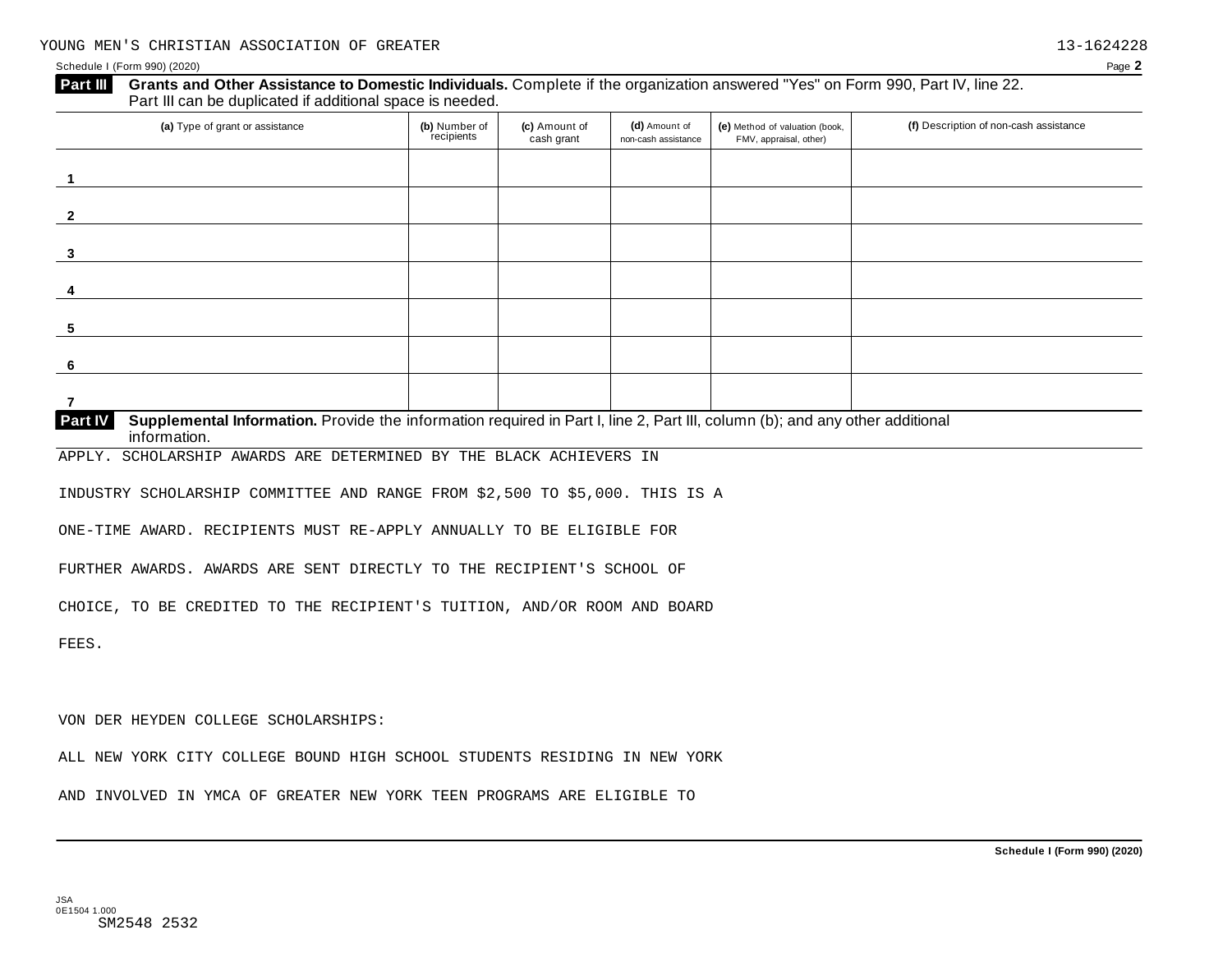YOUNG MEN'S CHRISTIAN ASSOCIATION OF GREATER 13-1624228

Schedule I (Form 990) (2020)

**Part III** **Grants and Other Assistance to Domestic Individuals.** Complete if the organization answered "Yes" on Form 990, Part IV, line 22. Part III can be duplicated if additional space is needed.

| (a) Type of grant or assistance | (b) Number of recipients | (c) Amount of cash grant | (d) Amount of non-cash assistance | (e) Method of valuation (book, FMV, appraisal, other) | (f) Description of non-cash assistance |
|---|---|---|---|---|---|
| 1 | | | | | |
| 2 | | | | | |
| 3 | | | | | |
| 4 | | | | | |
| 5 | | | | | |
| 6 | | | | | |
| 7 | | | | | |

**Part IV** **Supplemental Information.** Provide the information required in Part I, line 2, Part III, column (b); and any other additional information.

APPLY. SCHOLARSHIP AWARDS ARE DETERMINED BY THE BLACK ACHIEVERS IN INDUSTRY SCHOLARSHIP COMMITTEE AND RANGE FROM $2,500 TO $5,000. THIS IS A ONE-TIME AWARD. RECIPIENTS MUST RE-APPLY ANNUALLY TO BE ELIGIBLE FOR FURTHER AWARDS. AWARDS ARE SENT DIRECTLY TO THE RECIPIENT'S SCHOOL OF CHOICE, TO BE CREDITED TO THE RECIPIENT'S TUITION, AND/OR ROOM AND BOARD FEES.

VON DER HEYDEN COLLEGE SCHOLARSHIPS:

ALL NEW YORK CITY COLLEGE BOUND HIGH SCHOOL STUDENTS RESIDING IN NEW YORK AND INVOLVED IN YMCA OF GREATER NEW YORK TEEN PROGRAMS ARE ELIGIBLE TO

Schedule I (Form 990) (2020)

JSA
0E1504 1.000
SM2548 2532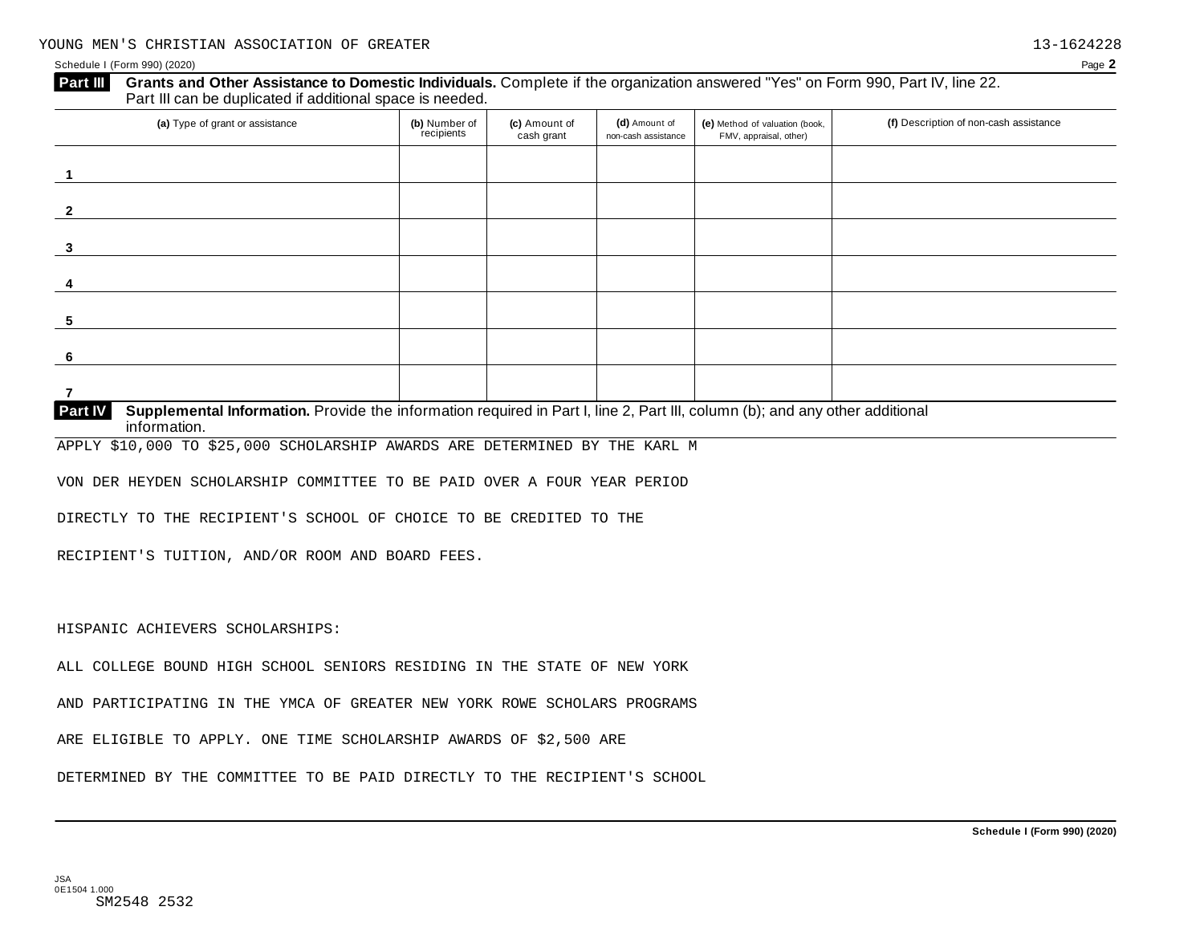YOUNG MEN'S CHRISTIAN ASSOCIATION OF GREATER 13-1624228

Schedule I (Form 990) (2020)

**Part III** **Grants and Other Assistance to Domestic Individuals.** Complete if the organization answered "Yes" on Form 990, Part IV, line 22. Part III can be duplicated if additional space is needed.

| (a) Type of grant or assistance | (b) Number of recipients | (c) Amount of cash grant | (d) Amount of non-cash assistance | (e) Method of valuation (book, FMV, appraisal, other) | (f) Description of non-cash assistance |
|---|---|---|---|---|---|
| 1 | | | | | |
| 2 | | | | | |
| 3 | | | | | |
| 4 | | | | | |
| 5 | | | | | |
| 6 | | | | | |
| 7 | | | | | |

**Part IV** **Supplemental Information.** Provide the information required in Part I, line 2, Part III, column (b); and any other additional information.

APPLY $10,000 TO $25,000 SCHOLARSHIP AWARDS ARE DETERMINED BY THE KARL M VON DER HEYDEN SCHOLARSHIP COMMITTEE TO BE PAID OVER A FOUR YEAR PERIOD DIRECTLY TO THE RECIPIENT'S SCHOOL OF CHOICE TO BE CREDITED TO THE RECIPIENT'S TUITION, AND/OR ROOM AND BOARD FEES.

HISPANIC ACHIEVERS SCHOLARSHIPS:

ALL COLLEGE BOUND HIGH SCHOOL SENIORS RESIDING IN THE STATE OF NEW YORK AND PARTICIPATING IN THE YMCA OF GREATER NEW YORK ROWE SCHOLARS PROGRAMS ARE ELIGIBLE TO APPLY. ONE TIME SCHOLARSHIP AWARDS OF $2,500 ARE DETERMINED BY THE COMMITTEE TO BE PAID DIRECTLY TO THE RECIPIENT'S SCHOOL

Schedule I (Form 990) (2020)

JSA
0E1504 1.000
SM2548 2532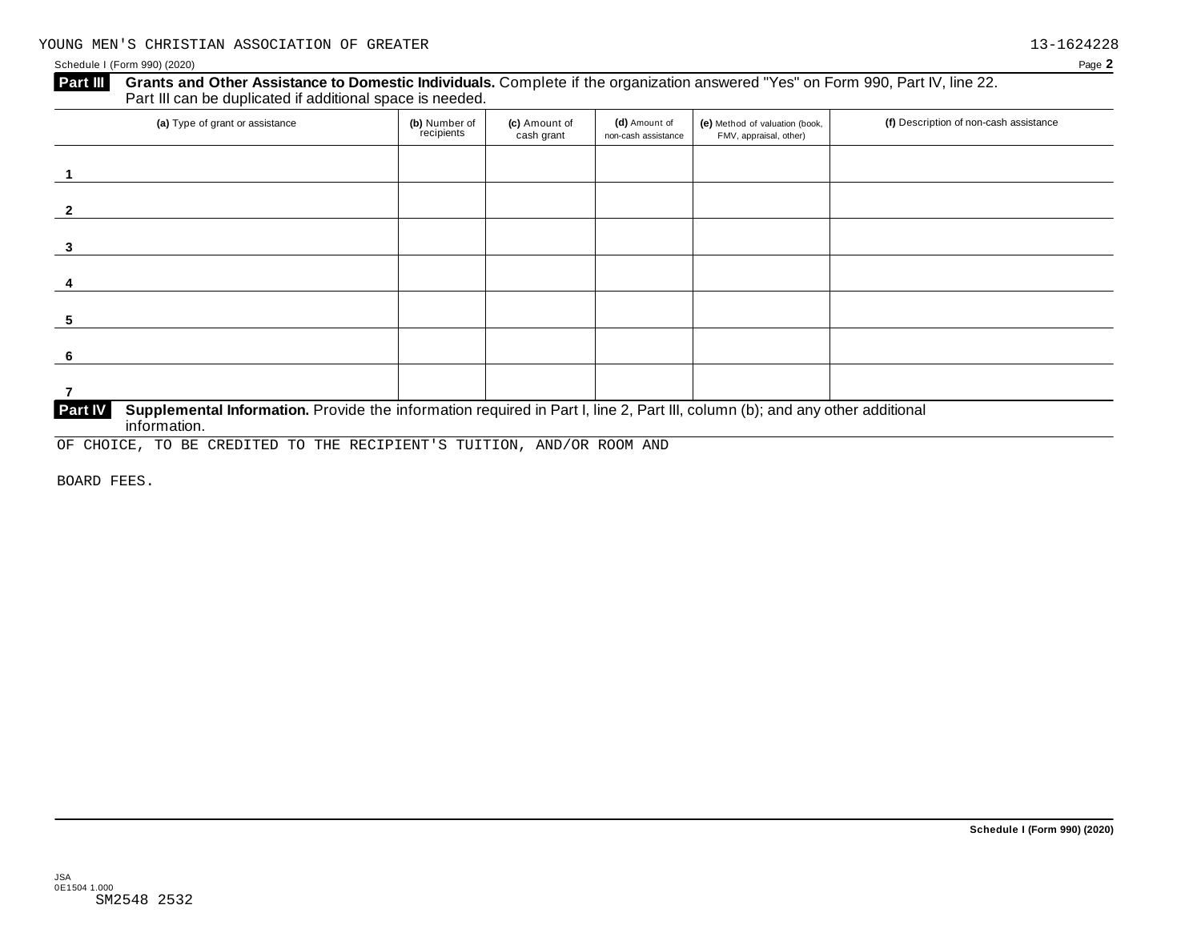YOUNG MEN'S CHRISTIAN ASSOCIATION OF GREATER 13-1624228

Schedule I (Form 990) (2020)

**Part III** **Grants and Other Assistance to Domestic Individuals.** Complete if the organization answered "Yes" on Form 990, Part IV, line 22. Part III can be duplicated if additional space is needed.

| (a) Type of grant or assistance | (b) Number of recipients | (c) Amount of cash grant | (d) Amount of non-cash assistance | (e) Method of valuation (book, FMV, appraisal, other) | (f) Description of non-cash assistance |
|---|---|---|---|---|---|
| 1 | | | | | |
| 2 | | | | | |
| 3 | | | | | |
| 4 | | | | | |
| 5 | | | | | |
| 6 | | | | | |
| 7 | | | | | |

**Part IV** **Supplemental Information.** Provide the information required in Part I, line 2, Part III, column (b); and any other additional information.

OF CHOICE, TO BE CREDITED TO THE RECIPIENT'S TUITION, AND/OR ROOM AND

BOARD FEES.

Schedule I (Form 990) (2020)

JSA
0E1504 1.000
SM2548 2532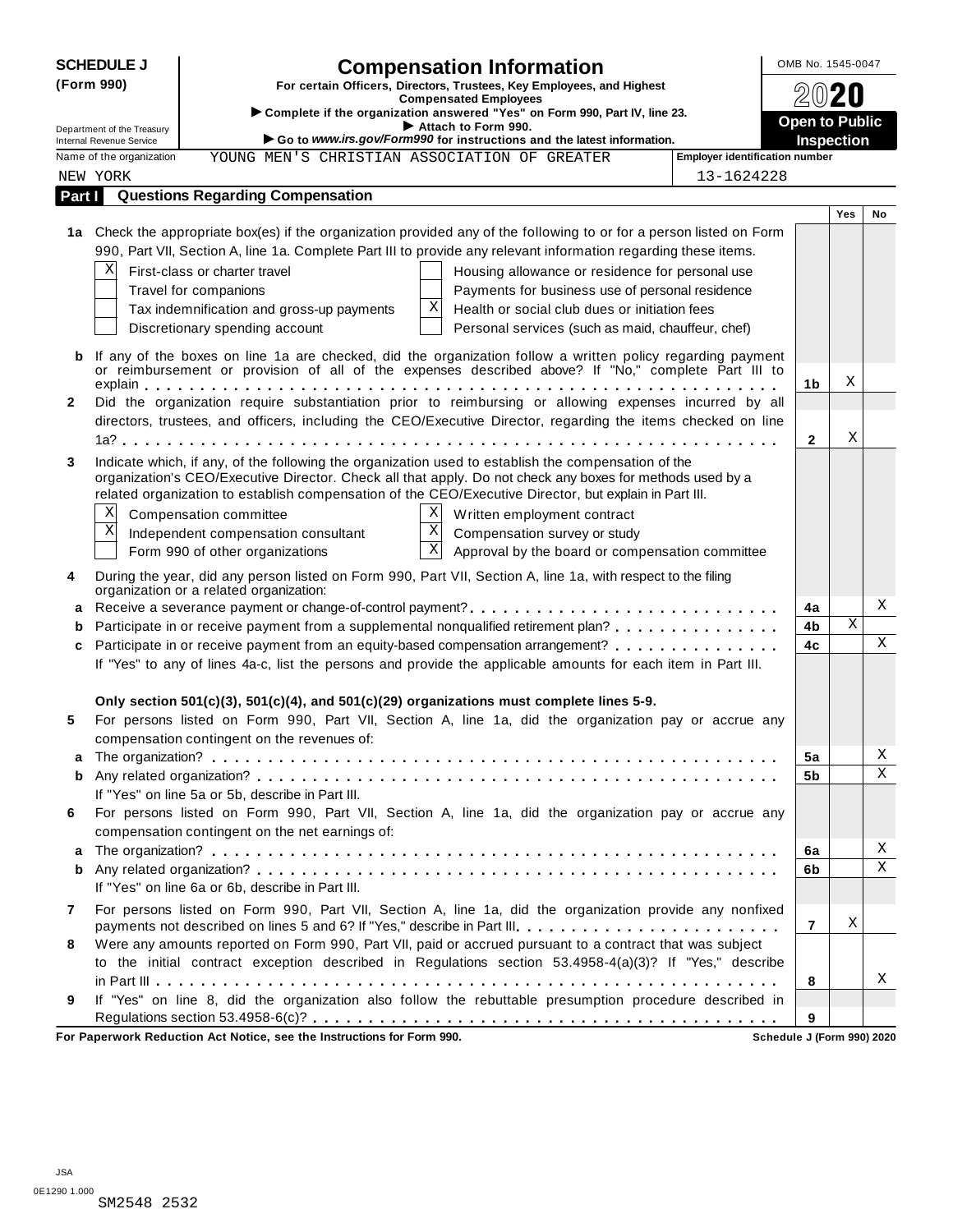**SCHEDULE J (Form 990)**

Department of the Treasury
Internal Revenue Service

# Compensation Information

**For certain Officers, Directors, Trustees, Key Employees, and Highest Compensated Employees**

▶ **Complete if the organization answered "Yes" on Form 990, Part IV, line 23.**
▶ **Attach to Form 990.**
▶ **Go to *www.irs.gov/Form990* for instructions and the latest information.**

OMB No. 1545-0047

**2020**

**Open to Public Inspection**

Name of the organization: YOUNG MEN'S CHRISTIAN ASSOCIATION OF GREATER NEW YORK

Employer identification number: 13-1624228

## Part I Questions Regarding Compensation

| | | | Yes | No |
|---|---|---|---|---|
| **1a** | Check the appropriate box(es) if the organization provided any of the following to or for a person listed on Form 990, Part VII, Section A, line 1a. Complete Part III to provide any relevant information regarding these items.<br>[X] First-class or charter travel<br>[ ] Travel for companions<br>[ ] Tax indemnification and gross-up payments<br>[ ] Discretionary spending account<br>[ ] Housing allowance or residence for personal use<br>[ ] Payments for business use of personal residence<br>[X] Health or social club dues or initiation fees<br>[ ] Personal services (such as maid, chauffeur, chef) | | | |
| **b** | If any of the boxes on line 1a are checked, did the organization follow a written policy regarding payment or reimbursement or provision of all of the expenses described above? If "No," complete Part III to explain | 1b | X | |
| **2** | Did the organization require substantiation prior to reimbursing or allowing expenses incurred by all directors, trustees, and officers, including the CEO/Executive Director, regarding the items checked on line 1a? | 2 | X | |
| **3** | Indicate which, if any, of the following the organization used to establish the compensation of the organization's CEO/Executive Director. Check all that apply. Do not check any boxes for methods used by a related organization to establish compensation of the CEO/Executive Director, but explain in Part III.<br>[X] Compensation committee<br>[X] Independent compensation consultant<br>[ ] Form 990 of other organizations<br>[X] Written employment contract<br>[X] Compensation survey or study<br>[X] Approval by the board or compensation committee | | | |
| **4** | During the year, did any person listed on Form 990, Part VII, Section A, line 1a, with respect to the filing organization or a related organization: | | | |
| **a** | Receive a severance payment or change-of-control payment? | 4a | | X |
| **b** | Participate in or receive payment from a supplemental nonqualified retirement plan? | 4b | X | |
| **c** | Participate in or receive payment from an equity-based compensation arrangement? | 4c | | X |
| | If "Yes" to any of lines 4a-c, list the persons and provide the applicable amounts for each item in Part III. | | | |
| | **Only section 501(c)(3), 501(c)(4), and 501(c)(29) organizations must complete lines 5-9.** | | | |
| **5** | For persons listed on Form 990, Part VII, Section A, line 1a, did the organization pay or accrue any compensation contingent on the revenues of: | | | |
| **a** | The organization? | 5a | | X |
| **b** | Any related organization? | 5b | | X |
| | If "Yes" on line 5a or 5b, describe in Part III. | | | |
| **6** | For persons listed on Form 990, Part VII, Section A, line 1a, did the organization pay or accrue any compensation contingent on the net earnings of: | | | |
| **a** | The organization? | 6a | | X |
| **b** | Any related organization? | 6b | | X |
| | If "Yes" on line 6a or 6b, describe in Part III. | | | |
| **7** | For persons listed on Form 990, Part VII, Section A, line 1a, did the organization provide any nonfixed payments not described on lines 5 and 6? If "Yes," describe in Part III | 7 | X | |
| **8** | Were any amounts reported on Form 990, Part VII, paid or accrued pursuant to a contract that was subject to the initial contract exception described in Regulations section 53.4958-4(a)(3)? If "Yes," describe in Part III | 8 | | X |
| **9** | If "Yes" on line 8, did the organization also follow the rebuttable presumption procedure described in Regulations section 53.4958-6(c)? | 9 | | |

**For Paperwork Reduction Act Notice, see the Instructions for Form 990.** **Schedule J (Form 990) 2020**

JSA
0E1290 1.000
SM2548 2532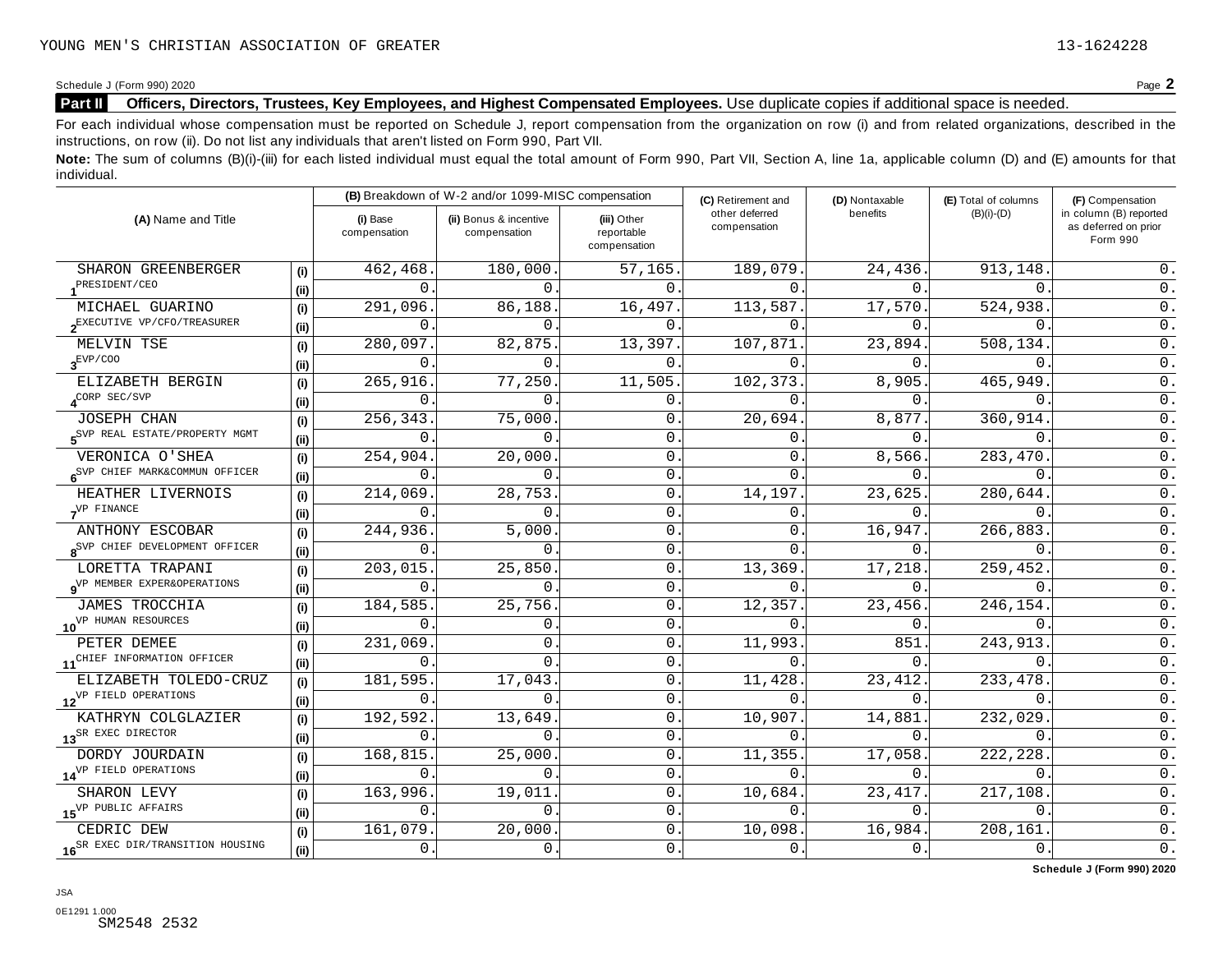YOUNG MEN'S CHRISTIAN ASSOCIATION OF GREATER 13-1624228

Schedule J (Form 990) 2020 Page **2**

**Part II Officers, Directors, Trustees, Key Employees, and Highest Compensated Employees.** Use duplicate copies if additional space is needed.

For each individual whose compensation must be reported on Schedule J, report compensation from the organization on row (i) and from related organizations, described in the instructions, on row (ii). Do not list any individuals that aren't listed on Form 990, Part VII.

**Note:** The sum of columns (B)(i)-(iii) for each listed individual must equal the total amount of Form 990, Part VII, Section A, line 1a, applicable column (D) and (E) amounts for that individual.

| (A) Name and Title | | (B) Breakdown of W-2 and/or 1099-MISC compensation | | | (C) Retirement and other deferred compensation | (D) Nontaxable benefits | (E) Total of columns (B)(i)-(D) | (F) Compensation in column (B) reported as deferred on prior Form 990 |
|---|---|---|---|---|---|---|---|---|
| | | (i) Base compensation | (ii) Bonus & incentive compensation | (iii) Other reportable compensation | | | | |
| SHARON GREENBERGER | (i) | 462,468. | 180,000. | 57,165. | 189,079. | 24,436. | 913,148. | 0. |
| 1 PRESIDENT/CEO | (ii) | 0. | 0. | 0. | 0. | 0. | 0. | 0. |
| MICHAEL GUARINO | (i) | 291,096. | 86,188. | 16,497. | 113,587. | 17,570. | 524,938. | 0. |
| 2 EXECUTIVE VP/CFO/TREASURER | (ii) | 0. | 0. | 0. | 0. | 0. | 0. | 0. |
| MELVIN TSE | (i) | 280,097. | 82,875. | 13,397. | 107,871. | 23,894. | 508,134. | 0. |
| 3 EVP/COO | (ii) | 0. | 0. | 0. | 0. | 0. | 0. | 0. |
| ELIZABETH BERGIN | (i) | 265,916. | 77,250. | 11,505. | 102,373. | 8,905. | 465,949. | 0. |
| 4 CORP SEC/SVP | (ii) | 0. | 0. | 0. | 0. | 0. | 0. | 0. |
| JOSEPH CHAN | (i) | 256,343. | 75,000. | 0. | 20,694. | 8,877. | 360,914. | 0. |
| 5 SVP REAL ESTATE/PROPERTY MGMT | (ii) | 0. | 0. | 0. | 0. | 0. | 0. | 0. |
| VERONICA O'SHEA | (i) | 254,904. | 20,000. | 0. | 0. | 8,566. | 283,470. | 0. |
| 6 SVP CHIEF MARK&COMMUN OFFICER | (ii) | 0. | 0. | 0. | 0. | 0. | 0. | 0. |
| HEATHER LIVERNOIS | (i) | 214,069. | 28,753. | 0. | 14,197. | 23,625. | 280,644. | 0. |
| 7 VP FINANCE | (ii) | 0. | 0. | 0. | 0. | 0. | 0. | 0. |
| ANTHONY ESCOBAR | (i) | 244,936. | 5,000. | 0. | 0. | 16,947. | 266,883. | 0. |
| 8 SVP CHIEF DEVELOPMENT OFFICER | (ii) | 0. | 0. | 0. | 0. | 0. | 0. | 0. |
| LORETTA TRAPANI | (i) | 203,015. | 25,850. | 0. | 13,369. | 17,218. | 259,452. | 0. |
| 9 VP MEMBER EXPER&OPERATIONS | (ii) | 0. | 0. | 0. | 0. | 0. | 0. | 0. |
| JAMES TROCCHIA | (i) | 184,585. | 25,756. | 0. | 12,357. | 23,456. | 246,154. | 0. |
| 10 VP HUMAN RESOURCES | (ii) | 0. | 0. | 0. | 0. | 0. | 0. | 0. |
| PETER DEMEE | (i) | 231,069. | 0. | 0. | 11,993. | 851. | 243,913. | 0. |
| 11 CHIEF INFORMATION OFFICER | (ii) | 0. | 0. | 0. | 0. | 0. | 0. | 0. |
| ELIZABETH TOLEDO-CRUZ | (i) | 181,595. | 17,043. | 0. | 11,428. | 23,412. | 233,478. | 0. |
| 12 VP FIELD OPERATIONS | (ii) | 0. | 0. | 0. | 0. | 0. | 0. | 0. |
| KATHRYN COLGLAZIER | (i) | 192,592. | 13,649. | 0. | 10,907. | 14,881. | 232,029. | 0. |
| 13 SR EXEC DIRECTOR | (ii) | 0. | 0. | 0. | 0. | 0. | 0. | 0. |
| DORDY JOURDAIN | (i) | 168,815. | 25,000. | 0. | 11,355. | 17,058. | 222,228. | 0. |
| 14 VP FIELD OPERATIONS | (ii) | 0. | 0. | 0. | 0. | 0. | 0. | 0. |
| SHARON LEVY | (i) | 163,996. | 19,011. | 0. | 10,684. | 23,417. | 217,108. | 0. |
| 15 VP PUBLIC AFFAIRS | (ii) | 0. | 0. | 0. | 0. | 0. | 0. | 0. |
| CEDRIC DEW | (i) | 161,079. | 20,000. | 0. | 10,098. | 16,984. | 208,161. | 0. |
| 16 SR EXEC DIR/TRANSITION HOUSING | (ii) | 0. | 0. | 0. | 0. | 0. | 0. | 0. |

**Schedule J (Form 990) 2020**

JSA
0E1291 1.000
SM2548 2532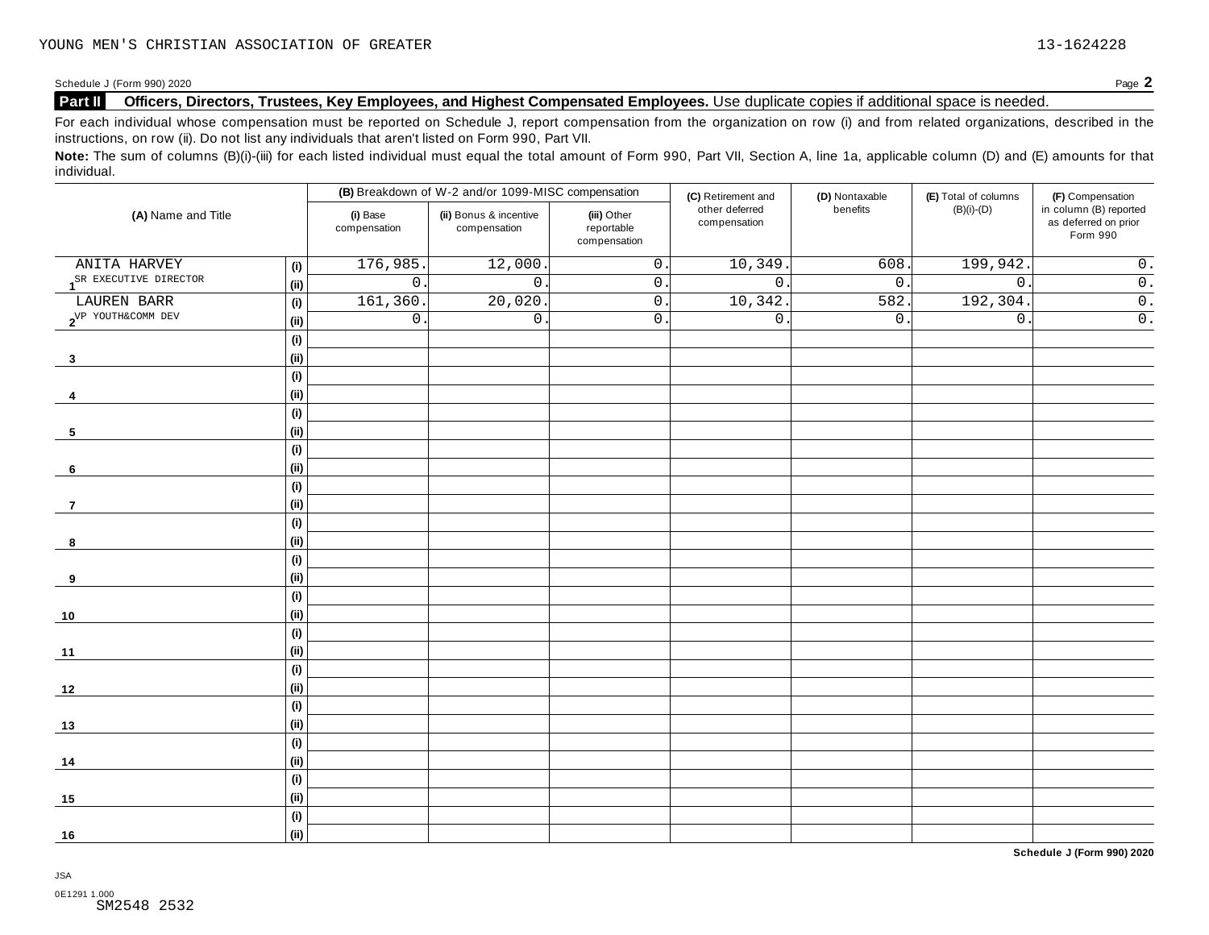YOUNG MEN'S CHRISTIAN ASSOCIATION OF GREATER 13-1624228

Schedule J (Form 990) 2020 Page **2**

**Part II** **Officers, Directors, Trustees, Key Employees, and Highest Compensated Employees.** Use duplicate copies if additional space is needed.

For each individual whose compensation must be reported on Schedule J, report compensation from the organization on row (i) and from related organizations, described in the instructions, on row (ii). Do not list any individuals that aren't listed on Form 990, Part VII.

**Note:** The sum of columns (B)(i)-(iii) for each listed individual must equal the total amount of Form 990, Part VII, Section A, line 1a, applicable column (D) and (E) amounts for that individual.

| (A) Name and Title | | (B) Breakdown of W-2 and/or 1099-MISC compensation | | | (C) Retirement and other deferred compensation | (D) Nontaxable benefits | (E) Total of columns (B)(i)-(D) | (F) Compensation in column (B) reported as deferred on prior Form 990 |
|---|---|---|---|---|---|---|---|---|
| | | (i) Base compensation | (ii) Bonus & incentive compensation | (iii) Other reportable compensation | | | | |
| 1 ANITA HARVEY | (i) | 176,985. | 12,000. | 0. | 10,349. | 608. | 199,942. | 0. |
| SR EXECUTIVE DIRECTOR | (ii) | 0. | 0. | 0. | 0. | 0. | 0. | 0. |
| 2 LAUREN BARR | (i) | 161,360. | 20,020. | 0. | 10,342. | 582. | 192,304. | 0. |
| VP YOUTH&COMM DEV | (ii) | 0. | 0. | 0. | 0. | 0. | 0. | 0. |
| 3 | (i) | | | | | | | |
| | (ii) | | | | | | | |
| 4 | (i) | | | | | | | |
| | (ii) | | | | | | | |
| 5 | (i) | | | | | | | |
| | (ii) | | | | | | | |
| 6 | (i) | | | | | | | |
| | (ii) | | | | | | | |
| 7 | (i) | | | | | | | |
| | (ii) | | | | | | | |
| 8 | (i) | | | | | | | |
| | (ii) | | | | | | | |
| 9 | (i) | | | | | | | |
| | (ii) | | | | | | | |
| 10 | (i) | | | | | | | |
| | (ii) | | | | | | | |
| 11 | (i) | | | | | | | |
| | (ii) | | | | | | | |
| 12 | (i) | | | | | | | |
| | (ii) | | | | | | | |
| 13 | (i) | | | | | | | |
| | (ii) | | | | | | | |
| 14 | (i) | | | | | | | |
| | (ii) | | | | | | | |
| 15 | (i) | | | | | | | |
| | (ii) | | | | | | | |
| 16 | (i) | | | | | | | |
| | (ii) | | | | | | | |

**Schedule J (Form 990) 2020**

JSA
0E1291 1.000
SM2548 2532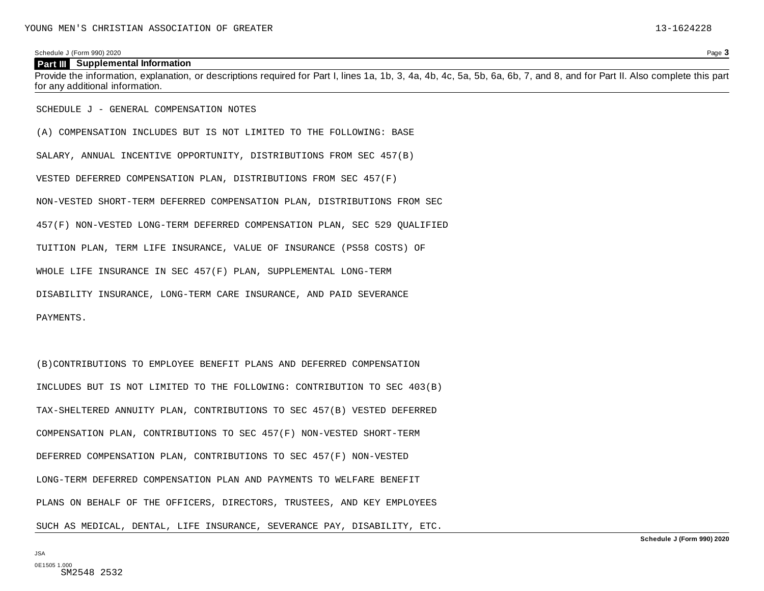## Part III Supplemental Information

Provide the information, explanation, or descriptions required for Part I, lines 1a, 1b, 3, 4a, 4b, 4c, 5a, 5b, 6a, 6b, 7, and 8, and for Part II. Also complete this part for any additional information.

SCHEDULE J - GENERAL COMPENSATION NOTES

(A) COMPENSATION INCLUDES BUT IS NOT LIMITED TO THE FOLLOWING: BASE SALARY, ANNUAL INCENTIVE OPPORTUNITY, DISTRIBUTIONS FROM SEC 457(B) VESTED DEFERRED COMPENSATION PLAN, DISTRIBUTIONS FROM SEC 457(F) NON-VESTED SHORT-TERM DEFERRED COMPENSATION PLAN, DISTRIBUTIONS FROM SEC 457(F) NON-VESTED LONG-TERM DEFERRED COMPENSATION PLAN, SEC 529 QUALIFIED TUITION PLAN, TERM LIFE INSURANCE, VALUE OF INSURANCE (PS58 COSTS) OF WHOLE LIFE INSURANCE IN SEC 457(F) PLAN, SUPPLEMENTAL LONG-TERM DISABILITY INSURANCE, LONG-TERM CARE INSURANCE, AND PAID SEVERANCE PAYMENTS.

(B)CONTRIBUTIONS TO EMPLOYEE BENEFIT PLANS AND DEFERRED COMPENSATION INCLUDES BUT IS NOT LIMITED TO THE FOLLOWING: CONTRIBUTION TO SEC 403(B) TAX-SHELTERED ANNUITY PLAN, CONTRIBUTIONS TO SEC 457(B) VESTED DEFERRED COMPENSATION PLAN, CONTRIBUTIONS TO SEC 457(F) NON-VESTED SHORT-TERM DEFERRED COMPENSATION PLAN, CONTRIBUTIONS TO SEC 457(F) NON-VESTED LONG-TERM DEFERRED COMPENSATION PLAN AND PAYMENTS TO WELFARE BENEFIT PLANS ON BEHALF OF THE OFFICERS, DIRECTORS, TRUSTEES, AND KEY EMPLOYEES SUCH AS MEDICAL, DENTAL, LIFE INSURANCE, SEVERANCE PAY, DISABILITY, ETC.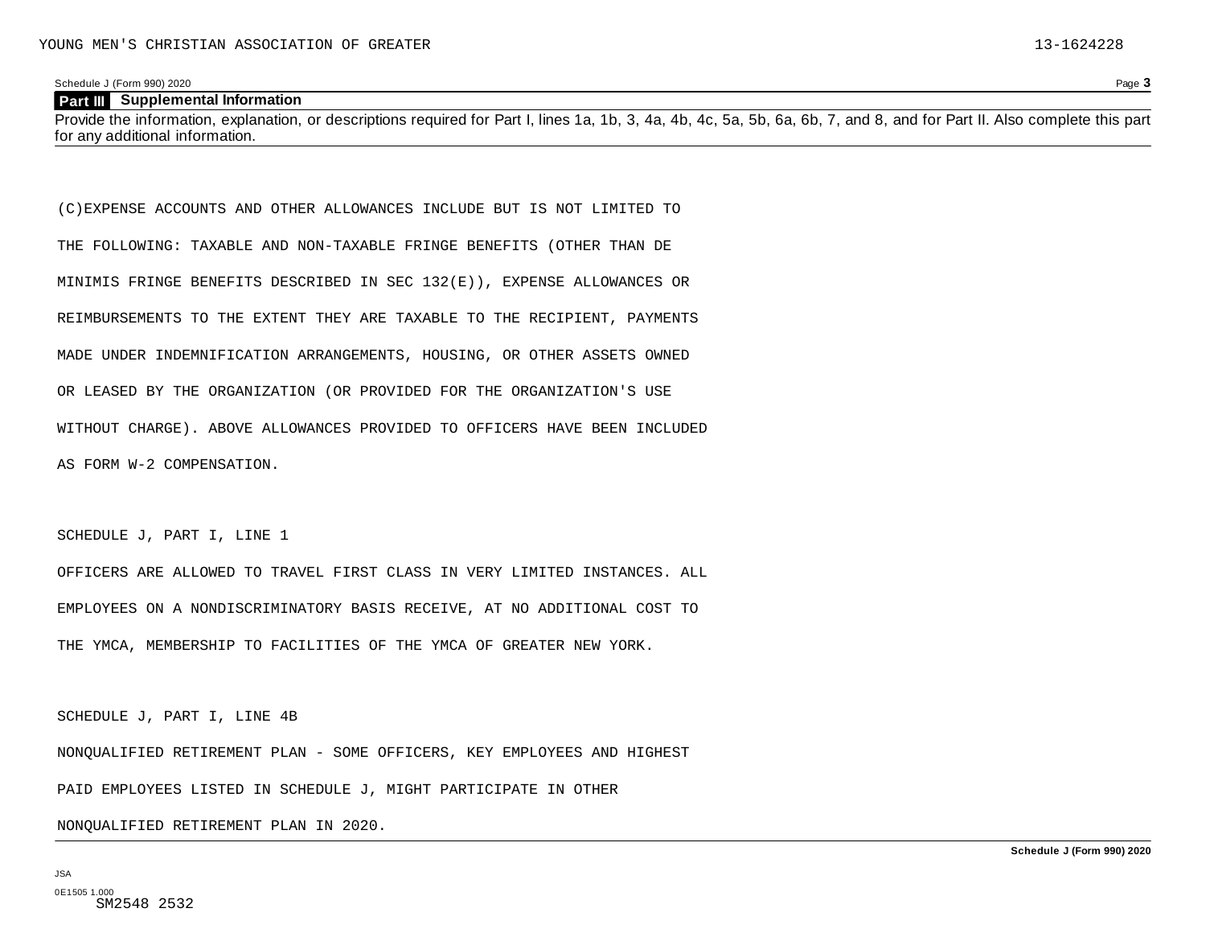## Part III Supplemental Information

Provide the information, explanation, or descriptions required for Part I, lines 1a, 1b, 3, 4a, 4b, 4c, 5a, 5b, 6a, 6b, 7, and 8, and for Part II. Also complete this part for any additional information.

(C)EXPENSE ACCOUNTS AND OTHER ALLOWANCES INCLUDE BUT IS NOT LIMITED TO THE FOLLOWING: TAXABLE AND NON-TAXABLE FRINGE BENEFITS (OTHER THAN DE MINIMIS FRINGE BENEFITS DESCRIBED IN SEC 132(E)), EXPENSE ALLOWANCES OR REIMBURSEMENTS TO THE EXTENT THEY ARE TAXABLE TO THE RECIPIENT, PAYMENTS MADE UNDER INDEMNIFICATION ARRANGEMENTS, HOUSING, OR OTHER ASSETS OWNED OR LEASED BY THE ORGANIZATION (OR PROVIDED FOR THE ORGANIZATION'S USE WITHOUT CHARGE). ABOVE ALLOWANCES PROVIDED TO OFFICERS HAVE BEEN INCLUDED AS FORM W-2 COMPENSATION.

SCHEDULE J, PART I, LINE 1

OFFICERS ARE ALLOWED TO TRAVEL FIRST CLASS IN VERY LIMITED INSTANCES. ALL EMPLOYEES ON A NONDISCRIMINATORY BASIS RECEIVE, AT NO ADDITIONAL COST TO THE YMCA, MEMBERSHIP TO FACILITIES OF THE YMCA OF GREATER NEW YORK.

SCHEDULE J, PART I, LINE 4B

NONQUALIFIED RETIREMENT PLAN - SOME OFFICERS, KEY EMPLOYEES AND HIGHEST PAID EMPLOYEES LISTED IN SCHEDULE J, MIGHT PARTICIPATE IN OTHER NONQUALIFIED RETIREMENT PLAN IN 2020.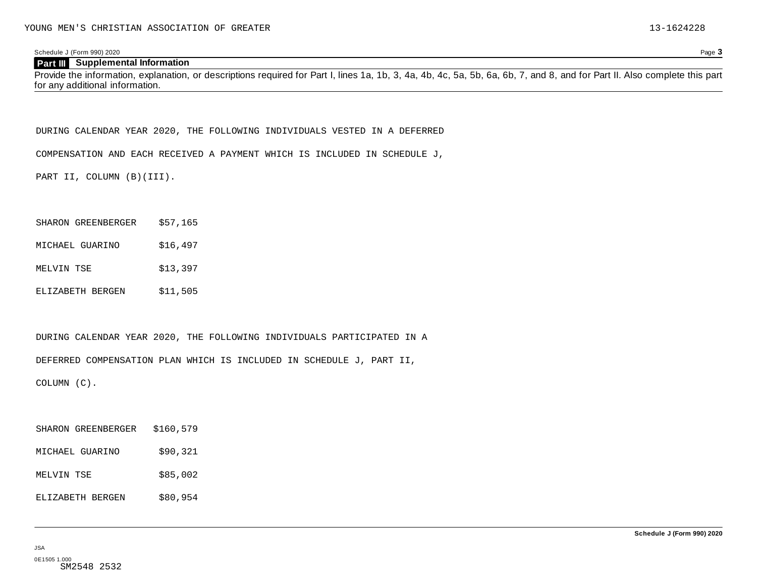## Part III Supplemental Information

Provide the information, explanation, or descriptions required for Part I, lines 1a, 1b, 3, 4a, 4b, 4c, 5a, 5b, 6a, 6b, 7, and 8, and for Part II. Also complete this part for any additional information.

DURING CALENDAR YEAR 2020, THE FOLLOWING INDIVIDUALS VESTED IN A DEFERRED COMPENSATION AND EACH RECEIVED A PAYMENT WHICH IS INCLUDED IN SCHEDULE J, PART II, COLUMN (B)(III).

| | |
|---|---|
| SHARON GREENBERGER | $57,165 |
| MICHAEL GUARINO | $16,497 |
| MELVIN TSE | $13,397 |
| ELIZABETH BERGEN | $11,505 |

DURING CALENDAR YEAR 2020, THE FOLLOWING INDIVIDUALS PARTICIPATED IN A DEFERRED COMPENSATION PLAN WHICH IS INCLUDED IN SCHEDULE J, PART II, COLUMN (C).

| | |
|---|---|
| SHARON GREENBERGER | $160,579 |
| MICHAEL GUARINO | $90,321 |
| MELVIN TSE | $85,002 |
| ELIZABETH BERGEN | $80,954 |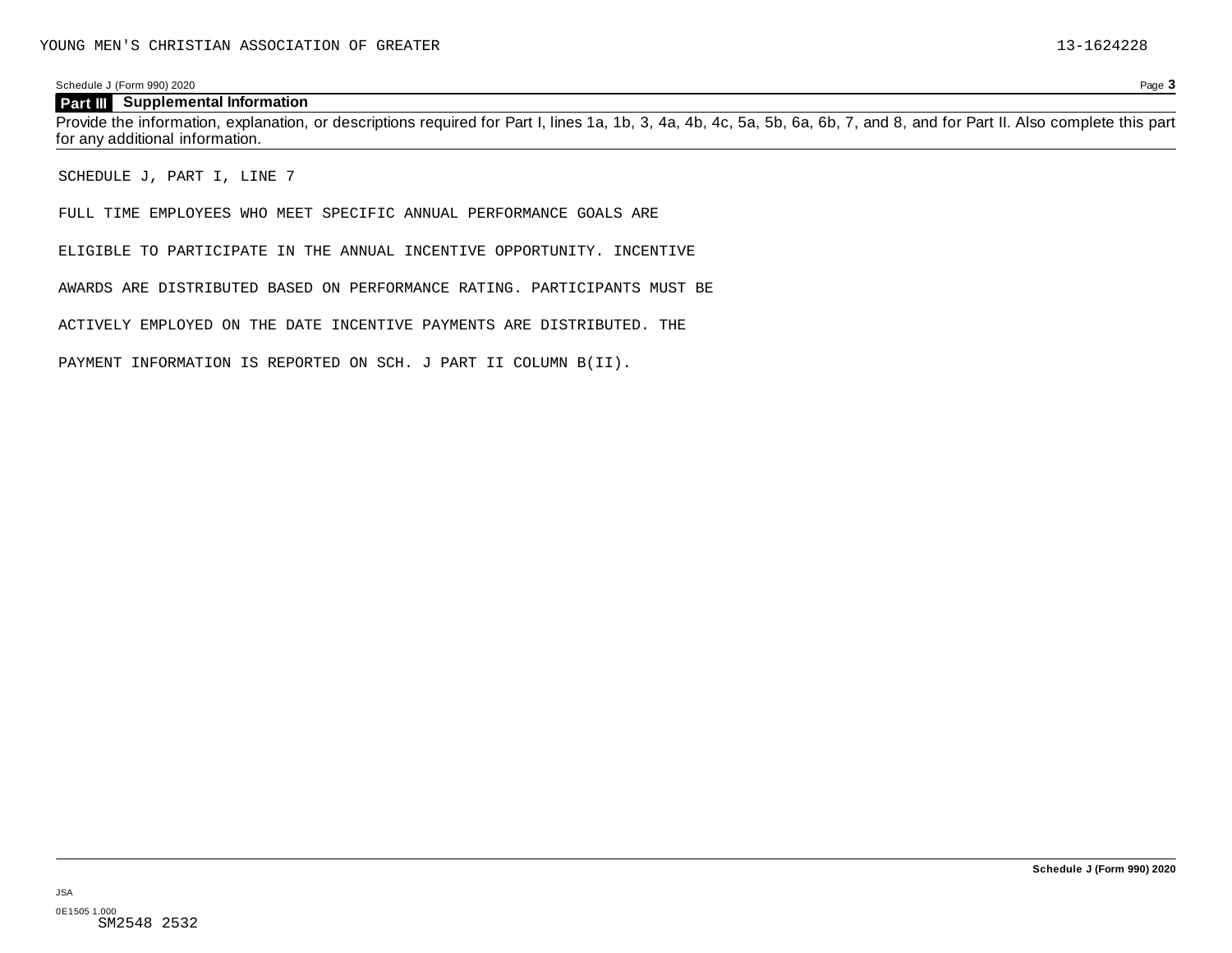YOUNG MEN'S CHRISTIAN ASSOCIATION OF GREATER 13-1624228

Schedule J (Form 990) 2020 Page **3**

## Part III Supplemental Information

Provide the information, explanation, or descriptions required for Part I, lines 1a, 1b, 3, 4a, 4b, 4c, 5a, 5b, 6a, 6b, 7, and 8, and for Part II. Also complete this part for any additional information.

SCHEDULE J, PART I, LINE 7

FULL TIME EMPLOYEES WHO MEET SPECIFIC ANNUAL PERFORMANCE GOALS ARE

ELIGIBLE TO PARTICIPATE IN THE ANNUAL INCENTIVE OPPORTUNITY. INCENTIVE

AWARDS ARE DISTRIBUTED BASED ON PERFORMANCE RATING. PARTICIPANTS MUST BE

ACTIVELY EMPLOYED ON THE DATE INCENTIVE PAYMENTS ARE DISTRIBUTED. THE

PAYMENT INFORMATION IS REPORTED ON SCH. J PART II COLUMN B(II).

**Schedule J (Form 990) 2020**

JSA
0E1505 1.000
SM2548 2532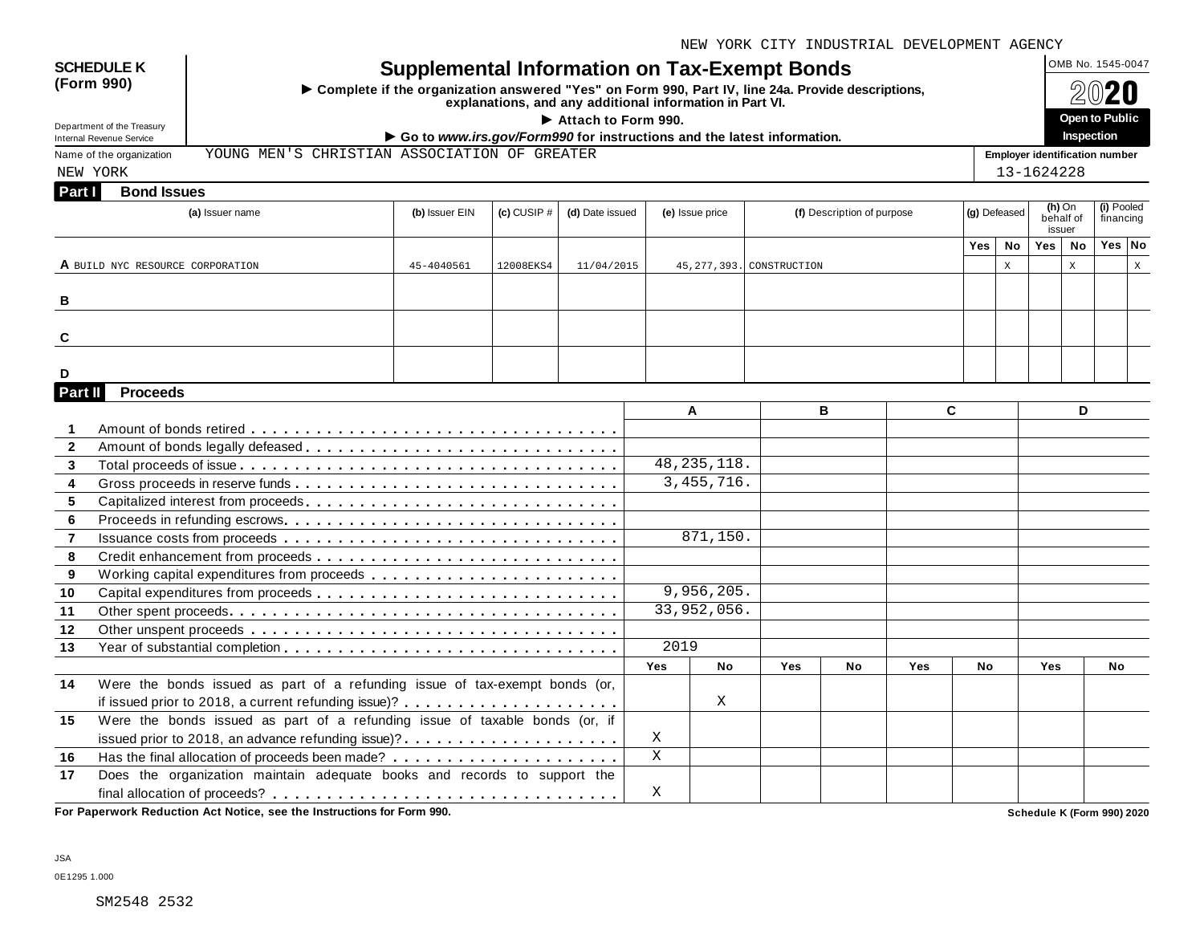NEW YORK CITY INDUSTRIAL DEVELOPMENT AGENCY

**SCHEDULE K (Form 990)**

Department of the Treasury
Internal Revenue Service

# Supplemental Information on Tax-Exempt Bonds

► Complete if the organization answered "Yes" on Form 990, Part IV, line 24a. Provide descriptions, explanations, and any additional information in Part VI.

► Attach to Form 990.

► Go to *www.irs.gov/Form990* for instructions and the latest information.

OMB No. 1545-0047

**2020**

**Open to Public Inspection**

Name of the organization: YOUNG MEN'S CHRISTIAN ASSOCIATION OF GREATER NEW YORK

Employer identification number: 13-1624228

## Part I Bond Issues

| | (a) Issuer name | (b) Issuer EIN | (c) CUSIP # | (d) Date issued | (e) Issue price | (f) Description of purpose | (g) Defeased Yes | (g) Defeased No | (h) On behalf of issuer Yes | (h) On behalf of issuer No | (i) Pooled financing Yes | (i) Pooled financing No |
|---|---|---|---|---|---|---|---|---|---|---|---|---|
| A | BUILD NYC RESOURCE CORPORATION | 45-4040561 | 12008EKS4 | 11/04/2015 | 45,277,393. | CONSTRUCTION | | X | | X | | X |
| B | | | | | | | | | | | | |
| C | | | | | | | | | | | | |
| D | | | | | | | | | | | | |

## Part II Proceeds

| | | A | | B | | C | | D | |
|---|---|---|---|---|---|---|---|---|---|
| 1 | Amount of bonds retired | | | | | | | | |
| 2 | Amount of bonds legally defeased | | | | | | | | |
| 3 | Total proceeds of issue | 48,235,118. | | | | | | | |
| 4 | Gross proceeds in reserve funds | 3,455,716. | | | | | | | |
| 5 | Capitalized interest from proceeds | | | | | | | | |
| 6 | Proceeds in refunding escrows | | | | | | | | |
| 7 | Issuance costs from proceeds | 871,150. | | | | | | | |
| 8 | Credit enhancement from proceeds | | | | | | | | |
| 9 | Working capital expenditures from proceeds | | | | | | | | |
| 10 | Capital expenditures from proceeds | 9,956,205. | | | | | | | |
| 11 | Other spent proceeds | 33,952,056. | | | | | | | |
| 12 | Other unspent proceeds | | | | | | | | |
| 13 | Year of substantial completion | 2019 | | | | | | | |
| | | Yes | No | Yes | No | Yes | No | Yes | No |
| 14 | Were the bonds issued as part of a refunding issue of tax-exempt bonds (or, if issued prior to 2018, a current refunding issue)? | | X | | | | | | |
| 15 | Were the bonds issued as part of a refunding issue of taxable bonds (or, if issued prior to 2018, an advance refunding issue)? | X | | | | | | | |
| 16 | Has the final allocation of proceeds been made? | X | | | | | | | |
| 17 | Does the organization maintain adequate books and records to support the final allocation of proceeds? | X | | | | | | | |

**For Paperwork Reduction Act Notice, see the Instructions for Form 990.**

**Schedule K (Form 990) 2020**

JSA
0E1295 1.000

SM2548 2532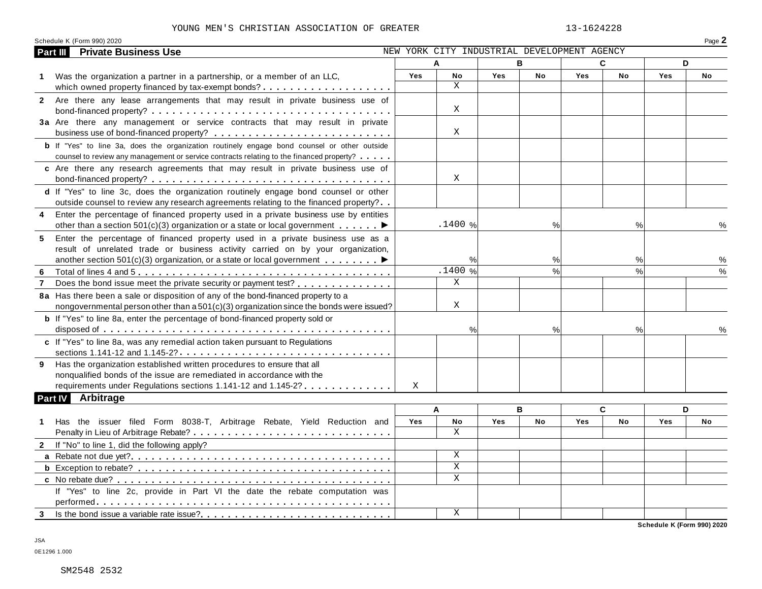YOUNG MEN'S CHRISTIAN ASSOCIATION OF GREATER 13-1624228

Schedule K (Form 990) 2020 Page **2**

## Part III Private Business Use

NEW YORK CITY INDUSTRIAL DEVELOPMENT AGENCY

| | A | | B | | C | | D | |
|---|---|---|---|---|---|---|---|---|
| | Yes | No | Yes | No | Yes | No | Yes | No |
| **1** Was the organization a partner in a partnership, or a member of an LLC, which owned property financed by tax-exempt bonds? | | X | | | | | | |
| **2** Are there any lease arrangements that may result in private business use of bond-financed property? | | X | | | | | | |
| **3a** Are there any management or service contracts that may result in private business use of bond-financed property? | | X | | | | | | |
| **b** If "Yes" to line 3a, does the organization routinely engage bond counsel or other outside counsel to review any management or service contracts relating to the financed property? | | | | | | | | |
| **c** Are there any research agreements that may result in private business use of bond-financed property? | | X | | | | | | |
| **d** If "Yes" to line 3c, does the organization routinely engage bond counsel or other outside counsel to review any research agreements relating to the financed property? | | | | | | | | |
| **4** Enter the percentage of financed property used in a private business use by entities other than a section 501(c)(3) organization or a state or local government ▶ | | .1400 % | | % | | % | | % |
| **5** Enter the percentage of financed property used in a private business use as a result of unrelated trade or business activity carried on by your organization, another section 501(c)(3) organization, or a state or local government ▶ | | % | | % | | % | | % |
| **6** Total of lines 4 and 5 | | .1400 % | | % | | % | | % |
| **7** Does the bond issue meet the private security or payment test? | | X | | | | | | |
| **8a** Has there been a sale or disposition of any of the bond-financed property to a nongovernmental person other than a 501(c)(3) organization since the bonds were issued? | | X | | | | | | |
| **b** If "Yes" to line 8a, enter the percentage of bond-financed property sold or disposed of | | % | | % | | % | | % |
| **c** If "Yes" to line 8a, was any remedial action taken pursuant to Regulations sections 1.141-12 and 1.145-2? | | | | | | | | |
| **9** Has the organization established written procedures to ensure that all nonqualified bonds of the issue are remediated in accordance with the requirements under Regulations sections 1.141-12 and 1.145-2? | X | | | | | | | |

## Part IV Arbitrage

| | A | | B | | C | | D | |
|---|---|---|---|---|---|---|---|---|
| | Yes | No | Yes | No | Yes | No | Yes | No |
| **1** Has the issuer filed Form 8038-T, Arbitrage Rebate, Yield Reduction and Penalty in Lieu of Arbitrage Rebate? | | X | | | | | | |
| **2** If "No" to line 1, did the following apply? | | | | | | | | |
| **a** Rebate not due yet? | | X | | | | | | |
| **b** Exception to rebate? | | X | | | | | | |
| **c** No rebate due? | | X | | | | | | |
| If "Yes" to line 2c, provide in Part VI the date the rebate computation was performed | | | | | | | | |
| **3** Is the bond issue a variable rate issue? | | X | | | | | | |

Schedule K (Form 990) 2020

JSA
0E1296 1.000

SM2548 2532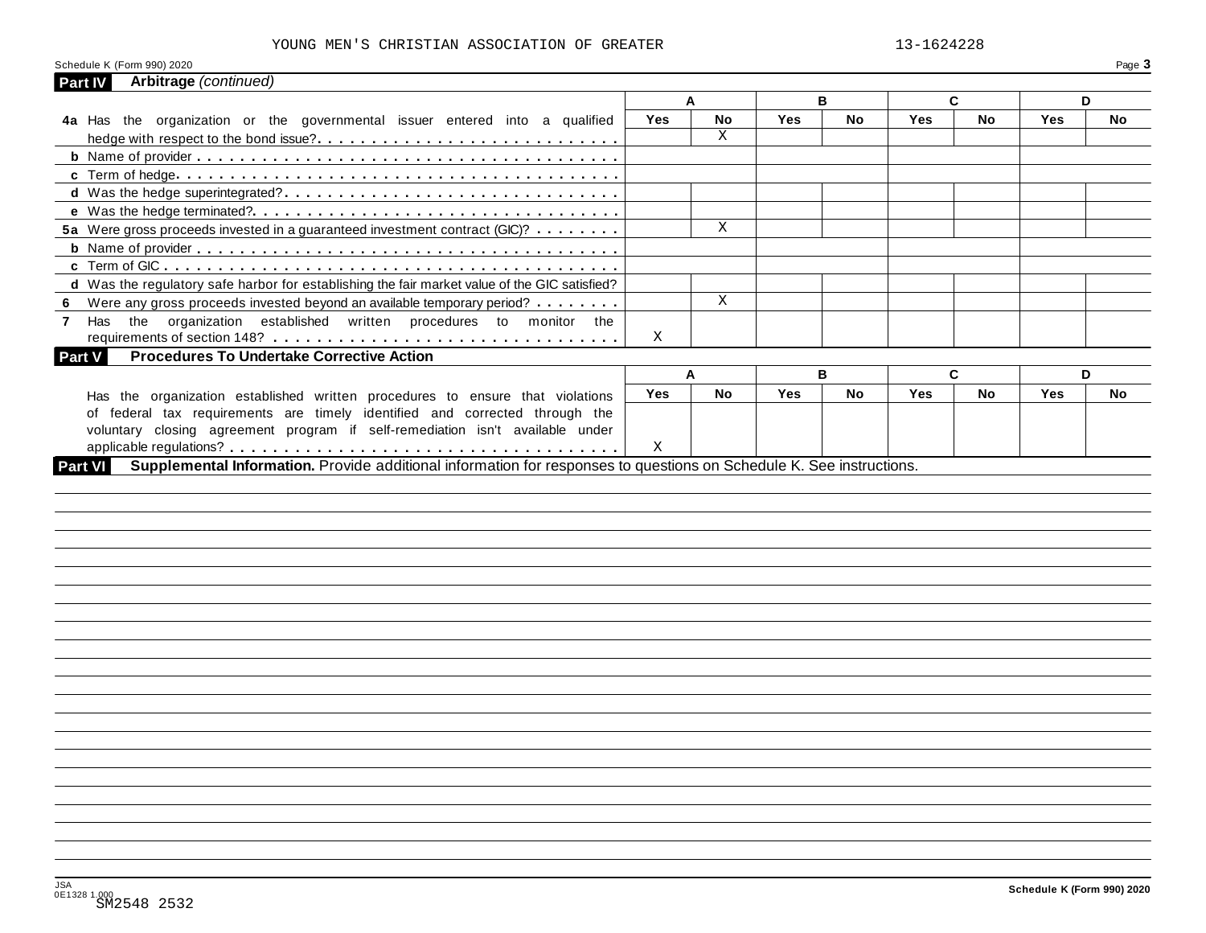YOUNG MEN'S CHRISTIAN ASSOCIATION OF GREATER 13-1624228

Schedule K (Form 990) 2020 Page **3**

**Part IV Arbitrage** *(continued)*

| | A | | B | | C | | D | |
|---|---|---|---|---|---|---|---|---|
| | **Yes** | **No** | **Yes** | **No** | **Yes** | **No** | **Yes** | **No** |
| **4a** Has the organization or the governmental issuer entered into a qualified hedge with respect to the bond issue? | | X | | | | | | |
| **b** Name of provider | | | | | | | | |
| **c** Term of hedge | | | | | | | | |
| **d** Was the hedge superintegrated? | | | | | | | | |
| **e** Was the hedge terminated? | | | | | | | | |
| **5a** Were gross proceeds invested in a guaranteed investment contract (GIC)? | | X | | | | | | |
| **b** Name of provider | | | | | | | | |
| **c** Term of GIC | | | | | | | | |
| **d** Was the regulatory safe harbor for establishing the fair market value of the GIC satisfied? | | | | | | | | |
| **6** Were any gross proceeds invested beyond an available temporary period? | | X | | | | | | |
| **7** Has the organization established written procedures to monitor the requirements of section 148? | X | | | | | | | |

**Part V Procedures To Undertake Corrective Action**

| | A | | B | | C | | D | |
|---|---|---|---|---|---|---|---|---|
| | **Yes** | **No** | **Yes** | **No** | **Yes** | **No** | **Yes** | **No** |
| Has the organization established written procedures to ensure that violations of federal tax requirements are timely identified and corrected through the voluntary closing agreement program if self-remediation isn't available under applicable regulations? | X | | | | | | | |

**Part VI Supplemental Information.** Provide additional information for responses to questions on Schedule K. See instructions.

JSA 0E1328 1.000 SM2548 2532

**Schedule K (Form 990) 2020**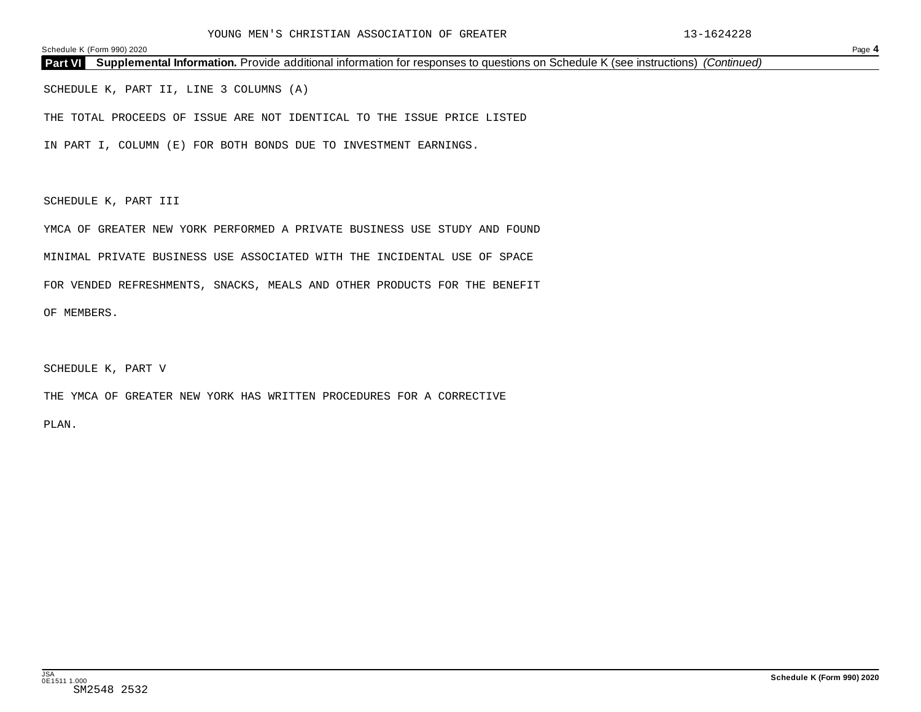## Part VI Supplemental Information. Provide additional information for responses to questions on Schedule K (see instructions) *(Continued)*

SCHEDULE K, PART II, LINE 3 COLUMNS (A)

THE TOTAL PROCEEDS OF ISSUE ARE NOT IDENTICAL TO THE ISSUE PRICE LISTED IN PART I, COLUMN (E) FOR BOTH BONDS DUE TO INVESTMENT EARNINGS.

SCHEDULE K, PART III

YMCA OF GREATER NEW YORK PERFORMED A PRIVATE BUSINESS USE STUDY AND FOUND MINIMAL PRIVATE BUSINESS USE ASSOCIATED WITH THE INCIDENTAL USE OF SPACE FOR VENDED REFRESHMENTS, SNACKS, MEALS AND OTHER PRODUCTS FOR THE BENEFIT OF MEMBERS.

SCHEDULE K, PART V

THE YMCA OF GREATER NEW YORK HAS WRITTEN PROCEDURES FOR A CORRECTIVE PLAN.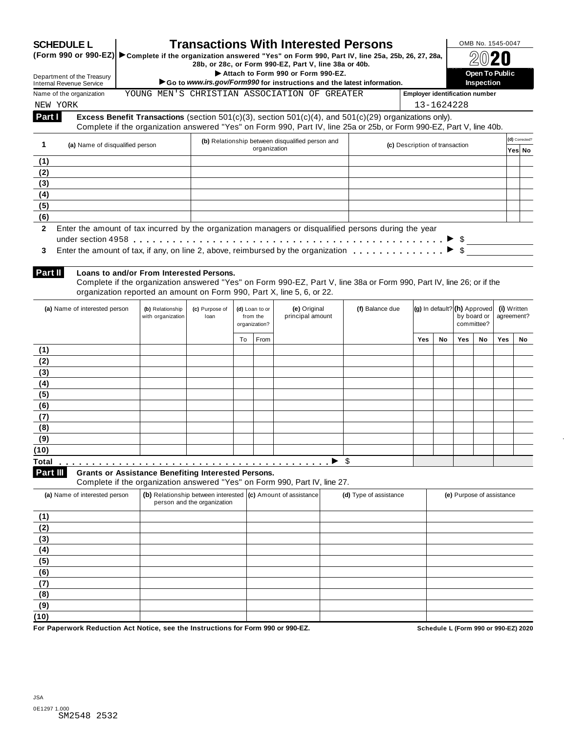**SCHEDULE L (Form 990 or 990-EZ)**

# Transactions With Interested Persons

▶ Complete if the organization answered "Yes" on Form 990, Part IV, line 25a, 25b, 26, 27, 28a, 28b, or 28c, or Form 990-EZ, Part V, line 38a or 40b.

▶ Attach to Form 990 or Form 990-EZ.

▶ Go to *www.irs.gov/Form990* for instructions and the latest information.

Department of the Treasury
Internal Revenue Service

OMB No. 1545-0047

**2020**

**Open To Public Inspection**

Name of the organization: YOUNG MEN'S CHRISTIAN ASSOCIATION OF GREATER NEW YORK

Employer identification number: 13-1624228

**Part I — Excess Benefit Transactions** (section 501(c)(3), section 501(c)(4), and 501(c)(29) organizations only).
Complete if the organization answered "Yes" on Form 990, Part IV, line 25a or 25b, or Form 990-EZ, Part V, line 40b.

| 1 | (a) Name of disqualified person | (b) Relationship between disqualified person and organization | (c) Description of transaction | (d) Corrected? Yes | No |
|---|---|---|---|---|---|
| (1) | | | | | |
| (2) | | | | | |
| (3) | | | | | |
| (4) | | | | | |
| (5) | | | | | |
| (6) | | | | | |

2 Enter the amount of tax incurred by the organization managers or disqualified persons during the year under section 4958 . . . . ▶ $

3 Enter the amount of tax, if any, on line 2, above, reimbursed by the organization . . . . ▶ $

**Part II — Loans to and/or From Interested Persons.**
Complete if the organization answered "Yes" on Form 990-EZ, Part V, line 38a or Form 990, Part IV, line 26; or if the organization reported an amount on Form 990, Part X, line 5, 6, or 22.

| | (a) Name of interested person | (b) Relationship with organization | (c) Purpose of loan | (d) Loan to or from the organization? | | (e) Original principal amount | (f) Balance due | (g) In default? | | (h) Approved by board or committee? | | (i) Written agreement? | |
|---|---|---|---|---|---|---|---|---|---|---|---|---|---|
| | | | | To | From | | | Yes | No | Yes | No | Yes | No |
| (1) | | | | | | | | | | | | | |
| (2) | | | | | | | | | | | | | |
| (3) | | | | | | | | | | | | | |
| (4) | | | | | | | | | | | | | |
| (5) | | | | | | | | | | | | | |
| (6) | | | | | | | | | | | | | |
| (7) | | | | | | | | | | | | | |
| (8) | | | | | | | | | | | | | |
| (9) | | | | | | | | | | | | | |
| (10) | | | | | | | | | | | | | |
| Total | | | | | | ▶ $ | | | | | | | |

**Part III — Grants or Assistance Benefiting Interested Persons.**
Complete if the organization answered "Yes" on Form 990, Part IV, line 27.

| | (a) Name of interested person | (b) Relationship between interested person and the organization | (c) Amount of assistance | (d) Type of assistance | (e) Purpose of assistance |
|---|---|---|---|---|---|
| (1) | | | | | |
| (2) | | | | | |
| (3) | | | | | |
| (4) | | | | | |
| (5) | | | | | |
| (6) | | | | | |
| (7) | | | | | |
| (8) | | | | | |
| (9) | | | | | |
| (10) | | | | | |

**For Paperwork Reduction Act Notice, see the Instructions for Form 990 or 990-EZ.**

**Schedule L (Form 990 or 990-EZ) 2020**

JSA
0E1297 1.000
SM2548 2532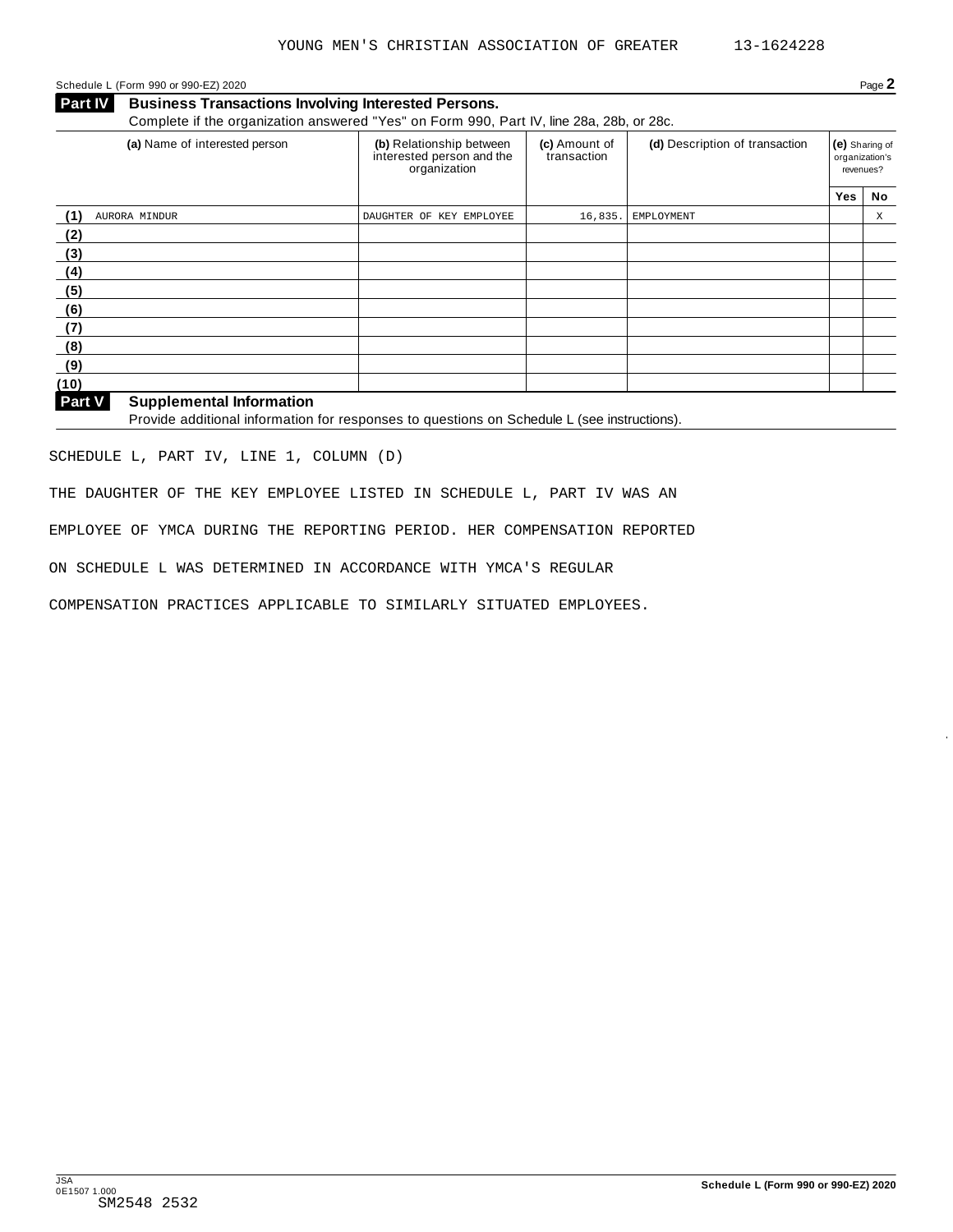YOUNG MEN'S CHRISTIAN ASSOCIATION OF GREATER 13-1624228

Schedule L (Form 990 or 990-EZ) 2020

## Part IV Business Transactions Involving Interested Persons.

Complete if the organization answered "Yes" on Form 990, Part IV, line 28a, 28b, or 28c.

| | (a) Name of interested person | (b) Relationship between interested person and the organization | (c) Amount of transaction | (d) Description of transaction | (e) Sharing of organization's revenues? | |
|---|---|---|---|---|---|---|
| | | | | | Yes | No |
| (1) | AURORA MINDUR | DAUGHTER OF KEY EMPLOYEE | 16,835. | EMPLOYMENT | | X |
| (2) | | | | | | |
| (3) | | | | | | |
| (4) | | | | | | |
| (5) | | | | | | |
| (6) | | | | | | |
| (7) | | | | | | |
| (8) | | | | | | |
| (9) | | | | | | |
| (10) | | | | | | |

## Part V Supplemental Information

Provide additional information for responses to questions on Schedule L (see instructions).

SCHEDULE L, PART IV, LINE 1, COLUMN (D)

THE DAUGHTER OF THE KEY EMPLOYEE LISTED IN SCHEDULE L, PART IV WAS AN EMPLOYEE OF YMCA DURING THE REPORTING PERIOD. HER COMPENSATION REPORTED ON SCHEDULE L WAS DETERMINED IN ACCORDANCE WITH YMCA'S REGULAR COMPENSATION PRACTICES APPLICABLE TO SIMILARLY SITUATED EMPLOYEES.

JSA
0E1507 1.000
SM2548 2532

Schedule L (Form 990 or 990-EZ) 2020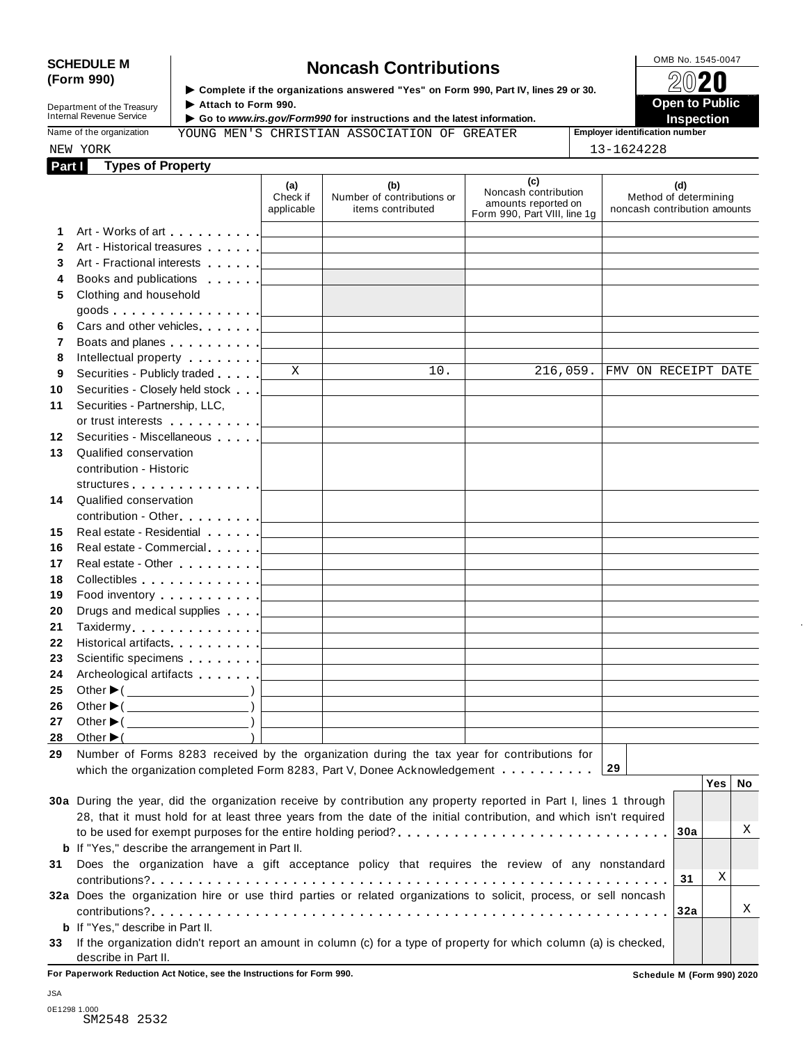**SCHEDULE M (Form 990)**

Department of the Treasury
Internal Revenue Service

# Noncash Contributions

▶ Complete if the organizations answered "Yes" on Form 990, Part IV, lines 29 or 30.
▶ Attach to Form 990.
▶ Go to *www.irs.gov/Form990* for instructions and the latest information.

OMB No. 1545-0047

**2020**

**Open to Public Inspection**

Name of the organization: YOUNG MEN'S CHRISTIAN ASSOCIATION OF GREATER NEW YORK

Employer identification number: 13-1624228

## Part I Types of Property

| | | (a) Check if applicable | (b) Number of contributions or items contributed | (c) Noncash contribution amounts reported on Form 990, Part VIII, line 1g | (d) Method of determining noncash contribution amounts |
|---|---|---|---|---|---|
| 1 | Art - Works of art | | | | |
| 2 | Art - Historical treasures | | | | |
| 3 | Art - Fractional interests | | | | |
| 4 | Books and publications | | | | |
| 5 | Clothing and household goods | | | | |
| 6 | Cars and other vehicles | | | | |
| 7 | Boats and planes | | | | |
| 8 | Intellectual property | | | | |
| 9 | Securities - Publicly traded | X | 10. | 216,059. | FMV ON RECEIPT DATE |
| 10 | Securities - Closely held stock | | | | |
| 11 | Securities - Partnership, LLC, or trust interests | | | | |
| 12 | Securities - Miscellaneous | | | | |
| 13 | Qualified conservation contribution - Historic structures | | | | |
| 14 | Qualified conservation contribution - Other | | | | |
| 15 | Real estate - Residential | | | | |
| 16 | Real estate - Commercial | | | | |
| 17 | Real estate - Other | | | | |
| 18 | Collectibles | | | | |
| 19 | Food inventory | | | | |
| 20 | Drugs and medical supplies | | | | |
| 21 | Taxidermy | | | | |
| 22 | Historical artifacts | | | | |
| 23 | Scientific specimens | | | | |
| 24 | Archeological artifacts | | | | |
| 25 | Other ▶( ) | | | | |
| 26 | Other ▶( ) | | | | |
| 27 | Other ▶( ) | | | | |
| 28 | Other ▶( ) | | | | |

**29** Number of Forms 8283 received by the organization during the tax year for contributions for which the organization completed Form 8283, Part V, Donee Acknowledgement . . . . . . . . . . **29**

| | | | Yes | No |
|---|---|---|---|---|
| **30a** | During the year, did the organization receive by contribution any property reported in Part I, lines 1 through 28, that it must hold for at least three years from the date of the initial contribution, and which isn't required to be used for exempt purposes for the entire holding period? | 30a | | X |
| **b** | If "Yes," describe the arrangement in Part II. | | | |
| **31** | Does the organization have a gift acceptance policy that requires the review of any nonstandard contributions? | 31 | X | |
| **32a** | Does the organization hire or use third parties or related organizations to solicit, process, or sell noncash contributions? | 32a | | X |
| **b** | If "Yes," describe in Part II. | | | |
| **33** | If the organization didn't report an amount in column (c) for a type of property for which column (a) is checked, describe in Part II. | | | |

**For Paperwork Reduction Act Notice, see the Instructions for Form 990.** **Schedule M (Form 990) 2020**

JSA
0E1298 1.000
SM2548 2532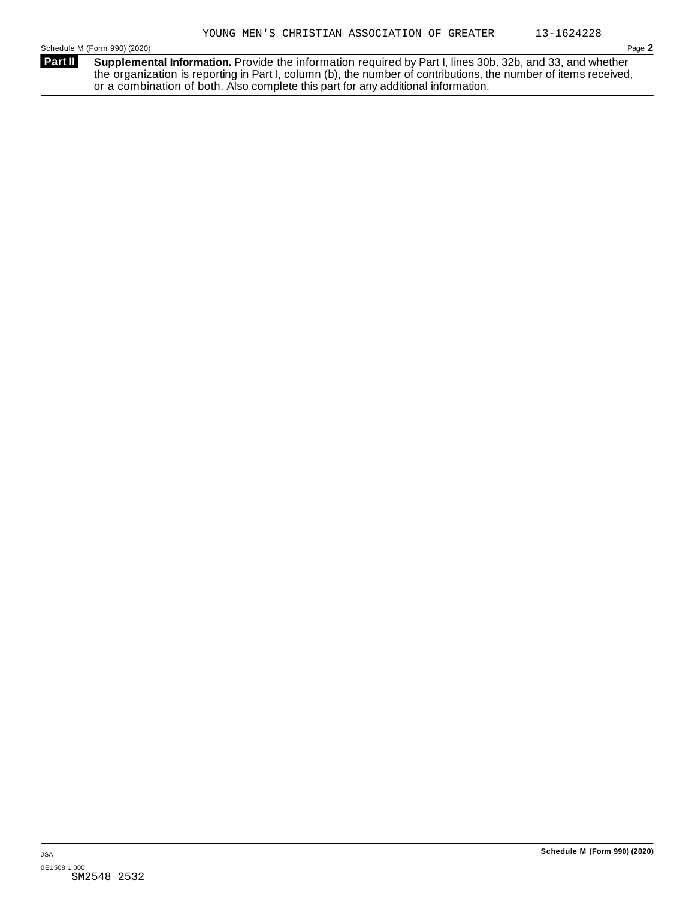YOUNG MEN'S CHRISTIAN ASSOCIATION OF GREATER 13-1624228

**Part II** **Supplemental Information.** Provide the information required by Part I, lines 30b, 32b, and 33, and whether the organization is reporting in Part I, column (b), the number of contributions, the number of items received, or a combination of both. Also complete this part for any additional information.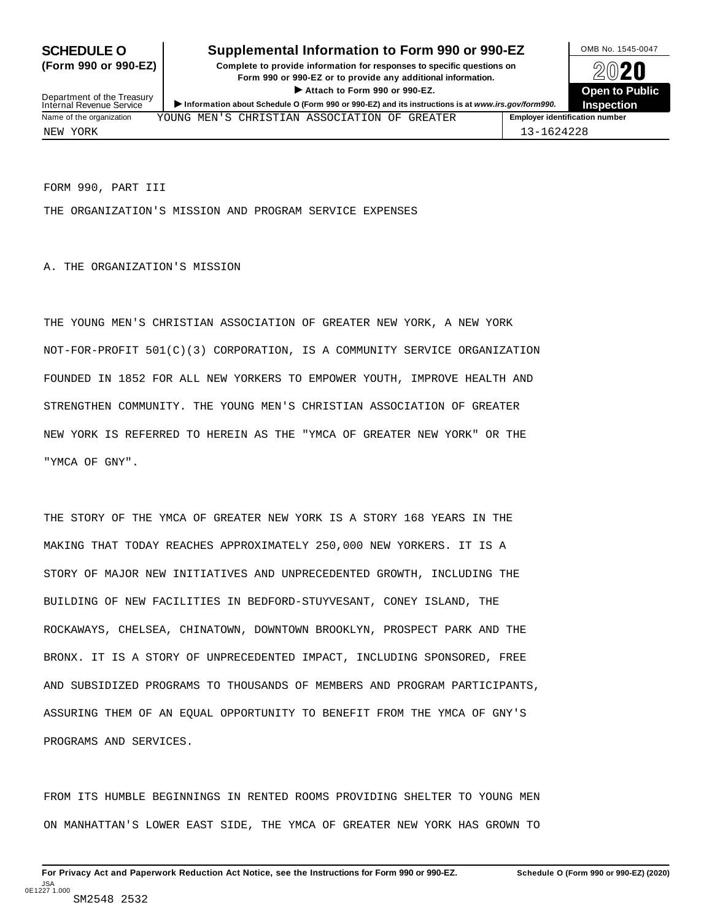**SCHEDULE O (Form 990 or 990-EZ)**

# Supplemental Information to Form 990 or 990-EZ

**Complete to provide information for responses to specific questions on Form 990 or 990-EZ or to provide any additional information.**

▶ **Attach to Form 990 or 990-EZ.**

▶ **Information about Schedule O (Form 990 or 990-EZ) and its instructions is at www.irs.gov/form990.**

Department of the Treasury
Internal Revenue Service

OMB No. 1545-0047

**2020**

**Open to Public Inspection**

| Name of the organization | Employer identification number |
|---|---|
| YOUNG MEN'S CHRISTIAN ASSOCIATION OF GREATER NEW YORK | 13-1624228 |

FORM 990, PART III

THE ORGANIZATION'S MISSION AND PROGRAM SERVICE EXPENSES

A. THE ORGANIZATION'S MISSION

THE YOUNG MEN'S CHRISTIAN ASSOCIATION OF GREATER NEW YORK, A NEW YORK NOT-FOR-PROFIT 501(C)(3) CORPORATION, IS A COMMUNITY SERVICE ORGANIZATION FOUNDED IN 1852 FOR ALL NEW YORKERS TO EMPOWER YOUTH, IMPROVE HEALTH AND STRENGTHEN COMMUNITY. THE YOUNG MEN'S CHRISTIAN ASSOCIATION OF GREATER NEW YORK IS REFERRED TO HEREIN AS THE "YMCA OF GREATER NEW YORK" OR THE "YMCA OF GNY".

THE STORY OF THE YMCA OF GREATER NEW YORK IS A STORY 168 YEARS IN THE MAKING THAT TODAY REACHES APPROXIMATELY 250,000 NEW YORKERS. IT IS A STORY OF MAJOR NEW INITIATIVES AND UNPRECEDENTED GROWTH, INCLUDING THE BUILDING OF NEW FACILITIES IN BEDFORD-STUYVESANT, CONEY ISLAND, THE ROCKAWAYS, CHELSEA, CHINATOWN, DOWNTOWN BROOKLYN, PROSPECT PARK AND THE BRONX. IT IS A STORY OF UNPRECEDENTED IMPACT, INCLUDING SPONSORED, FREE AND SUBSIDIZED PROGRAMS TO THOUSANDS OF MEMBERS AND PROGRAM PARTICIPANTS, ASSURING THEM OF AN EQUAL OPPORTUNITY TO BENEFIT FROM THE YMCA OF GNY'S PROGRAMS AND SERVICES.

FROM ITS HUMBLE BEGINNINGS IN RENTED ROOMS PROVIDING SHELTER TO YOUNG MEN ON MANHATTAN'S LOWER EAST SIDE, THE YMCA OF GREATER NEW YORK HAS GROWN TO

**For Privacy Act and Paperwork Reduction Act Notice, see the Instructions for Form 990 or 990-EZ.** **Schedule O (Form 990 or 990-EZ) (2020)**

JSA
0E1227 1.000
SM2548 2532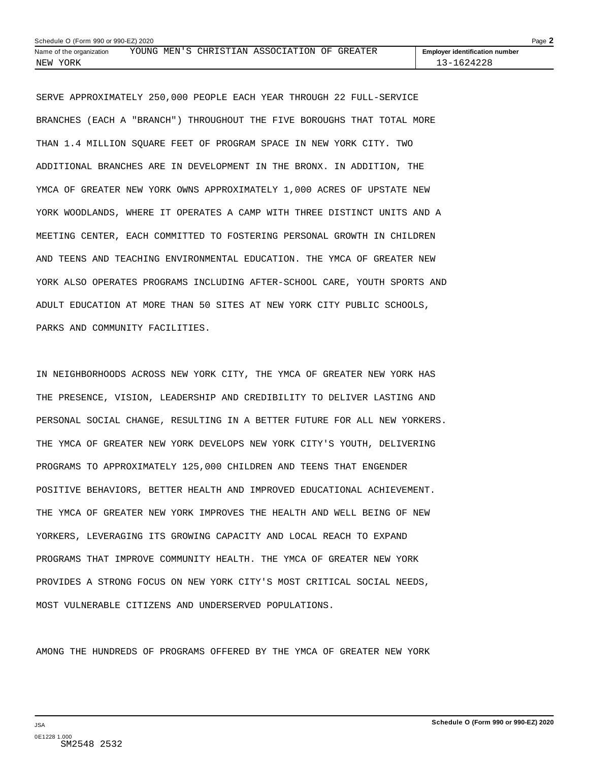SERVE APPROXIMATELY 250,000 PEOPLE EACH YEAR THROUGH 22 FULL-SERVICE BRANCHES (EACH A "BRANCH") THROUGHOUT THE FIVE BOROUGHS THAT TOTAL MORE THAN 1.4 MILLION SQUARE FEET OF PROGRAM SPACE IN NEW YORK CITY. TWO ADDITIONAL BRANCHES ARE IN DEVELOPMENT IN THE BRONX. IN ADDITION, THE YMCA OF GREATER NEW YORK OWNS APPROXIMATELY 1,000 ACRES OF UPSTATE NEW YORK WOODLANDS, WHERE IT OPERATES A CAMP WITH THREE DISTINCT UNITS AND A MEETING CENTER, EACH COMMITTED TO FOSTERING PERSONAL GROWTH IN CHILDREN AND TEENS AND TEACHING ENVIRONMENTAL EDUCATION. THE YMCA OF GREATER NEW YORK ALSO OPERATES PROGRAMS INCLUDING AFTER-SCHOOL CARE, YOUTH SPORTS AND ADULT EDUCATION AT MORE THAN 50 SITES AT NEW YORK CITY PUBLIC SCHOOLS, PARKS AND COMMUNITY FACILITIES.

IN NEIGHBORHOODS ACROSS NEW YORK CITY, THE YMCA OF GREATER NEW YORK HAS THE PRESENCE, VISION, LEADERSHIP AND CREDIBILITY TO DELIVER LASTING AND PERSONAL SOCIAL CHANGE, RESULTING IN A BETTER FUTURE FOR ALL NEW YORKERS. THE YMCA OF GREATER NEW YORK DEVELOPS NEW YORK CITY'S YOUTH, DELIVERING PROGRAMS TO APPROXIMATELY 125,000 CHILDREN AND TEENS THAT ENGENDER POSITIVE BEHAVIORS, BETTER HEALTH AND IMPROVED EDUCATIONAL ACHIEVEMENT. THE YMCA OF GREATER NEW YORK IMPROVES THE HEALTH AND WELL BEING OF NEW YORKERS, LEVERAGING ITS GROWING CAPACITY AND LOCAL REACH TO EXPAND PROGRAMS THAT IMPROVE COMMUNITY HEALTH. THE YMCA OF GREATER NEW YORK PROVIDES A STRONG FOCUS ON NEW YORK CITY'S MOST CRITICAL SOCIAL NEEDS, MOST VULNERABLE CITIZENS AND UNDERSERVED POPULATIONS.

AMONG THE HUNDREDS OF PROGRAMS OFFERED BY THE YMCA OF GREATER NEW YORK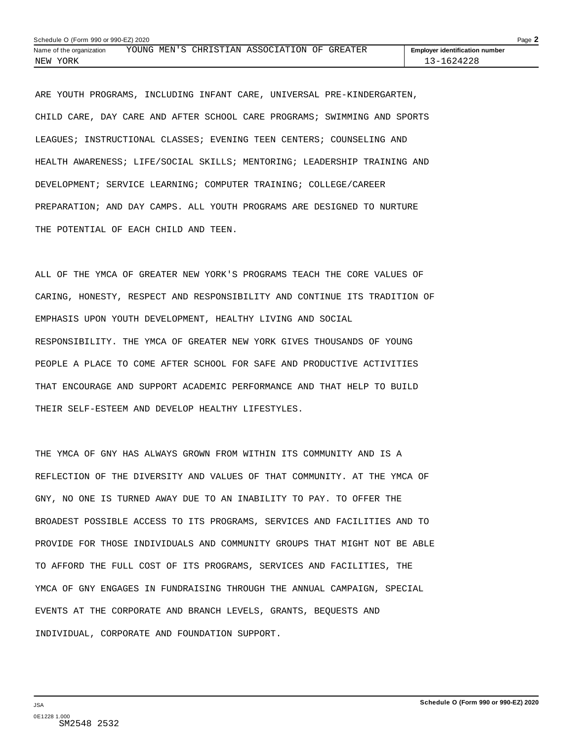ARE YOUTH PROGRAMS, INCLUDING INFANT CARE, UNIVERSAL PRE-KINDERGARTEN, CHILD CARE, DAY CARE AND AFTER SCHOOL CARE PROGRAMS; SWIMMING AND SPORTS LEAGUES; INSTRUCTIONAL CLASSES; EVENING TEEN CENTERS; COUNSELING AND HEALTH AWARENESS; LIFE/SOCIAL SKILLS; MENTORING; LEADERSHIP TRAINING AND DEVELOPMENT; SERVICE LEARNING; COMPUTER TRAINING; COLLEGE/CAREER PREPARATION; AND DAY CAMPS. ALL YOUTH PROGRAMS ARE DESIGNED TO NURTURE THE POTENTIAL OF EACH CHILD AND TEEN.

ALL OF THE YMCA OF GREATER NEW YORK'S PROGRAMS TEACH THE CORE VALUES OF CARING, HONESTY, RESPECT AND RESPONSIBILITY AND CONTINUE ITS TRADITION OF EMPHASIS UPON YOUTH DEVELOPMENT, HEALTHY LIVING AND SOCIAL RESPONSIBILITY. THE YMCA OF GREATER NEW YORK GIVES THOUSANDS OF YOUNG PEOPLE A PLACE TO COME AFTER SCHOOL FOR SAFE AND PRODUCTIVE ACTIVITIES THAT ENCOURAGE AND SUPPORT ACADEMIC PERFORMANCE AND THAT HELP TO BUILD THEIR SELF-ESTEEM AND DEVELOP HEALTHY LIFESTYLES.

THE YMCA OF GNY HAS ALWAYS GROWN FROM WITHIN ITS COMMUNITY AND IS A REFLECTION OF THE DIVERSITY AND VALUES OF THAT COMMUNITY. AT THE YMCA OF GNY, NO ONE IS TURNED AWAY DUE TO AN INABILITY TO PAY. TO OFFER THE BROADEST POSSIBLE ACCESS TO ITS PROGRAMS, SERVICES AND FACILITIES AND TO PROVIDE FOR THOSE INDIVIDUALS AND COMMUNITY GROUPS THAT MIGHT NOT BE ABLE TO AFFORD THE FULL COST OF ITS PROGRAMS, SERVICES AND FACILITIES, THE YMCA OF GNY ENGAGES IN FUNDRAISING THROUGH THE ANNUAL CAMPAIGN, SPECIAL EVENTS AT THE CORPORATE AND BRANCH LEVELS, GRANTS, BEQUESTS AND INDIVIDUAL, CORPORATE AND FOUNDATION SUPPORT.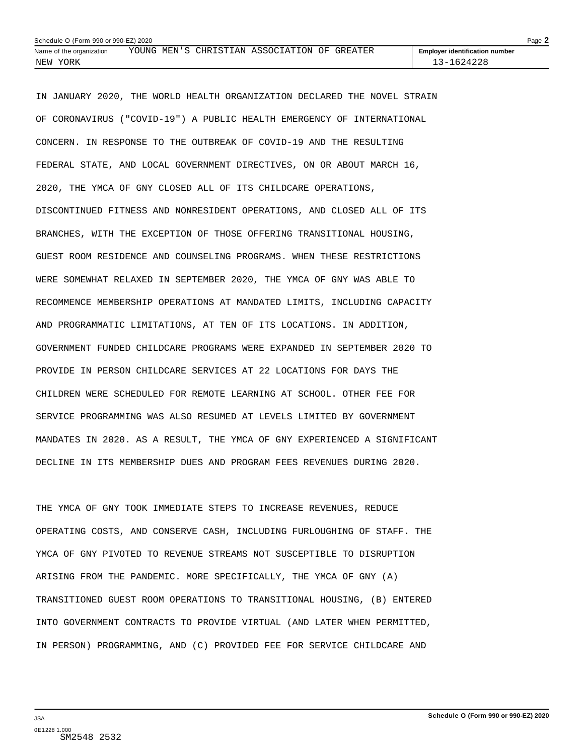IN JANUARY 2020, THE WORLD HEALTH ORGANIZATION DECLARED THE NOVEL STRAIN OF CORONAVIRUS ("COVID-19") A PUBLIC HEALTH EMERGENCY OF INTERNATIONAL CONCERN. IN RESPONSE TO THE OUTBREAK OF COVID-19 AND THE RESULTING FEDERAL STATE, AND LOCAL GOVERNMENT DIRECTIVES, ON OR ABOUT MARCH 16, 2020, THE YMCA OF GNY CLOSED ALL OF ITS CHILDCARE OPERATIONS, DISCONTINUED FITNESS AND NONRESIDENT OPERATIONS, AND CLOSED ALL OF ITS BRANCHES, WITH THE EXCEPTION OF THOSE OFFERING TRANSITIONAL HOUSING, GUEST ROOM RESIDENCE AND COUNSELING PROGRAMS. WHEN THESE RESTRICTIONS WERE SOMEWHAT RELAXED IN SEPTEMBER 2020, THE YMCA OF GNY WAS ABLE TO RECOMMENCE MEMBERSHIP OPERATIONS AT MANDATED LIMITS, INCLUDING CAPACITY AND PROGRAMMATIC LIMITATIONS, AT TEN OF ITS LOCATIONS. IN ADDITION, GOVERNMENT FUNDED CHILDCARE PROGRAMS WERE EXPANDED IN SEPTEMBER 2020 TO PROVIDE IN PERSON CHILDCARE SERVICES AT 22 LOCATIONS FOR DAYS THE CHILDREN WERE SCHEDULED FOR REMOTE LEARNING AT SCHOOL. OTHER FEE FOR SERVICE PROGRAMMING WAS ALSO RESUMED AT LEVELS LIMITED BY GOVERNMENT MANDATES IN 2020. AS A RESULT, THE YMCA OF GNY EXPERIENCED A SIGNIFICANT DECLINE IN ITS MEMBERSHIP DUES AND PROGRAM FEES REVENUES DURING 2020.

THE YMCA OF GNY TOOK IMMEDIATE STEPS TO INCREASE REVENUES, REDUCE OPERATING COSTS, AND CONSERVE CASH, INCLUDING FURLOUGHING OF STAFF. THE YMCA OF GNY PIVOTED TO REVENUE STREAMS NOT SUSCEPTIBLE TO DISRUPTION ARISING FROM THE PANDEMIC. MORE SPECIFICALLY, THE YMCA OF GNY (A) TRANSITIONED GUEST ROOM OPERATIONS TO TRANSITIONAL HOUSING, (B) ENTERED INTO GOVERNMENT CONTRACTS TO PROVIDE VIRTUAL (AND LATER WHEN PERMITTED, IN PERSON) PROGRAMMING, AND (C) PROVIDED FEE FOR SERVICE CHILDCARE AND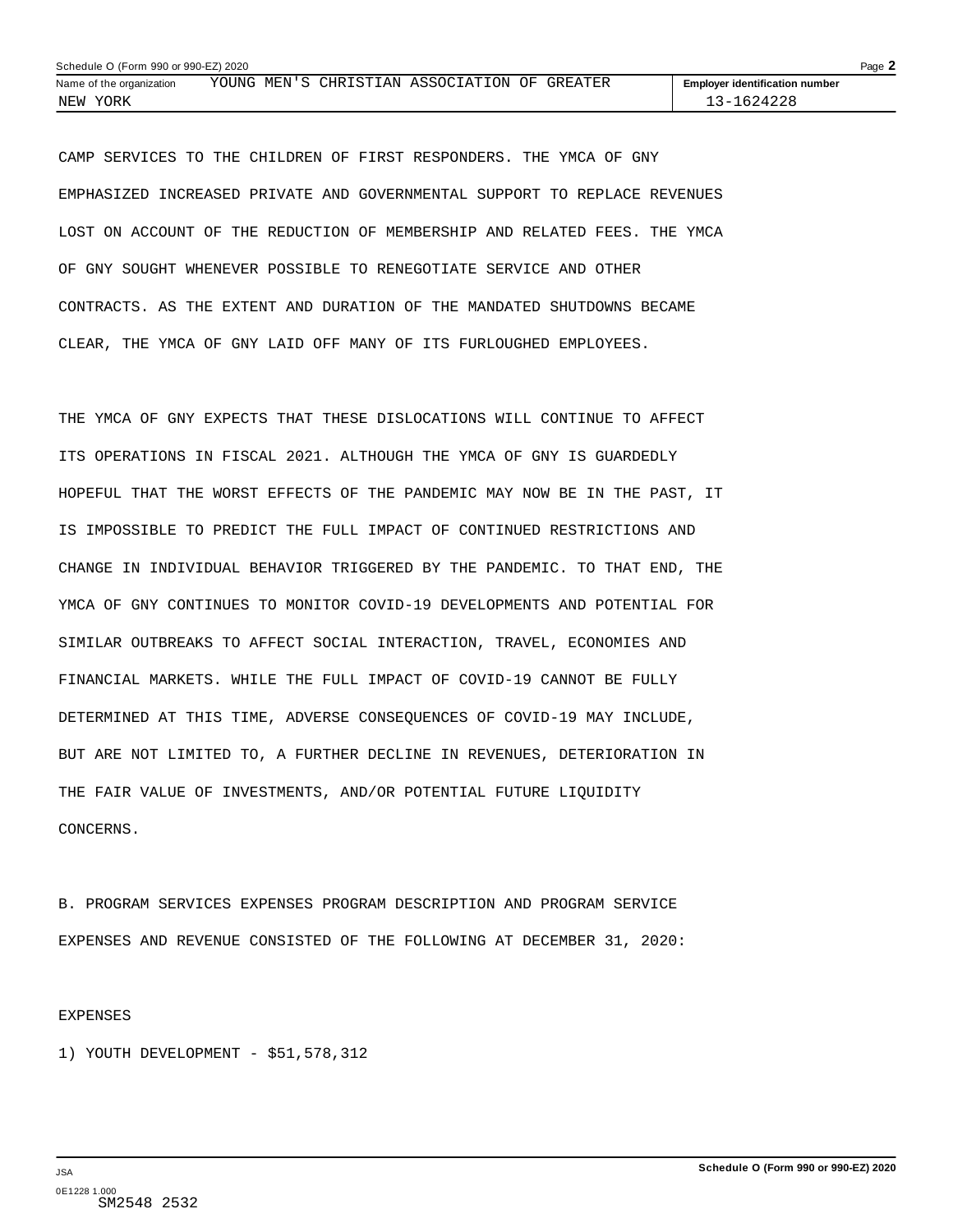CAMP SERVICES TO THE CHILDREN OF FIRST RESPONDERS. THE YMCA OF GNY EMPHASIZED INCREASED PRIVATE AND GOVERNMENTAL SUPPORT TO REPLACE REVENUES LOST ON ACCOUNT OF THE REDUCTION OF MEMBERSHIP AND RELATED FEES. THE YMCA OF GNY SOUGHT WHENEVER POSSIBLE TO RENEGOTIATE SERVICE AND OTHER CONTRACTS. AS THE EXTENT AND DURATION OF THE MANDATED SHUTDOWNS BECAME CLEAR, THE YMCA OF GNY LAID OFF MANY OF ITS FURLOUGHED EMPLOYEES.

THE YMCA OF GNY EXPECTS THAT THESE DISLOCATIONS WILL CONTINUE TO AFFECT ITS OPERATIONS IN FISCAL 2021. ALTHOUGH THE YMCA OF GNY IS GUARDEDLY HOPEFUL THAT THE WORST EFFECTS OF THE PANDEMIC MAY NOW BE IN THE PAST, IT IS IMPOSSIBLE TO PREDICT THE FULL IMPACT OF CONTINUED RESTRICTIONS AND CHANGE IN INDIVIDUAL BEHAVIOR TRIGGERED BY THE PANDEMIC. TO THAT END, THE YMCA OF GNY CONTINUES TO MONITOR COVID-19 DEVELOPMENTS AND POTENTIAL FOR SIMILAR OUTBREAKS TO AFFECT SOCIAL INTERACTION, TRAVEL, ECONOMIES AND FINANCIAL MARKETS. WHILE THE FULL IMPACT OF COVID-19 CANNOT BE FULLY DETERMINED AT THIS TIME, ADVERSE CONSEQUENCES OF COVID-19 MAY INCLUDE, BUT ARE NOT LIMITED TO, A FURTHER DECLINE IN REVENUES, DETERIORATION IN THE FAIR VALUE OF INVESTMENTS, AND/OR POTENTIAL FUTURE LIQUIDITY CONCERNS.

B. PROGRAM SERVICES EXPENSES PROGRAM DESCRIPTION AND PROGRAM SERVICE EXPENSES AND REVENUE CONSISTED OF THE FOLLOWING AT DECEMBER 31, 2020:

EXPENSES

1) YOUTH DEVELOPMENT - $51,578,312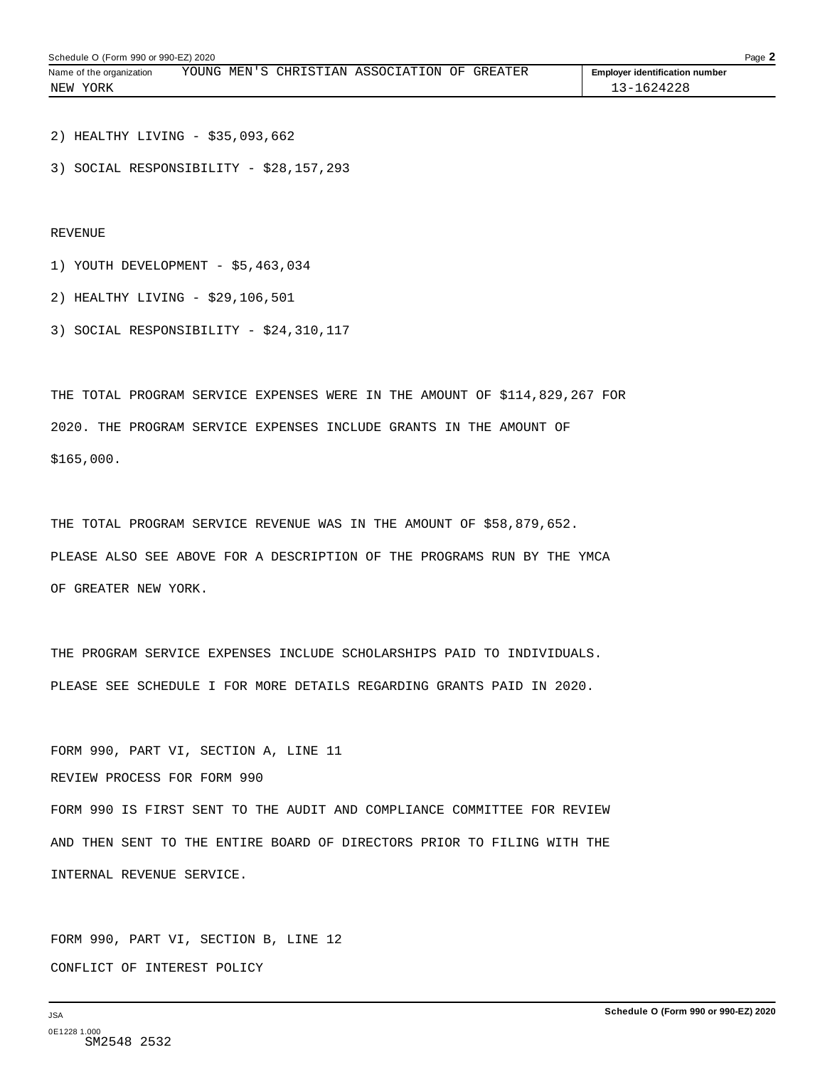2) HEALTHY LIVING - $35,093,662

3) SOCIAL RESPONSIBILITY - $28,157,293

REVENUE

1) YOUTH DEVELOPMENT - $5,463,034

2) HEALTHY LIVING - $29,106,501

3) SOCIAL RESPONSIBILITY - $24,310,117

THE TOTAL PROGRAM SERVICE EXPENSES WERE IN THE AMOUNT OF $114,829,267 FOR 2020. THE PROGRAM SERVICE EXPENSES INCLUDE GRANTS IN THE AMOUNT OF $165,000.

THE TOTAL PROGRAM SERVICE REVENUE WAS IN THE AMOUNT OF $58,879,652. PLEASE ALSO SEE ABOVE FOR A DESCRIPTION OF THE PROGRAMS RUN BY THE YMCA OF GREATER NEW YORK.

THE PROGRAM SERVICE EXPENSES INCLUDE SCHOLARSHIPS PAID TO INDIVIDUALS. PLEASE SEE SCHEDULE I FOR MORE DETAILS REGARDING GRANTS PAID IN 2020.

FORM 990, PART VI, SECTION A, LINE 11

REVIEW PROCESS FOR FORM 990

FORM 990 IS FIRST SENT TO THE AUDIT AND COMPLIANCE COMMITTEE FOR REVIEW AND THEN SENT TO THE ENTIRE BOARD OF DIRECTORS PRIOR TO FILING WITH THE INTERNAL REVENUE SERVICE.

FORM 990, PART VI, SECTION B, LINE 12

CONFLICT OF INTEREST POLICY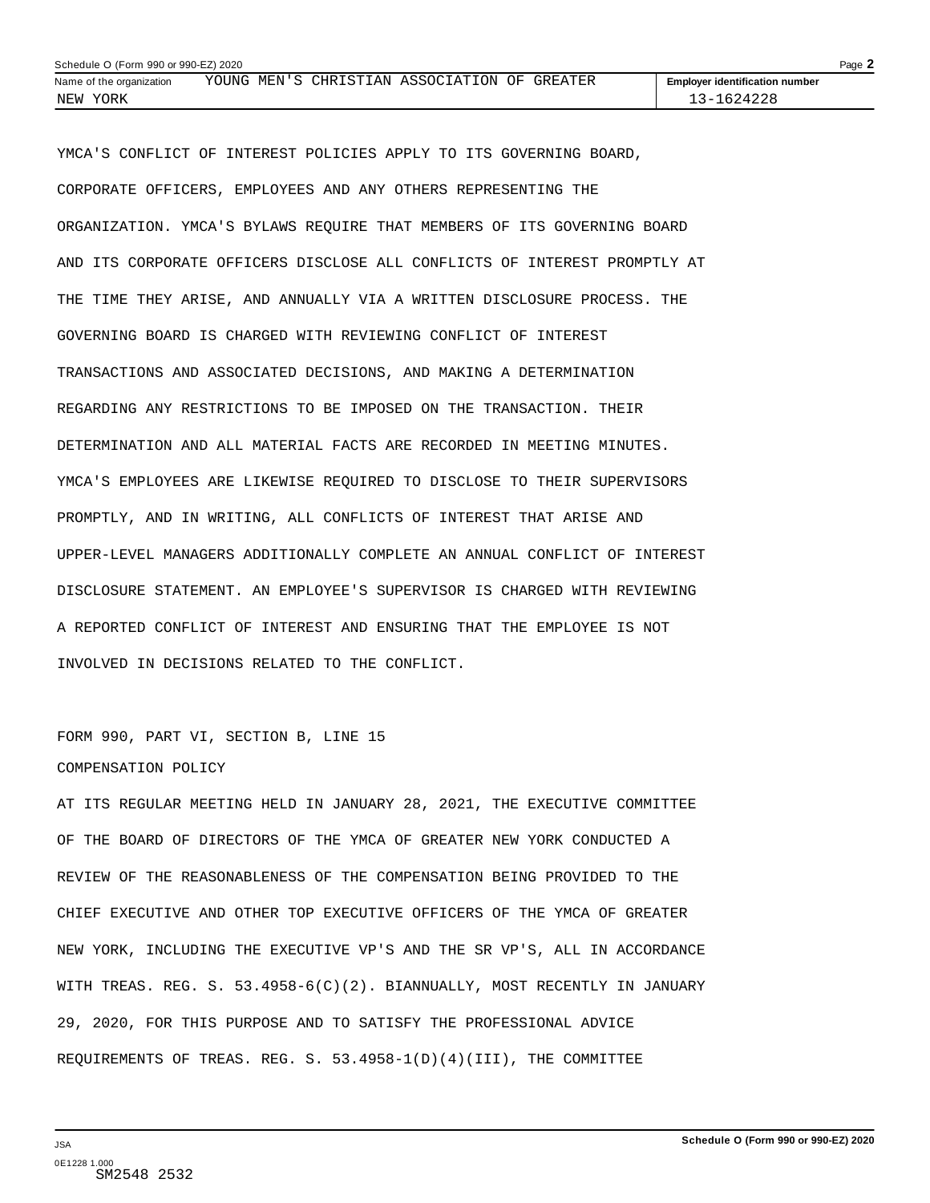YMCA'S CONFLICT OF INTEREST POLICIES APPLY TO ITS GOVERNING BOARD, CORPORATE OFFICERS, EMPLOYEES AND ANY OTHERS REPRESENTING THE ORGANIZATION. YMCA'S BYLAWS REQUIRE THAT MEMBERS OF ITS GOVERNING BOARD AND ITS CORPORATE OFFICERS DISCLOSE ALL CONFLICTS OF INTEREST PROMPTLY AT THE TIME THEY ARISE, AND ANNUALLY VIA A WRITTEN DISCLOSURE PROCESS. THE GOVERNING BOARD IS CHARGED WITH REVIEWING CONFLICT OF INTEREST TRANSACTIONS AND ASSOCIATED DECISIONS, AND MAKING A DETERMINATION REGARDING ANY RESTRICTIONS TO BE IMPOSED ON THE TRANSACTION. THEIR DETERMINATION AND ALL MATERIAL FACTS ARE RECORDED IN MEETING MINUTES. YMCA'S EMPLOYEES ARE LIKEWISE REQUIRED TO DISCLOSE TO THEIR SUPERVISORS PROMPTLY, AND IN WRITING, ALL CONFLICTS OF INTEREST THAT ARISE AND UPPER-LEVEL MANAGERS ADDITIONALLY COMPLETE AN ANNUAL CONFLICT OF INTEREST DISCLOSURE STATEMENT. AN EMPLOYEE'S SUPERVISOR IS CHARGED WITH REVIEWING A REPORTED CONFLICT OF INTEREST AND ENSURING THAT THE EMPLOYEE IS NOT INVOLVED IN DECISIONS RELATED TO THE CONFLICT.

FORM 990, PART VI, SECTION B, LINE 15

COMPENSATION POLICY

AT ITS REGULAR MEETING HELD IN JANUARY 28, 2021, THE EXECUTIVE COMMITTEE OF THE BOARD OF DIRECTORS OF THE YMCA OF GREATER NEW YORK CONDUCTED A REVIEW OF THE REASONABLENESS OF THE COMPENSATION BEING PROVIDED TO THE CHIEF EXECUTIVE AND OTHER TOP EXECUTIVE OFFICERS OF THE YMCA OF GREATER NEW YORK, INCLUDING THE EXECUTIVE VP'S AND THE SR VP'S, ALL IN ACCORDANCE WITH TREAS. REG. S. 53.4958-6(C)(2). BIANNUALLY, MOST RECENTLY IN JANUARY 29, 2020, FOR THIS PURPOSE AND TO SATISFY THE PROFESSIONAL ADVICE REQUIREMENTS OF TREAS. REG. S. 53.4958-1(D)(4)(III), THE COMMITTEE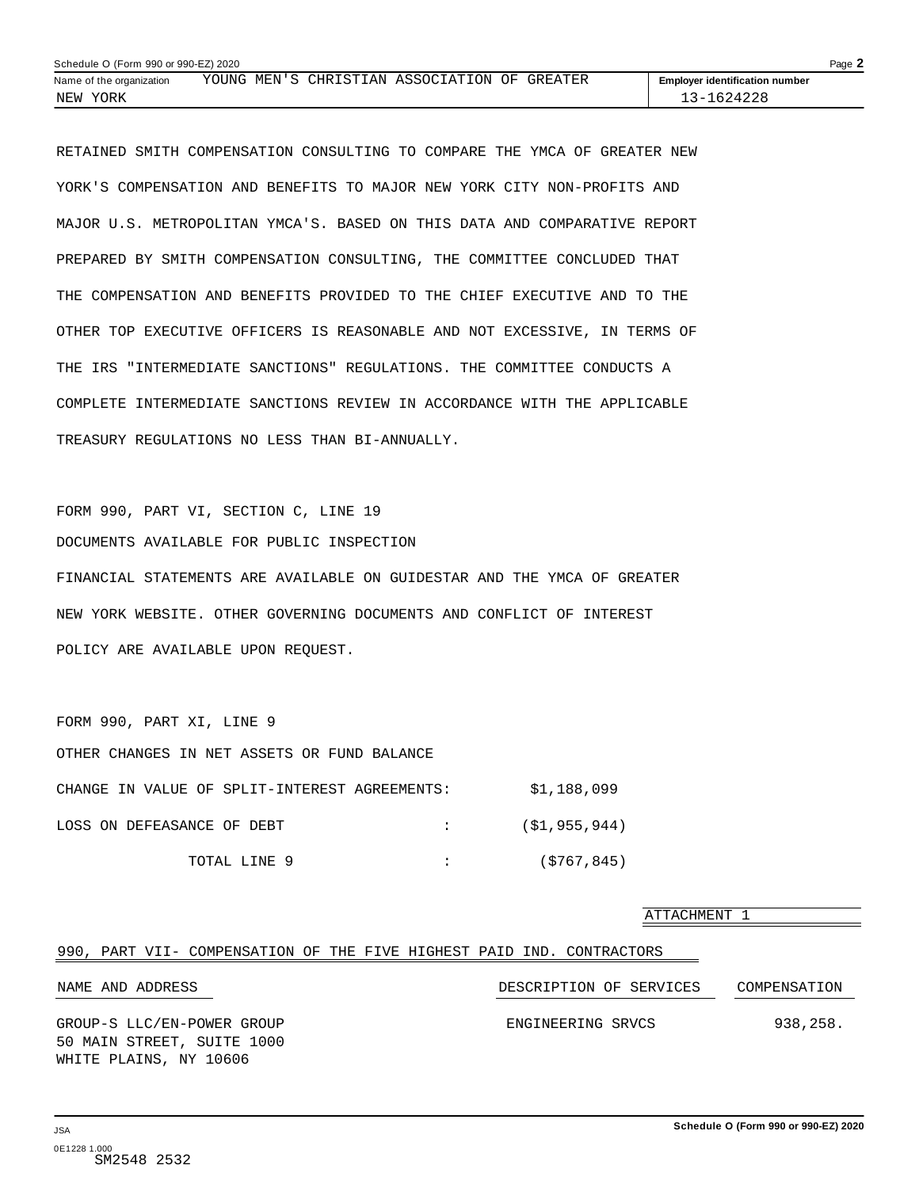RETAINED SMITH COMPENSATION CONSULTING TO COMPARE THE YMCA OF GREATER NEW YORK'S COMPENSATION AND BENEFITS TO MAJOR NEW YORK CITY NON-PROFITS AND MAJOR U.S. METROPOLITAN YMCA'S. BASED ON THIS DATA AND COMPARATIVE REPORT PREPARED BY SMITH COMPENSATION CONSULTING, THE COMMITTEE CONCLUDED THAT THE COMPENSATION AND BENEFITS PROVIDED TO THE CHIEF EXECUTIVE AND TO THE OTHER TOP EXECUTIVE OFFICERS IS REASONABLE AND NOT EXCESSIVE, IN TERMS OF THE IRS "INTERMEDIATE SANCTIONS" REGULATIONS. THE COMMITTEE CONDUCTS A COMPLETE INTERMEDIATE SANCTIONS REVIEW IN ACCORDANCE WITH THE APPLICABLE TREASURY REGULATIONS NO LESS THAN BI-ANNUALLY.

FORM 990, PART VI, SECTION C, LINE 19

DOCUMENTS AVAILABLE FOR PUBLIC INSPECTION

FINANCIAL STATEMENTS ARE AVAILABLE ON GUIDESTAR AND THE YMCA OF GREATER NEW YORK WEBSITE. OTHER GOVERNING DOCUMENTS AND CONFLICT OF INTEREST POLICY ARE AVAILABLE UPON REQUEST.

FORM 990, PART XI, LINE 9

OTHER CHANGES IN NET ASSETS OR FUND BALANCE

| | | |
|---|---|---|
| CHANGE IN VALUE OF SPLIT-INTEREST AGREEMENTS | : | $1,188,099 |
| LOSS ON DEFEASANCE OF DEBT | : | ($1,955,944) |
| TOTAL LINE 9 | : | ($767,845) |

ATTACHMENT 1

990, PART VII- COMPENSATION OF THE FIVE HIGHEST PAID IND. CONTRACTORS

| NAME AND ADDRESS | DESCRIPTION OF SERVICES | COMPENSATION |
|---|---|---|
| GROUP-S LLC/EN-POWER GROUP<br>50 MAIN STREET, SUITE 1000<br>WHITE PLAINS, NY 10606 | ENGINEERING SRVCS | 938,258. |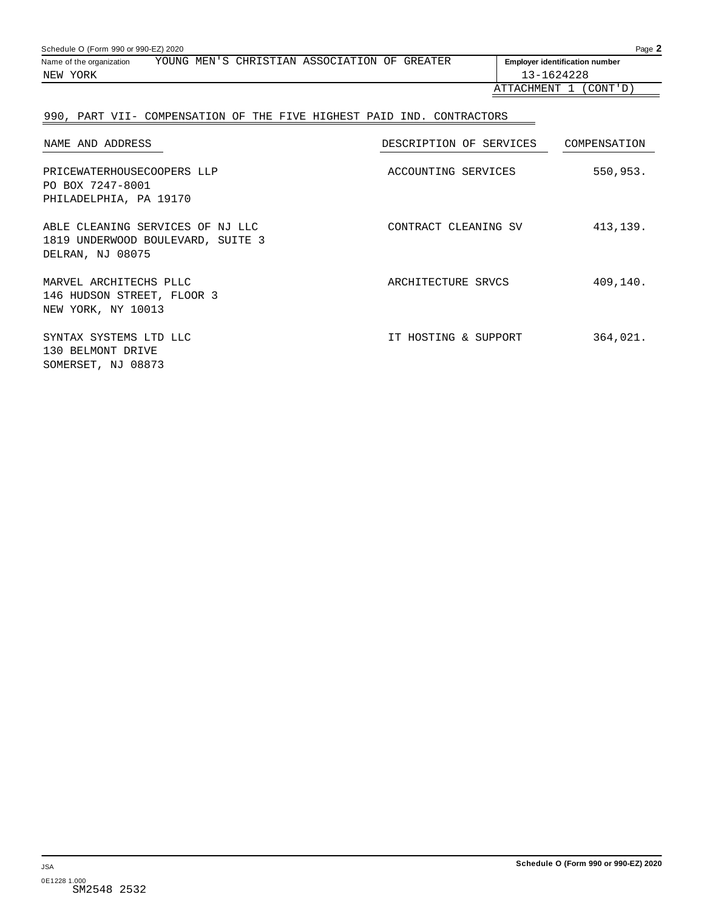Schedule O (Form 990 or 990-EZ) 2020

Name of the organization: YOUNG MEN'S CHRISTIAN ASSOCIATION OF GREATER NEW YORK

**Employer identification number**: 13-1624228

ATTACHMENT 1 (CONT'D)

## 990, PART VII- COMPENSATION OF THE FIVE HIGHEST PAID IND. CONTRACTORS

| NAME AND ADDRESS | DESCRIPTION OF SERVICES | COMPENSATION |
|---|---|---|
| PRICEWATERHOUSECOOPERS LLP<br>PO BOX 7247-8001<br>PHILADELPHIA, PA 19170 | ACCOUNTING SERVICES | 550,953. |
| ABLE CLEANING SERVICES OF NJ LLC<br>1819 UNDERWOOD BOULEVARD, SUITE 3<br>DELRAN, NJ 08075 | CONTRACT CLEANING SV | 413,139. |
| MARVEL ARCHITECHS PLLC<br>146 HUDSON STREET, FLOOR 3<br>NEW YORK, NY 10013 | ARCHITECTURE SRVCS | 409,140. |
| SYNTAX SYSTEMS LTD LLC<br>130 BELMONT DRIVE<br>SOMERSET, NJ 08873 | IT HOSTING & SUPPORT | 364,021. |

JSA

0E1228 1.000
SM2548 2532

**Schedule O (Form 990 or 990-EZ) 2020**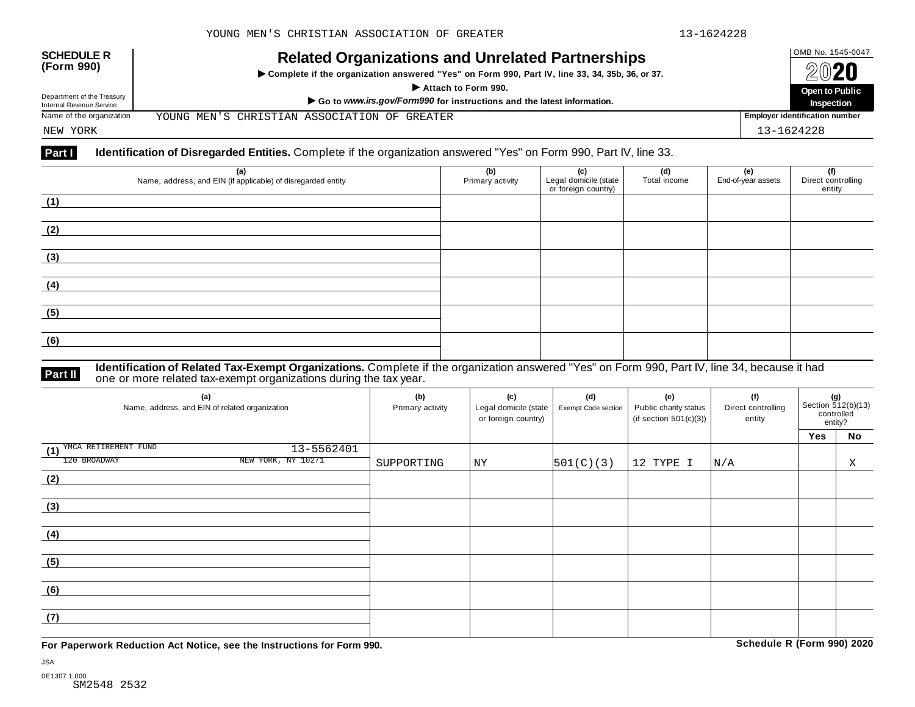**SCHEDULE R (Form 990)**

Department of the Treasury
Internal Revenue Service

# Related Organizations and Unrelated Partnerships

▶ Complete if the organization answered "Yes" on Form 990, Part IV, line 33, 34, 35b, 36, or 37.

▶ Attach to Form 990.

▶ Go to *www.irs.gov/Form990* for instructions and the latest information.

OMB No. 1545-0047

**2020**

**Open to Public Inspection**

Name of the organization: YOUNG MEN'S CHRISTIAN ASSOCIATION OF GREATER NEW YORK

Employer identification number: 13-1624228

## Part I Identification of Disregarded Entities. Complete if the organization answered "Yes" on Form 990, Part IV, line 33.

| | (a) Name, address, and EIN (if applicable) of disregarded entity | (b) Primary activity | (c) Legal domicile (state or foreign country) | (d) Total income | (e) End-of-year assets | (f) Direct controlling entity |
|---|---|---|---|---|---|---|
| (1) | | | | | | |
| (2) | | | | | | |
| (3) | | | | | | |
| (4) | | | | | | |
| (5) | | | | | | |
| (6) | | | | | | |

## Part II Identification of Related Tax-Exempt Organizations. Complete if the organization answered "Yes" on Form 990, Part IV, line 34, because it had one or more related tax-exempt organizations during the tax year.

| | (a) Name, address, and EIN of related organization | (b) Primary activity | (c) Legal domicile (state or foreign country) | (d) Exempt Code section | (e) Public charity status (if section 501(c)(3)) | (f) Direct controlling entity | (g) Section 512(b)(13) controlled entity? Yes | No |
|---|---|---|---|---|---|---|---|---|
| (1) | YMCA RETIREMENT FUND 13-5562401<br>120 BROADWAY NEW YORK, NY 10271 | SUPPORTING | NY | 501(C)(3) | 12 TYPE I | N/A | | X |
| (2) | | | | | | | | |
| (3) | | | | | | | | |
| (4) | | | | | | | | |
| (5) | | | | | | | | |
| (6) | | | | | | | | |
| (7) | | | | | | | | |

**For Paperwork Reduction Act Notice, see the Instructions for Form 990.**

**Schedule R (Form 990) 2020**

JSA
0E1307 1.000
SM2548 2532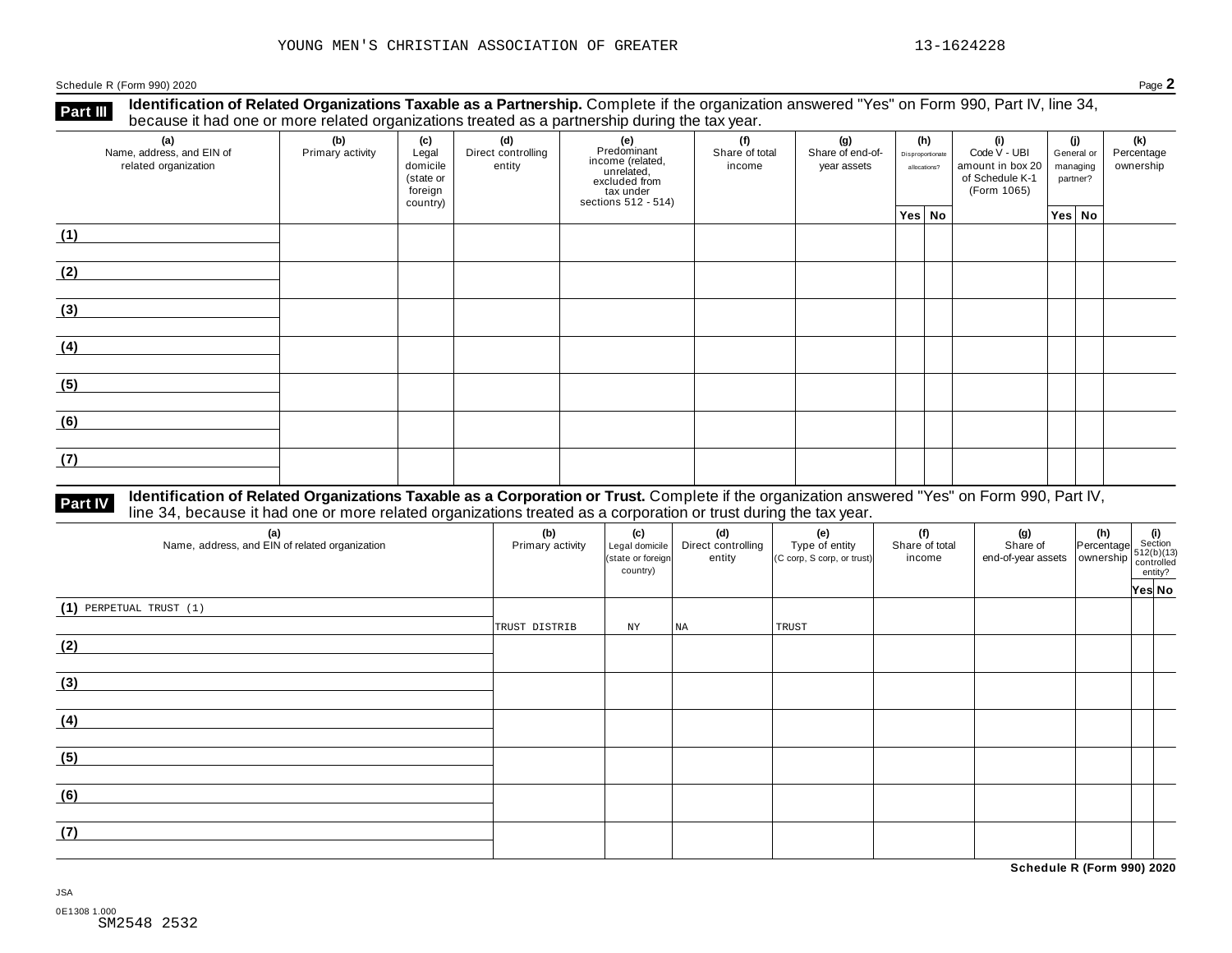YOUNG MEN'S CHRISTIAN ASSOCIATION OF GREATER 13-1624228

Schedule R (Form 990) 2020 Page **2**

**Part III** **Identification of Related Organizations Taxable as a Partnership.** Complete if the organization answered "Yes" on Form 990, Part IV, line 34, because it had one or more related organizations treated as a partnership during the tax year.

| (a) Name, address, and EIN of related organization | (b) Primary activity | (c) Legal domicile (state or foreign country) | (d) Direct controlling entity | (e) Predominant income (related, unrelated, excluded from tax under sections 512 - 514) | (f) Share of total income | (g) Share of end-of-year assets | (h) Disproportionate allocations? | | (i) Code V - UBI amount in box 20 of Schedule K-1 (Form 1065) | (j) General or managing partner? | | (k) Percentage ownership |
|---|---|---|---|---|---|---|---|---|---|---|---|---|
| | | | | | | | Yes | No | | Yes | No | |
| (1) | | | | | | | | | | | | |
| (2) | | | | | | | | | | | | |
| (3) | | | | | | | | | | | | |
| (4) | | | | | | | | | | | | |
| (5) | | | | | | | | | | | | |
| (6) | | | | | | | | | | | | |
| (7) | | | | | | | | | | | | |

**Part IV** **Identification of Related Organizations Taxable as a Corporation or Trust.** Complete if the organization answered "Yes" on Form 990, Part IV, line 34, because it had one or more related organizations treated as a corporation or trust during the tax year.

| (a) Name, address, and EIN of related organization | (b) Primary activity | (c) Legal domicile (state or foreign country) | (d) Direct controlling entity | (e) Type of entity (C corp, S corp, or trust) | (f) Share of total income | (g) Share of end-of-year assets | (h) Percentage ownership | (i) Section 512(b)(13) controlled entity? | |
|---|---|---|---|---|---|---|---|---|---|
| | | | | | | | | Yes | No |
| (1) PERPETUAL TRUST (1) | TRUST DISTRIB | NY | NA | TRUST | | | | | |
| (2) | | | | | | | | | |
| (3) | | | | | | | | | |
| (4) | | | | | | | | | |
| (5) | | | | | | | | | |
| (6) | | | | | | | | | |
| (7) | | | | | | | | | |

**Schedule R (Form 990) 2020**

JSA

0E1308 1.000

SM2548 2532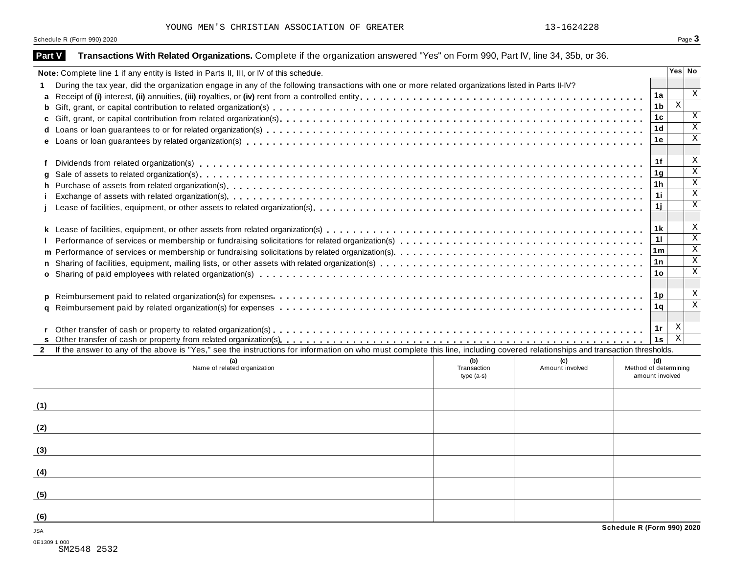YOUNG MEN'S CHRISTIAN ASSOCIATION OF GREATER 13-1624228

Schedule R (Form 990) 2020

## Part V Transactions With Related Organizations. Complete if the organization answered "Yes" on Form 990, Part IV, line 34, 35b, or 36.

| **Note:** Complete line 1 if any entity is listed in Parts II, III, or IV of this schedule. | | Yes | No |
|---|---|---|---|
| **1** During the tax year, did the organization engage in any of the following transactions with one or more related organizations listed in Parts II-IV? | | | |
| **a** Receipt of **(i)** interest, **(ii)** annuities, **(iii)** royalties, or **(iv)** rent from a controlled entity | 1a | | X |
| **b** Gift, grant, or capital contribution to related organization(s) | 1b | X | |
| **c** Gift, grant, or capital contribution from related organization(s) | 1c | | X |
| **d** Loans or loan guarantees to or for related organization(s) | 1d | | X |
| **e** Loans or loan guarantees by related organization(s) | 1e | | X |
| **f** Dividends from related organization(s) | 1f | | X |
| **g** Sale of assets to related organization(s) | 1g | | X |
| **h** Purchase of assets from related organization(s) | 1h | | X |
| **i** Exchange of assets with related organization(s) | 1i | | X |
| **j** Lease of facilities, equipment, or other assets to related organization(s) | 1j | | X |
| **k** Lease of facilities, equipment, or other assets from related organization(s) | 1k | | X |
| **l** Performance of services or membership or fundraising solicitations for related organization(s) | 1l | | X |
| **m** Performance of services or membership or fundraising solicitations by related organization(s) | 1m | | X |
| **n** Sharing of facilities, equipment, mailing lists, or other assets with related organization(s) | 1n | | X |
| **o** Sharing of paid employees with related organization(s) | 1o | | X |
| **p** Reimbursement paid to related organization(s) for expenses | 1p | | X |
| **q** Reimbursement paid by related organization(s) for expenses | 1q | | X |
| **r** Other transfer of cash or property to related organization(s) | 1r | X | |
| **s** Other transfer of cash or property from related organization(s) | 1s | X | |

**2** If the answer to any of the above is "Yes," see the instructions for information on who must complete this line, including covered relationships and transaction thresholds.

| | (a) Name of related organization | (b) Transaction type (a-s) | (c) Amount involved | (d) Method of determining amount involved |
|---|---|---|---|---|
| (1) | | | | |
| (2) | | | | |
| (3) | | | | |
| (4) | | | | |
| (5) | | | | |
| (6) | | | | |

Schedule R (Form 990) 2020

JSA
0E1309 1.000
SM2548 2532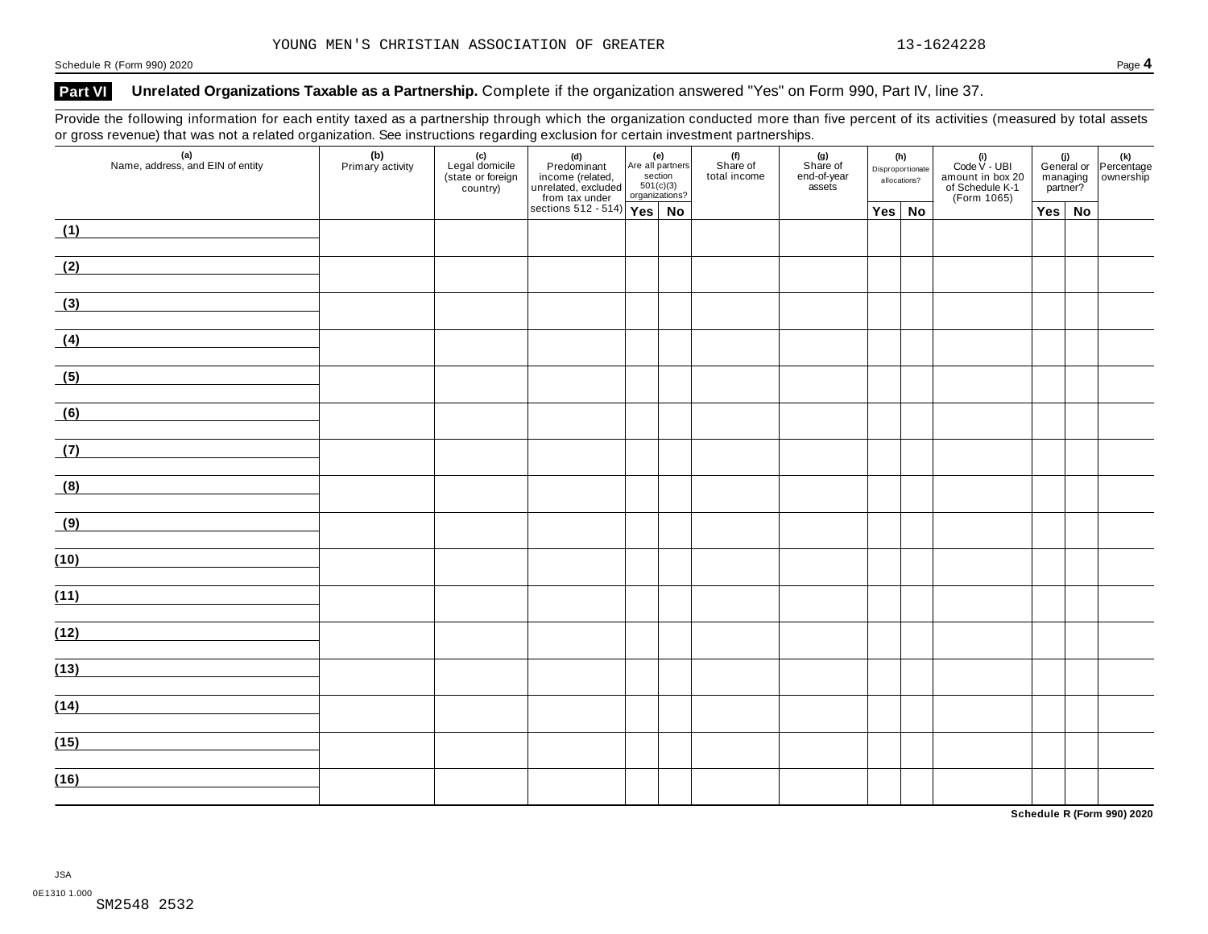YOUNG MEN'S CHRISTIAN ASSOCIATION OF GREATER 13-1624228

Schedule R (Form 990) 2020

## Part VI Unrelated Organizations Taxable as a Partnership. Complete if the organization answered "Yes" on Form 990, Part IV, line 37.

Provide the following information for each entity taxed as a partnership through which the organization conducted more than five percent of its activities (measured by total assets or gross revenue) that was not a related organization. See instructions regarding exclusion for certain investment partnerships.

| (a) Name, address, and EIN of entity | (b) Primary activity | (c) Legal domicile (state or foreign country) | (d) Predominant income (related, unrelated, excluded from tax under sections 512 - 514) | (e) Are all partners section 501(c)(3) organizations? | | (f) Share of total income | (g) Share of end-of-year assets | (h) Disproportionate allocations? | | (i) Code V - UBI amount in box 20 of Schedule K-1 (Form 1065) | (j) General or managing partner? | | (k) Percentage ownership |
|---|---|---|---|---|---|---|---|---|---|---|---|---|---|
| | | | | Yes | No | | | Yes | No | | Yes | No | |
| (1) | | | | | | | | | | | | | |
| (2) | | | | | | | | | | | | | |
| (3) | | | | | | | | | | | | | |
| (4) | | | | | | | | | | | | | |
| (5) | | | | | | | | | | | | | |
| (6) | | | | | | | | | | | | | |
| (7) | | | | | | | | | | | | | |
| (8) | | | | | | | | | | | | | |
| (9) | | | | | | | | | | | | | |
| (10) | | | | | | | | | | | | | |
| (11) | | | | | | | | | | | | | |
| (12) | | | | | | | | | | | | | |
| (13) | | | | | | | | | | | | | |
| (14) | | | | | | | | | | | | | |
| (15) | | | | | | | | | | | | | |
| (16) | | | | | | | | | | | | | |

**Schedule R (Form 990) 2020**

JSA
0E1310 1.000
SM2548 2532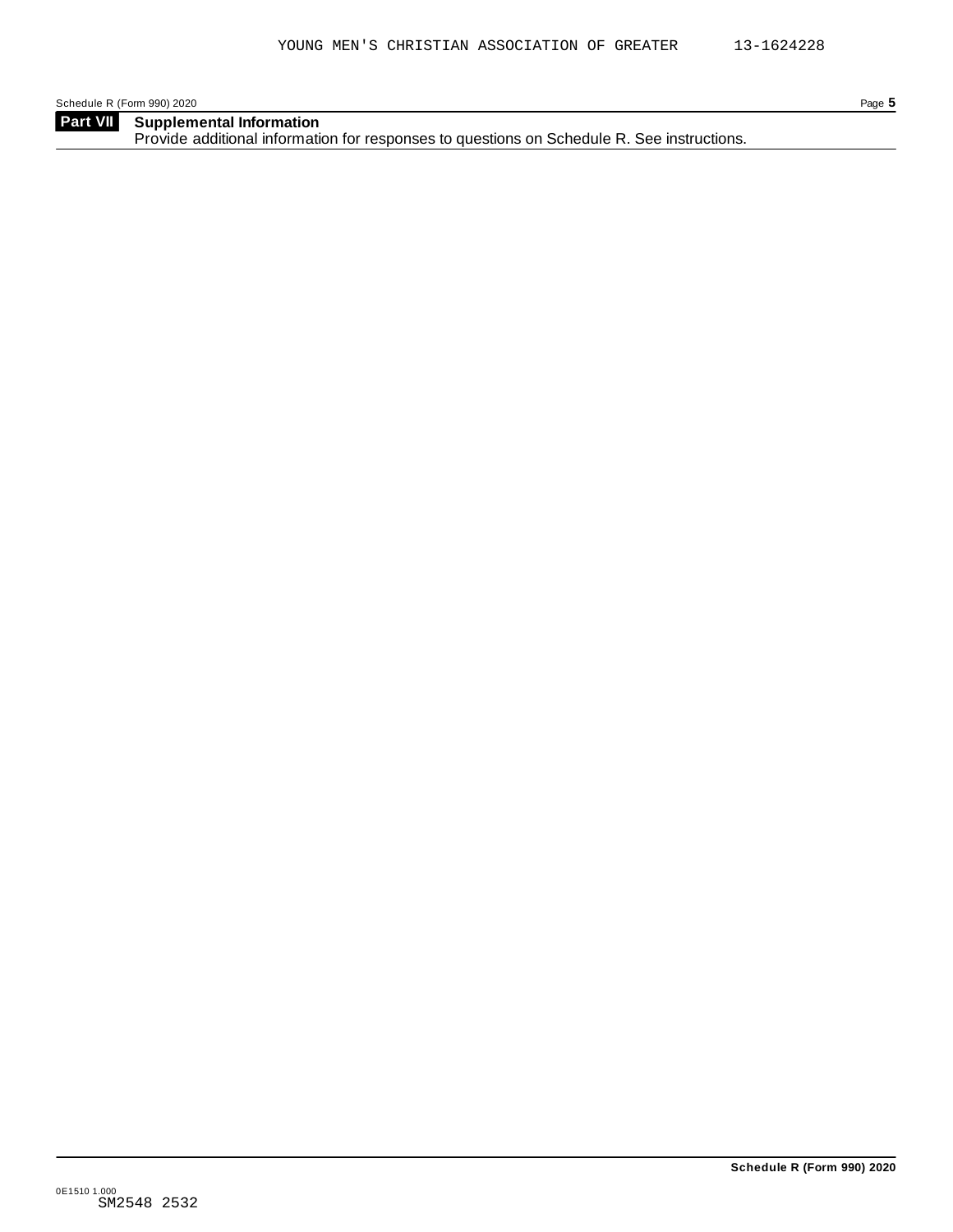## Part VII Supplemental Information

Provide additional information for responses to questions on Schedule R. See instructions.